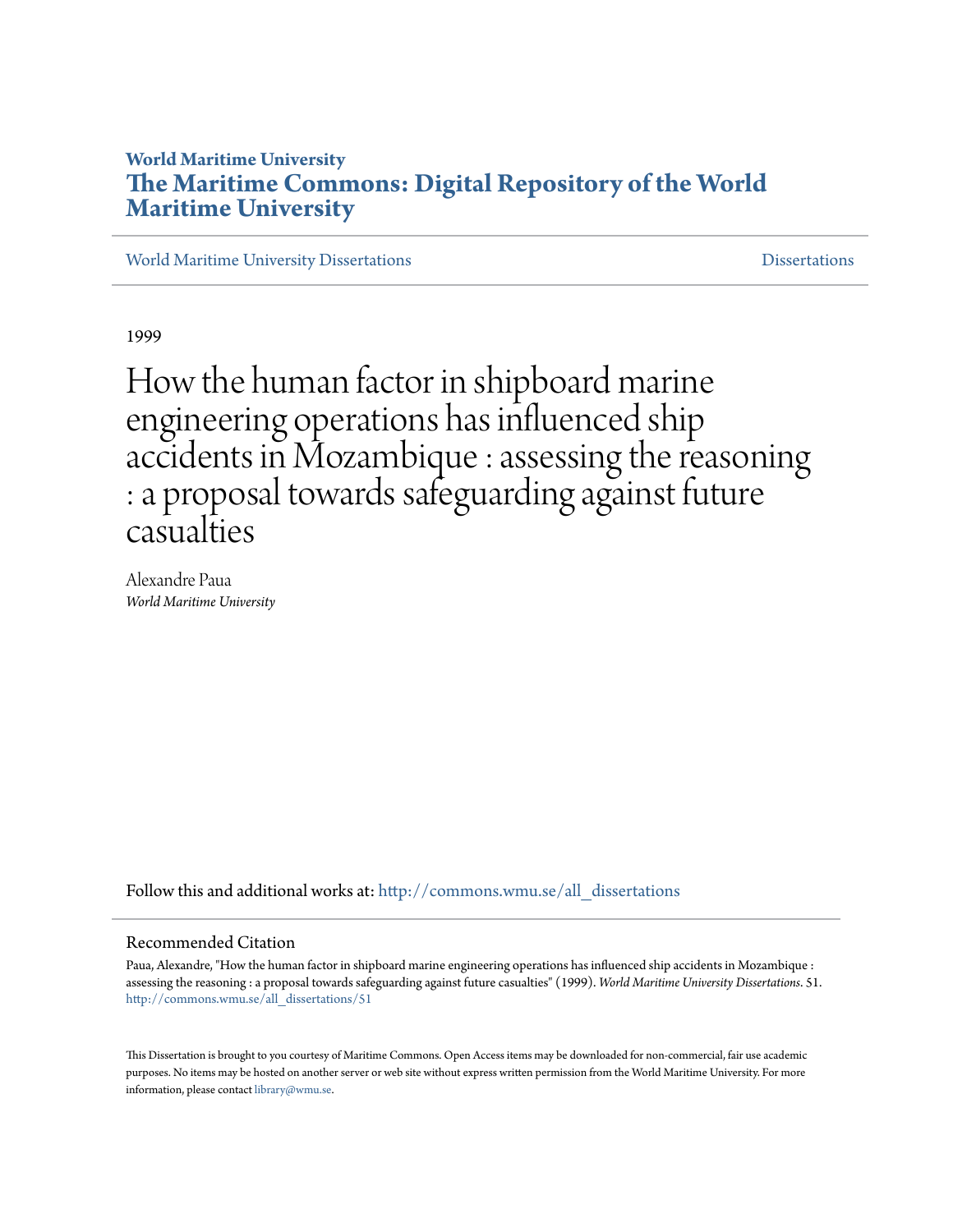**World Maritime University**

# The Maritime Commons: Digital Repository of the World Maritime University

World Maritime University Dissertations | Dissertations

1999

# How the human factor in shipboard marine engineering operations has influenced ship accidents in Mozambique : assessing the reasoning : a proposal towards safeguarding against future casualties

Alexandre Paua
*World Maritime University*

Follow this and additional works at: http://commons.wmu.se/all_dissertations

## Recommended Citation

Paua, Alexandre, "How the human factor in shipboard marine engineering operations has influenced ship accidents in Mozambique : assessing the reasoning : a proposal towards safeguarding against future casualties" (1999). *World Maritime University Dissertations*. 51.
http://commons.wmu.se/all_dissertations/51

This Dissertation is brought to you courtesy of Maritime Commons. Open Access items may be downloaded for non-commercial, fair use academic purposes. No items may be hosted on another server or web site without express written permission from the World Maritime University. For more information, please contact library@wmu.se.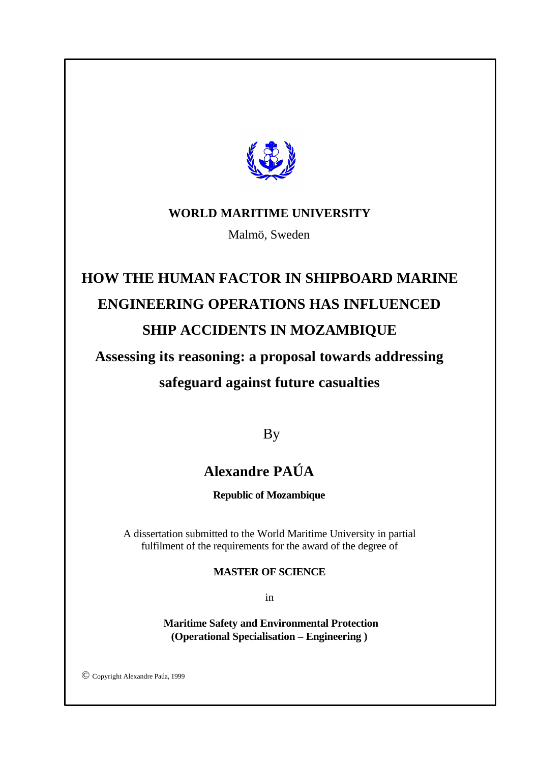**WORLD MARITIME UNIVERSITY**

Malmö, Sweden

# HOW THE HUMAN FACTOR IN SHIPBOARD MARINE ENGINEERING OPERATIONS HAS INFLUENCED SHIP ACCIDENTS IN MOZAMBIQUE

## Assessing its reasoning: a proposal towards addressing safeguard against future casualties

By

## Alexandre PAÚA

**Republic of Mozambique**

A dissertation submitted to the World Maritime University in partial fulfilment of the requirements for the award of the degree of

**MASTER OF SCIENCE**

in

**Maritime Safety and Environmental Protection**
**(Operational Specialisation – Engineering )**

© Copyright Alexandre Paúa, 1999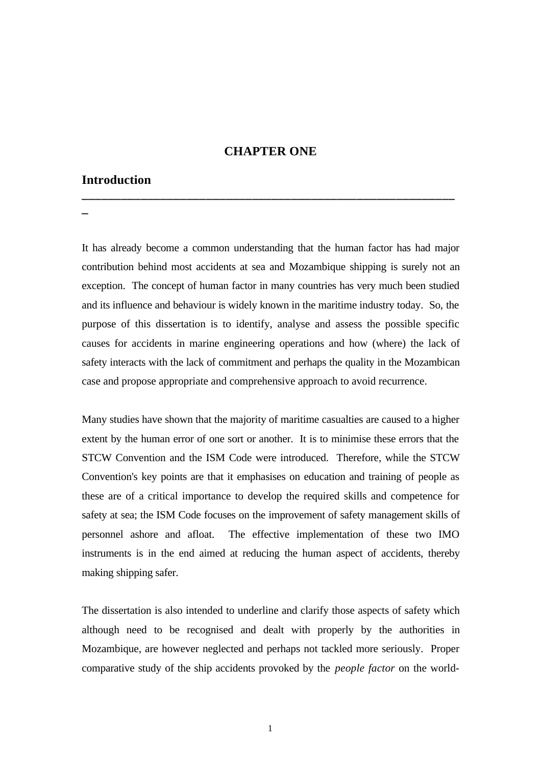# CHAPTER ONE

## Introduction

It has already become a common understanding that the human factor has had major contribution behind most accidents at sea and Mozambique shipping is surely not an exception. The concept of human factor in many countries has very much been studied and its influence and behaviour is widely known in the maritime industry today. So, the purpose of this dissertation is to identify, analyse and assess the possible specific causes for accidents in marine engineering operations and how (where) the lack of safety interacts with the lack of commitment and perhaps the quality in the Mozambican case and propose appropriate and comprehensive approach to avoid recurrence.

Many studies have shown that the majority of maritime casualties are caused to a higher extent by the human error of one sort or another. It is to minimise these errors that the STCW Convention and the ISM Code were introduced. Therefore, while the STCW Convention's key points are that it emphasises on education and training of people as these are of a critical importance to develop the required skills and competence for safety at sea; the ISM Code focuses on the improvement of safety management skills of personnel ashore and afloat. The effective implementation of these two IMO instruments is in the end aimed at reducing the human aspect of accidents, thereby making shipping safer.

The dissertation is also intended to underline and clarify those aspects of safety which although need to be recognised and dealt with properly by the authorities in Mozambique, are however neglected and perhaps not tackled more seriously. Proper comparative study of the ship accidents provoked by the *people factor* on the world-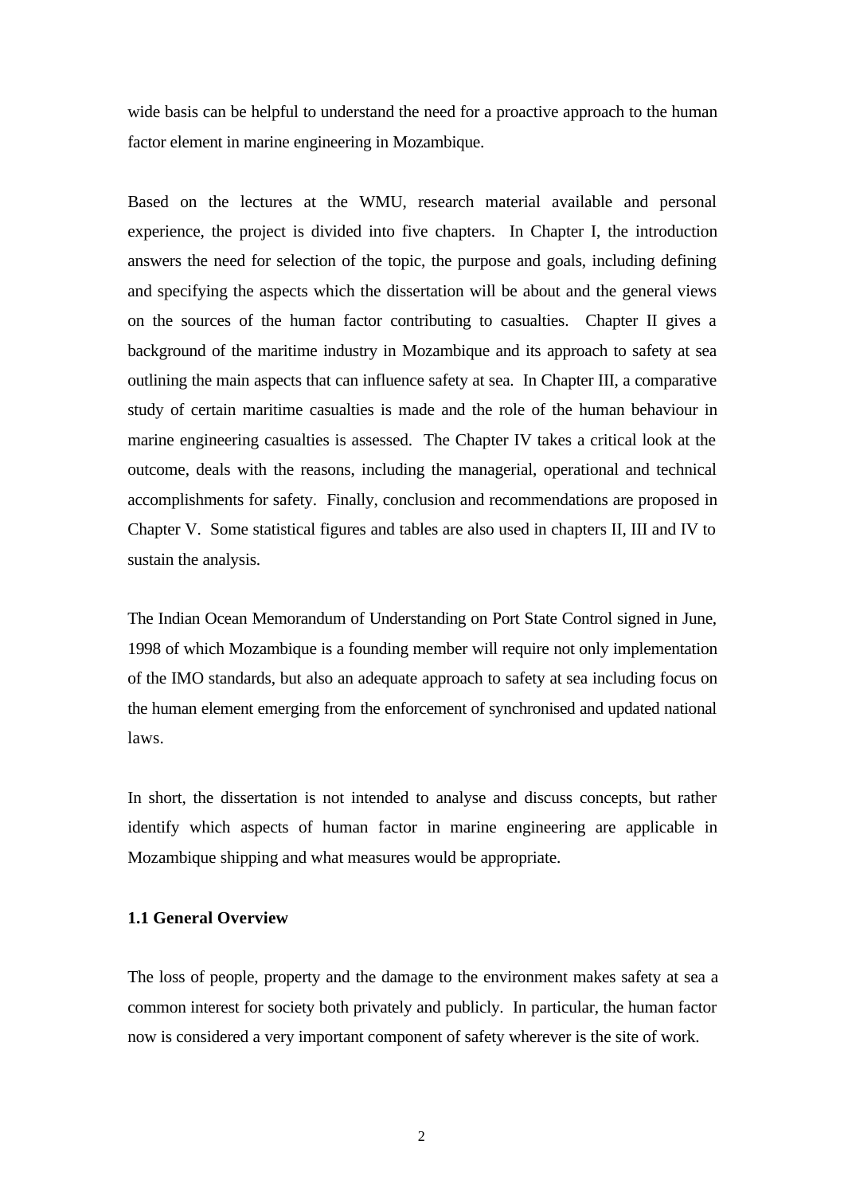wide basis can be helpful to understand the need for a proactive approach to the human factor element in marine engineering in Mozambique.

Based on the lectures at the WMU, research material available and personal experience, the project is divided into five chapters. In Chapter I, the introduction answers the need for selection of the topic, the purpose and goals, including defining and specifying the aspects which the dissertation will be about and the general views on the sources of the human factor contributing to casualties. Chapter II gives a background of the maritime industry in Mozambique and its approach to safety at sea outlining the main aspects that can influence safety at sea. In Chapter III, a comparative study of certain maritime casualties is made and the role of the human behaviour in marine engineering casualties is assessed. The Chapter IV takes a critical look at the outcome, deals with the reasons, including the managerial, operational and technical accomplishments for safety. Finally, conclusion and recommendations are proposed in Chapter V. Some statistical figures and tables are also used in chapters II, III and IV to sustain the analysis.

The Indian Ocean Memorandum of Understanding on Port State Control signed in June, 1998 of which Mozambique is a founding member will require not only implementation of the IMO standards, but also an adequate approach to safety at sea including focus on the human element emerging from the enforcement of synchronised and updated national laws.

In short, the dissertation is not intended to analyse and discuss concepts, but rather identify which aspects of human factor in marine engineering are applicable in Mozambique shipping and what measures would be appropriate.

### 1.1 General Overview

The loss of people, property and the damage to the environment makes safety at sea a common interest for society both privately and publicly. In particular, the human factor now is considered a very important component of safety wherever is the site of work.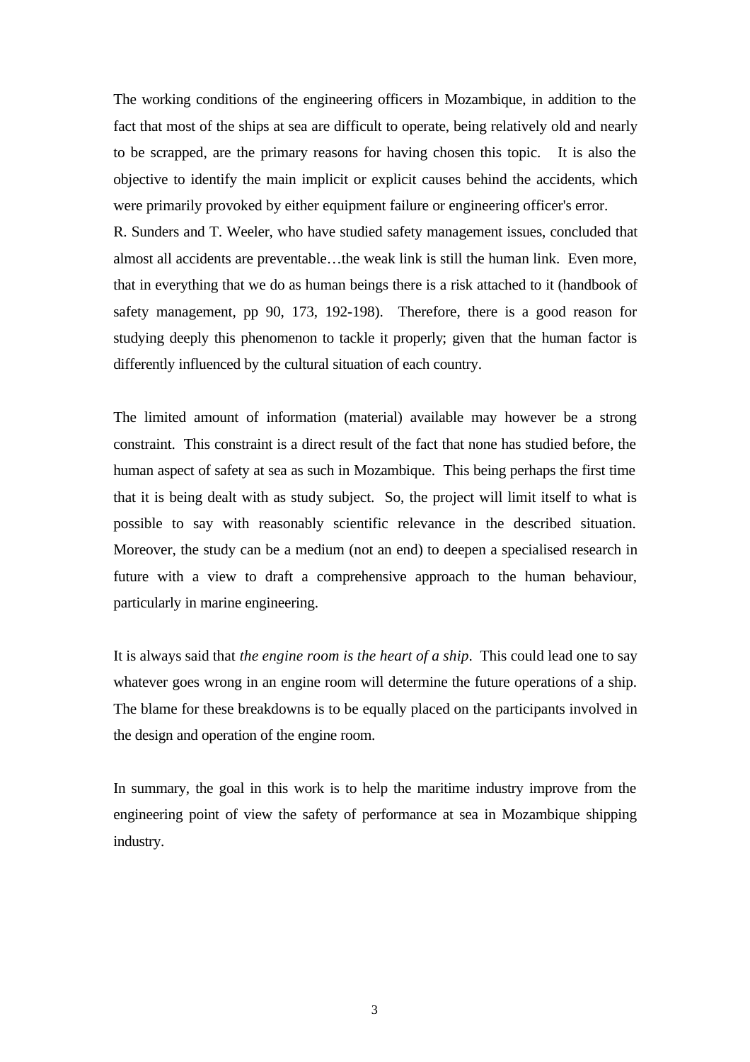The working conditions of the engineering officers in Mozambique, in addition to the fact that most of the ships at sea are difficult to operate, being relatively old and nearly to be scrapped, are the primary reasons for having chosen this topic. It is also the objective to identify the main implicit or explicit causes behind the accidents, which were primarily provoked by either equipment failure or engineering officer's error.
R. Sunders and T. Weeler, who have studied safety management issues, concluded that almost all accidents are preventable…the weak link is still the human link. Even more, that in everything that we do as human beings there is a risk attached to it (handbook of safety management, pp 90, 173, 192-198). Therefore, there is a good reason for studying deeply this phenomenon to tackle it properly; given that the human factor is differently influenced by the cultural situation of each country.

The limited amount of information (material) available may however be a strong constraint. This constraint is a direct result of the fact that none has studied before, the human aspect of safety at sea as such in Mozambique. This being perhaps the first time that it is being dealt with as study subject. So, the project will limit itself to what is possible to say with reasonably scientific relevance in the described situation. Moreover, the study can be a medium (not an end) to deepen a specialised research in future with a view to draft a comprehensive approach to the human behaviour, particularly in marine engineering.

It is always said that *the engine room is the heart of a ship*. This could lead one to say whatever goes wrong in an engine room will determine the future operations of a ship. The blame for these breakdowns is to be equally placed on the participants involved in the design and operation of the engine room.

In summary, the goal in this work is to help the maritime industry improve from the engineering point of view the safety of performance at sea in Mozambique shipping industry.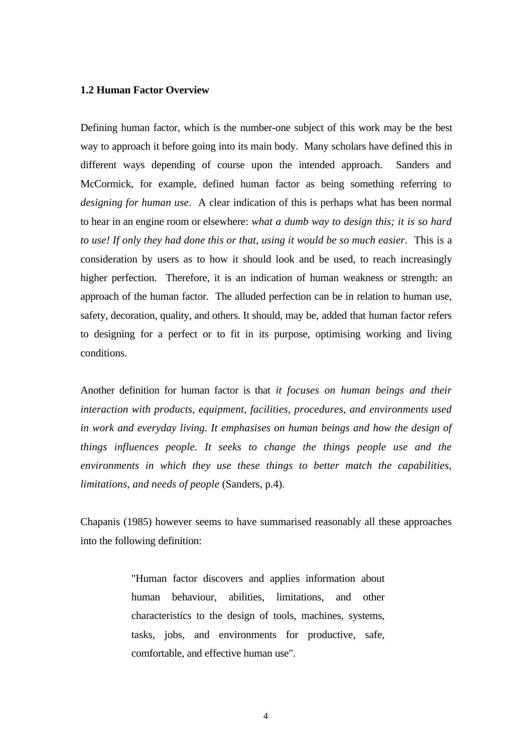**1.2 Human Factor Overview**

Defining human factor, which is the number-one subject of this work may be the best way to approach it before going into its main body. Many scholars have defined this in different ways depending of course upon the intended approach. Sanders and McCormick, for example, defined human factor as being something referring to *designing for human use*. A clear indication of this is perhaps what has been normal to hear in an engine room or elsewhere: *what a dumb way to design this; it is so hard to use! If only they had done this or that, using it would be so much easier.* This is a consideration by users as to how it should look and be used, to reach increasingly higher perfection. Therefore, it is an indication of human weakness or strength: an approach of the human factor. The alluded perfection can be in relation to human use, safety, decoration, quality, and others. It should, may be, added that human factor refers to designing for a perfect or to fit in its purpose, optimising working and living conditions.

Another definition for human factor is that *it focuses on human beings and their interaction with products, equipment, facilities, procedures, and environments used in work and everyday living. It emphasises on human beings and how the design of things influences people. It seeks to change the things people use and the environments in which they use these things to better match the capabilities, limitations, and needs of people* (Sanders, p.4).

Chapanis (1985) however seems to have summarised reasonably all these approaches into the following definition:

> "Human factor discovers and applies information about human behaviour, abilities, limitations, and other characteristics to the design of tools, machines, systems, tasks, jobs, and environments for productive, safe, comfortable, and effective human use".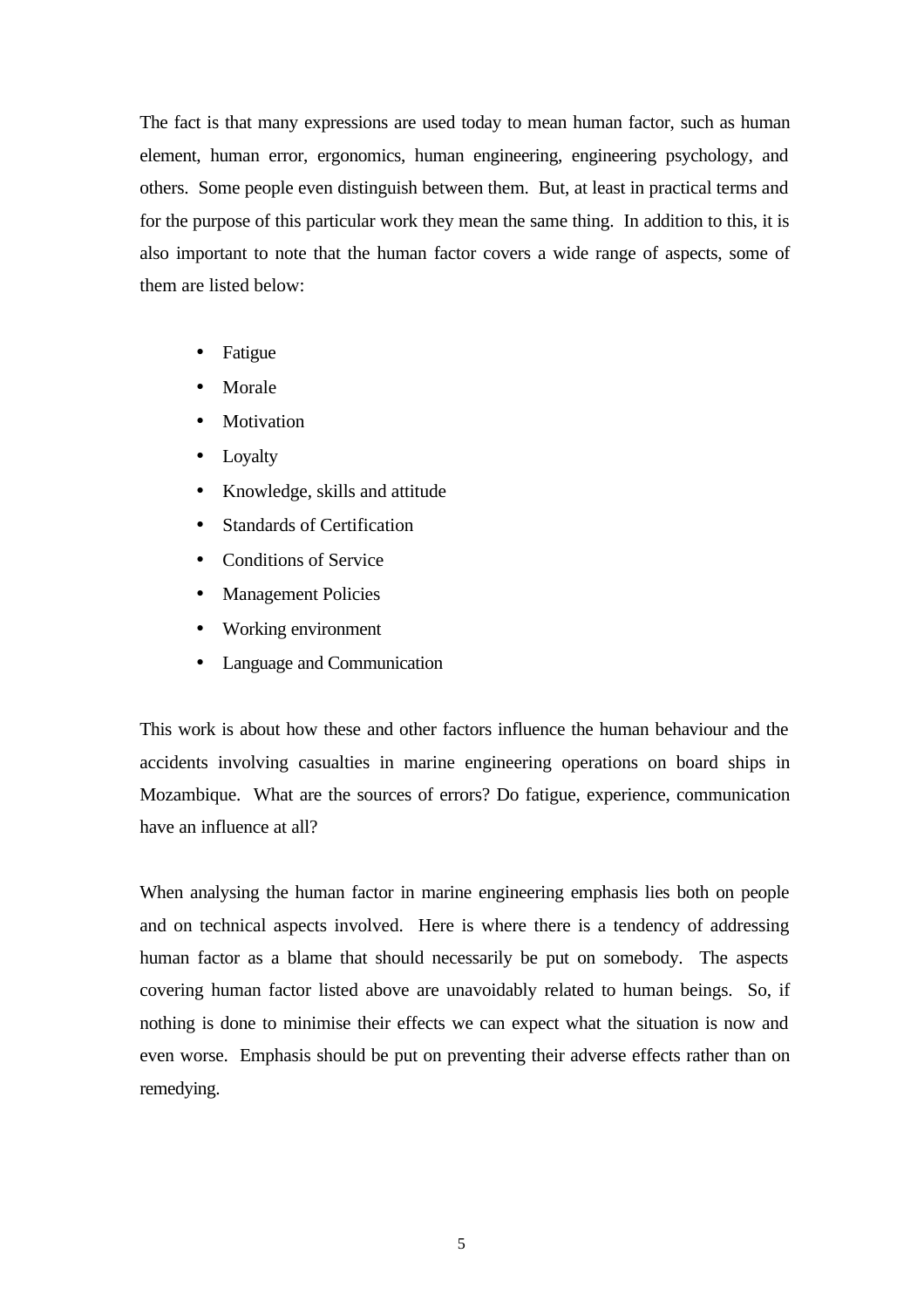The fact is that many expressions are used today to mean human factor, such as human element, human error, ergonomics, human engineering, engineering psychology, and others. Some people even distinguish between them. But, at least in practical terms and for the purpose of this particular work they mean the same thing. In addition to this, it is also important to note that the human factor covers a wide range of aspects, some of them are listed below:

- Fatigue
- Morale
- Motivation
- Loyalty
- Knowledge, skills and attitude
- Standards of Certification
- Conditions of Service
- Management Policies
- Working environment
- Language and Communication

This work is about how these and other factors influence the human behaviour and the accidents involving casualties in marine engineering operations on board ships in Mozambique. What are the sources of errors? Do fatigue, experience, communication have an influence at all?

When analysing the human factor in marine engineering emphasis lies both on people and on technical aspects involved. Here is where there is a tendency of addressing human factor as a blame that should necessarily be put on somebody. The aspects covering human factor listed above are unavoidably related to human beings. So, if nothing is done to minimise their effects we can expect what the situation is now and even worse. Emphasis should be put on preventing their adverse effects rather than on remedying.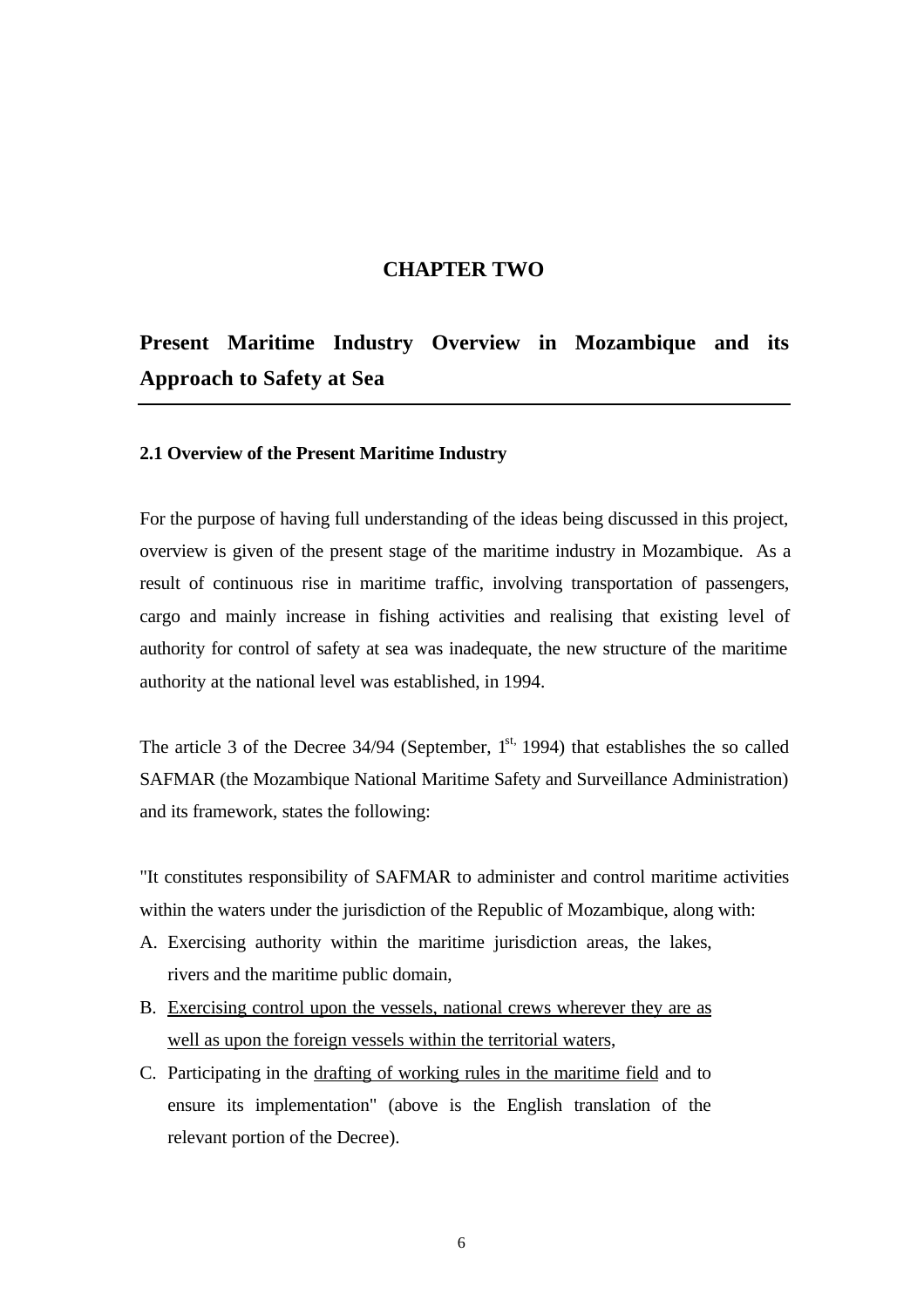# CHAPTER TWO

## Present Maritime Industry Overview in Mozambique and its Approach to Safety at Sea

### 2.1 Overview of the Present Maritime Industry

For the purpose of having full understanding of the ideas being discussed in this project, overview is given of the present stage of the maritime industry in Mozambique. As a result of continuous rise in maritime traffic, involving transportation of passengers, cargo and mainly increase in fishing activities and realising that existing level of authority for control of safety at sea was inadequate, the new structure of the maritime authority at the national level was established, in 1994.

The article 3 of the Decree 34/94 (September, 1st, 1994) that establishes the so called SAFMAR (the Mozambique National Maritime Safety and Surveillance Administration) and its framework, states the following:

"It constitutes responsibility of SAFMAR to administer and control maritime activities within the waters under the jurisdiction of the Republic of Mozambique, along with:

A. Exercising authority within the maritime jurisdiction areas, the lakes, rivers and the maritime public domain,
B. <u>Exercising control upon the vessels, national crews wherever they are as well as upon the foreign vessels within the territorial waters</u>,
C. Participating in the <u>drafting of working rules in the maritime field</u> and to ensure its implementation" (above is the English translation of the relevant portion of the Decree).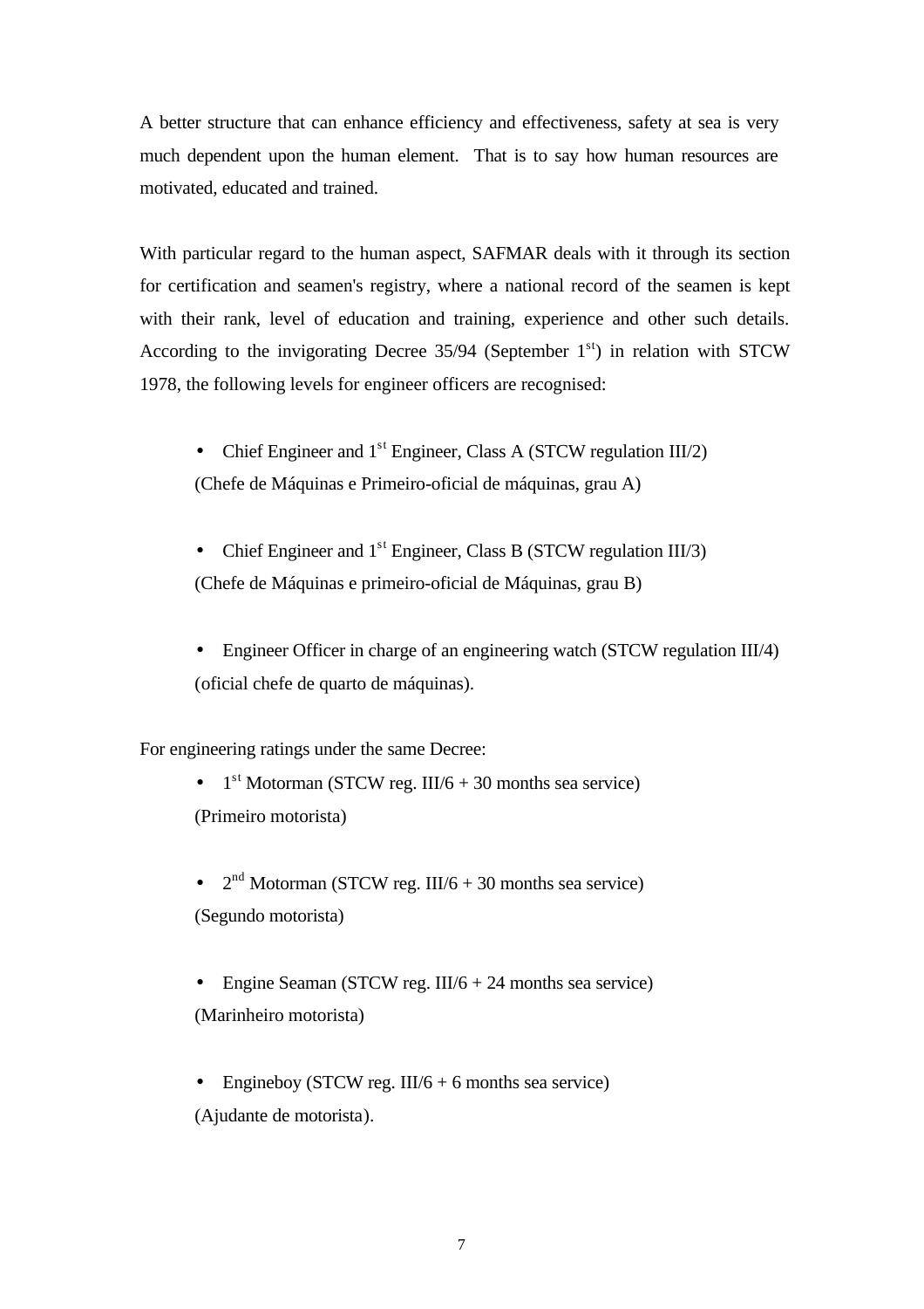A better structure that can enhance efficiency and effectiveness, safety at sea is very much dependent upon the human element. That is to say how human resources are motivated, educated and trained.

With particular regard to the human aspect, SAFMAR deals with it through its section for certification and seamen's registry, where a national record of the seamen is kept with their rank, level of education and training, experience and other such details. According to the invigorating Decree 35/94 (September 1st) in relation with STCW 1978, the following levels for engineer officers are recognised:

- Chief Engineer and 1st Engineer, Class A (STCW regulation III/2)
  (Chefe de Máquinas e Primeiro-oficial de máquinas, grau A)

- Chief Engineer and 1st Engineer, Class B (STCW regulation III/3)
  (Chefe de Máquinas e primeiro-oficial de Máquinas, grau B)

- Engineer Officer in charge of an engineering watch (STCW regulation III/4)
  (oficial chefe de quarto de máquinas).

For engineering ratings under the same Decree:

- 1st Motorman (STCW reg. III/6 + 30 months sea service)
  (Primeiro motorista)

- 2nd Motorman (STCW reg. III/6 + 30 months sea service)
  (Segundo motorista)

- Engine Seaman (STCW reg. III/6 + 24 months sea service)
  (Marinheiro motorista)

- Engineboy (STCW reg. III/6 + 6 months sea service)
  (Ajudante de motorista).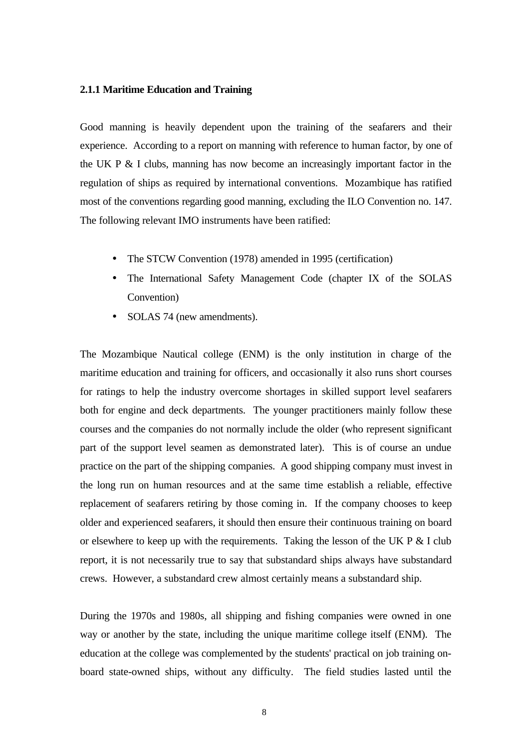### 2.1.1 Maritime Education and Training

Good manning is heavily dependent upon the training of the seafarers and their experience. According to a report on manning with reference to human factor, by one of the UK P & I clubs, manning has now become an increasingly important factor in the regulation of ships as required by international conventions. Mozambique has ratified most of the conventions regarding good manning, excluding the ILO Convention no. 147. The following relevant IMO instruments have been ratified:

- The STCW Convention (1978) amended in 1995 (certification)
- The International Safety Management Code (chapter IX of the SOLAS Convention)
- SOLAS 74 (new amendments).

The Mozambique Nautical college (ENM) is the only institution in charge of the maritime education and training for officers, and occasionally it also runs short courses for ratings to help the industry overcome shortages in skilled support level seafarers both for engine and deck departments. The younger practitioners mainly follow these courses and the companies do not normally include the older (who represent significant part of the support level seamen as demonstrated later). This is of course an undue practice on the part of the shipping companies. A good shipping company must invest in the long run on human resources and at the same time establish a reliable, effective replacement of seafarers retiring by those coming in. If the company chooses to keep older and experienced seafarers, it should then ensure their continuous training on board or elsewhere to keep up with the requirements. Taking the lesson of the UK P & I club report, it is not necessarily true to say that substandard ships always have substandard crews. However, a substandard crew almost certainly means a substandard ship.

During the 1970s and 1980s, all shipping and fishing companies were owned in one way or another by the state, including the unique maritime college itself (ENM). The education at the college was complemented by the students' practical on job training on-board state-owned ships, without any difficulty. The field studies lasted until the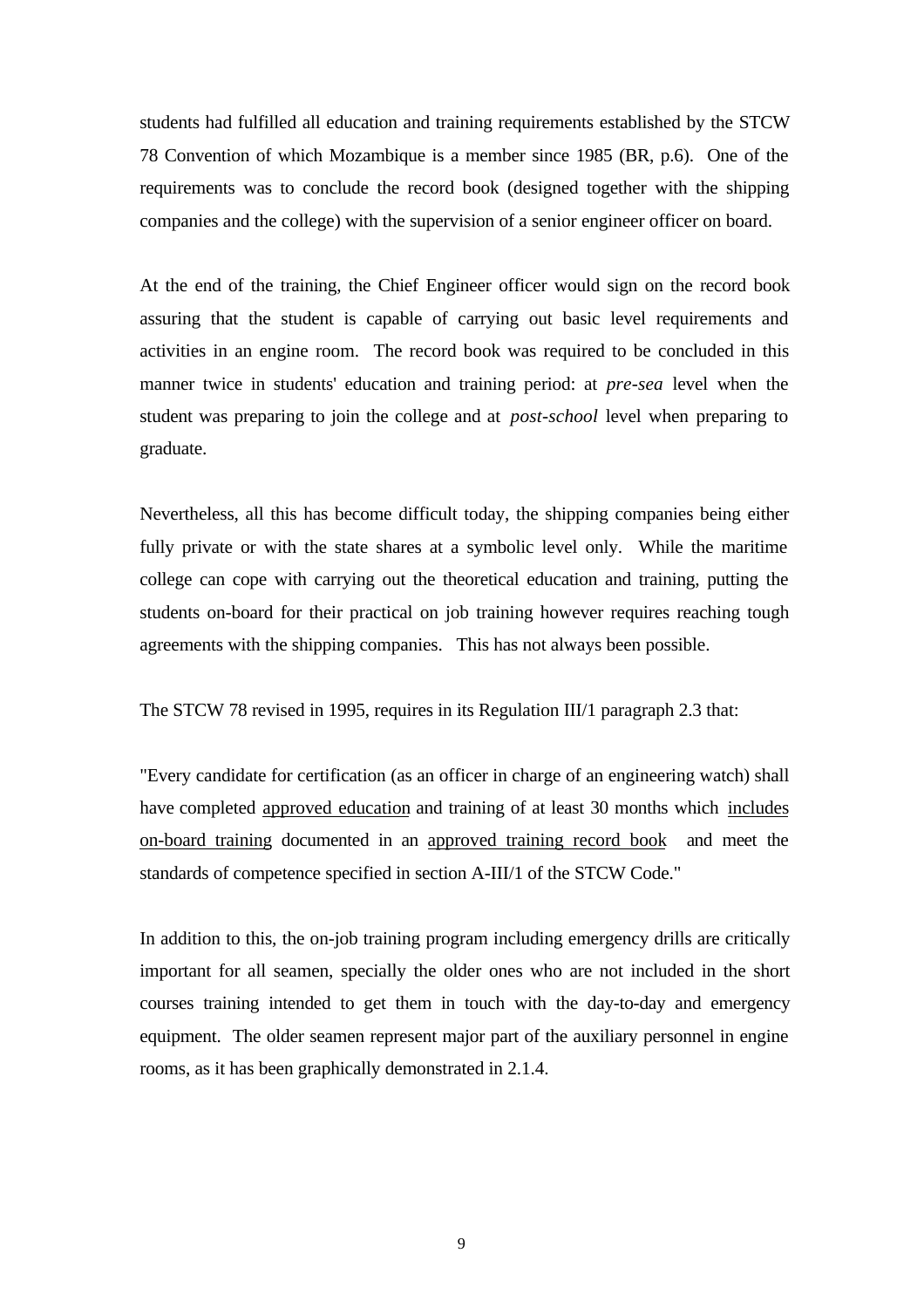students had fulfilled all education and training requirements established by the STCW 78 Convention of which Mozambique is a member since 1985 (BR, p.6). One of the requirements was to conclude the record book (designed together with the shipping companies and the college) with the supervision of a senior engineer officer on board.

At the end of the training, the Chief Engineer officer would sign on the record book assuring that the student is capable of carrying out basic level requirements and activities in an engine room. The record book was required to be concluded in this manner twice in students' education and training period: at *pre-sea* level when the student was preparing to join the college and at *post-school* level when preparing to graduate.

Nevertheless, all this has become difficult today, the shipping companies being either fully private or with the state shares at a symbolic level only. While the maritime college can cope with carrying out the theoretical education and training, putting the students on-board for their practical on job training however requires reaching tough agreements with the shipping companies. This has not always been possible.

The STCW 78 revised in 1995, requires in its Regulation III/1 paragraph 2.3 that:

"Every candidate for certification (as an officer in charge of an engineering watch) shall have completed <u>approved education</u> and training of at least 30 months which <u>includes on-board training</u> documented in an <u>approved training record book</u> and meet the standards of competence specified in section A-III/1 of the STCW Code."

In addition to this, the on-job training program including emergency drills are critically important for all seamen, specially the older ones who are not included in the short courses training intended to get them in touch with the day-to-day and emergency equipment. The older seamen represent major part of the auxiliary personnel in engine rooms, as it has been graphically demonstrated in 2.1.4.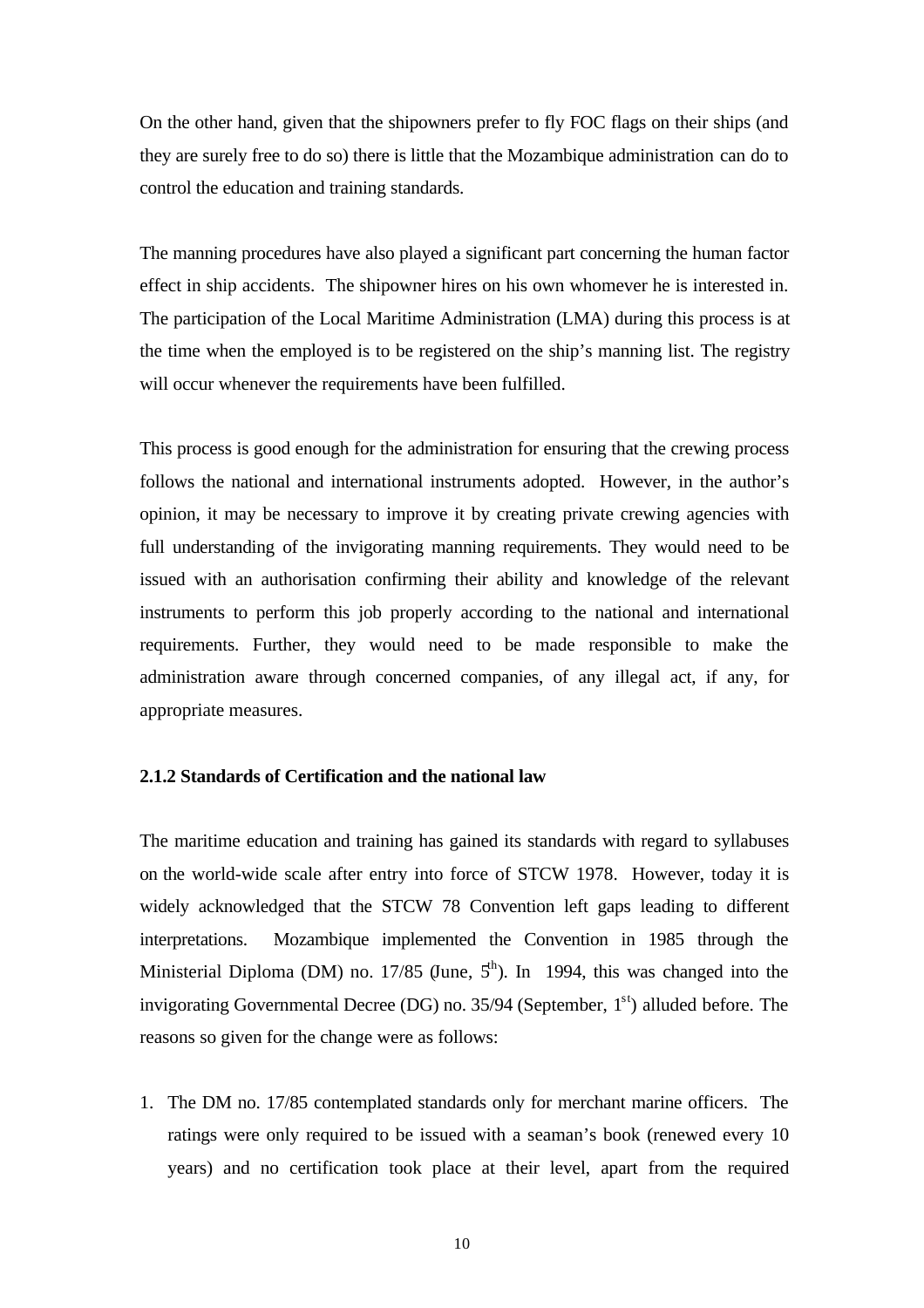On the other hand, given that the shipowners prefer to fly FOC flags on their ships (and they are surely free to do so) there is little that the Mozambique administration can do to control the education and training standards.

The manning procedures have also played a significant part concerning the human factor effect in ship accidents. The shipowner hires on his own whomever he is interested in. The participation of the Local Maritime Administration (LMA) during this process is at the time when the employed is to be registered on the ship's manning list. The registry will occur whenever the requirements have been fulfilled.

This process is good enough for the administration for ensuring that the crewing process follows the national and international instruments adopted. However, in the author's opinion, it may be necessary to improve it by creating private crewing agencies with full understanding of the invigorating manning requirements. They would need to be issued with an authorisation confirming their ability and knowledge of the relevant instruments to perform this job properly according to the national and international requirements. Further, they would need to be made responsible to make the administration aware through concerned companies, of any illegal act, if any, for appropriate measures.

### 2.1.2 Standards of Certification and the national law

The maritime education and training has gained its standards with regard to syllabuses on the world-wide scale after entry into force of STCW 1978. However, today it is widely acknowledged that the STCW 78 Convention left gaps leading to different interpretations. Mozambique implemented the Convention in 1985 through the Ministerial Diploma (DM) no. 17/85 (June, 5th). In 1994, this was changed into the invigorating Governmental Decree (DG) no. 35/94 (September, 1st) alluded before. The reasons so given for the change were as follows:

1. The DM no. 17/85 contemplated standards only for merchant marine officers. The ratings were only required to be issued with a seaman's book (renewed every 10 years) and no certification took place at their level, apart from the required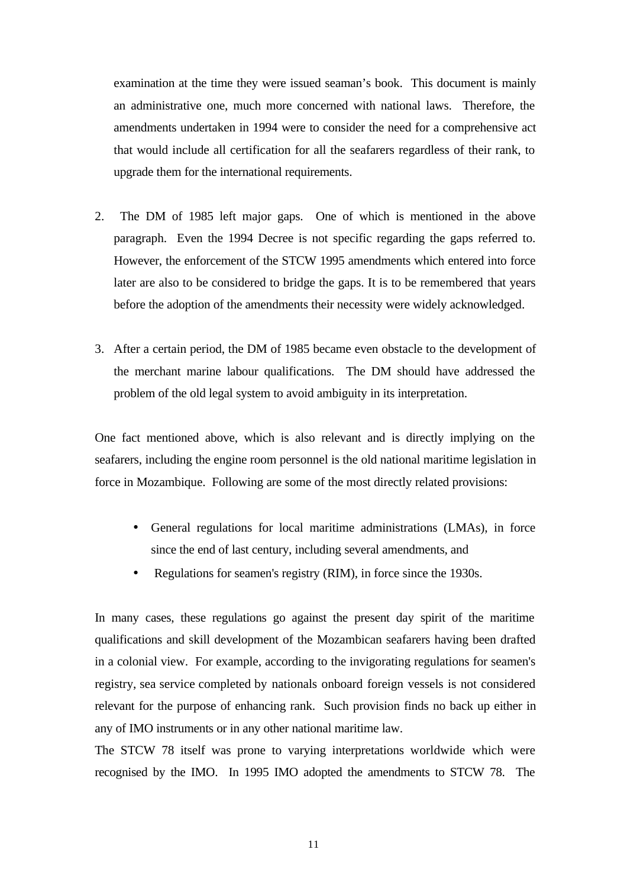examination at the time they were issued seaman's book. This document is mainly an administrative one, much more concerned with national laws. Therefore, the amendments undertaken in 1994 were to consider the need for a comprehensive act that would include all certification for all the seafarers regardless of their rank, to upgrade them for the international requirements.

2. The DM of 1985 left major gaps. One of which is mentioned in the above paragraph. Even the 1994 Decree is not specific regarding the gaps referred to. However, the enforcement of the STCW 1995 amendments which entered into force later are also to be considered to bridge the gaps. It is to be remembered that years before the adoption of the amendments their necessity were widely acknowledged.

3. After a certain period, the DM of 1985 became even obstacle to the development of the merchant marine labour qualifications. The DM should have addressed the problem of the old legal system to avoid ambiguity in its interpretation.

One fact mentioned above, which is also relevant and is directly implying on the seafarers, including the engine room personnel is the old national maritime legislation in force in Mozambique. Following are some of the most directly related provisions:

- General regulations for local maritime administrations (LMAs), in force since the end of last century, including several amendments, and
- Regulations for seamen's registry (RIM), in force since the 1930s.

In many cases, these regulations go against the present day spirit of the maritime qualifications and skill development of the Mozambican seafarers having been drafted in a colonial view. For example, according to the invigorating regulations for seamen's registry, sea service completed by nationals onboard foreign vessels is not considered relevant for the purpose of enhancing rank. Such provision finds no back up either in any of IMO instruments or in any other national maritime law.

The STCW 78 itself was prone to varying interpretations worldwide which were recognised by the IMO. In 1995 IMO adopted the amendments to STCW 78. The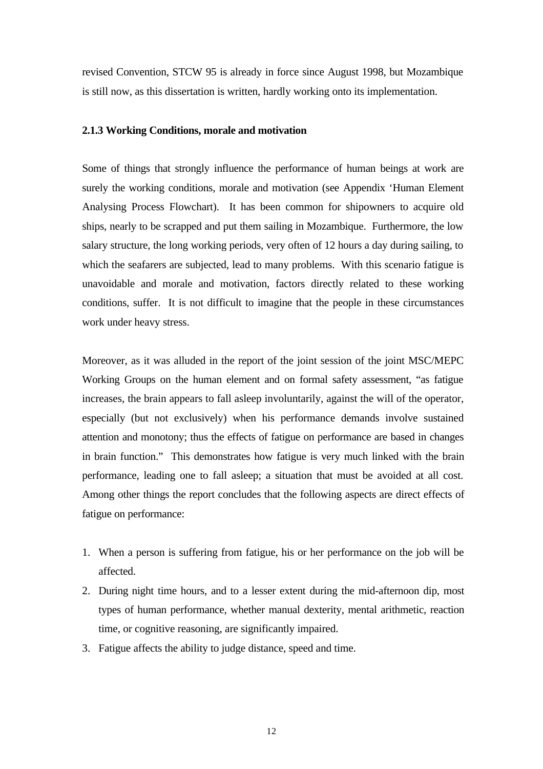revised Convention, STCW 95 is already in force since August 1998, but Mozambique is still now, as this dissertation is written, hardly working onto its implementation.

### 2.1.3 Working Conditions, morale and motivation

Some of things that strongly influence the performance of human beings at work are surely the working conditions, morale and motivation (see Appendix 'Human Element Analysing Process Flowchart). It has been common for shipowners to acquire old ships, nearly to be scrapped and put them sailing in Mozambique. Furthermore, the low salary structure, the long working periods, very often of 12 hours a day during sailing, to which the seafarers are subjected, lead to many problems. With this scenario fatigue is unavoidable and morale and motivation, factors directly related to these working conditions, suffer. It is not difficult to imagine that the people in these circumstances work under heavy stress.

Moreover, as it was alluded in the report of the joint session of the joint MSC/MEPC Working Groups on the human element and on formal safety assessment, "as fatigue increases, the brain appears to fall asleep involuntarily, against the will of the operator, especially (but not exclusively) when his performance demands involve sustained attention and monotony; thus the effects of fatigue on performance are based in changes in brain function." This demonstrates how fatigue is very much linked with the brain performance, leading one to fall asleep; a situation that must be avoided at all cost. Among other things the report concludes that the following aspects are direct effects of fatigue on performance:

1. When a person is suffering from fatigue, his or her performance on the job will be affected.
2. During night time hours, and to a lesser extent during the mid-afternoon dip, most types of human performance, whether manual dexterity, mental arithmetic, reaction time, or cognitive reasoning, are significantly impaired.
3. Fatigue affects the ability to judge distance, speed and time.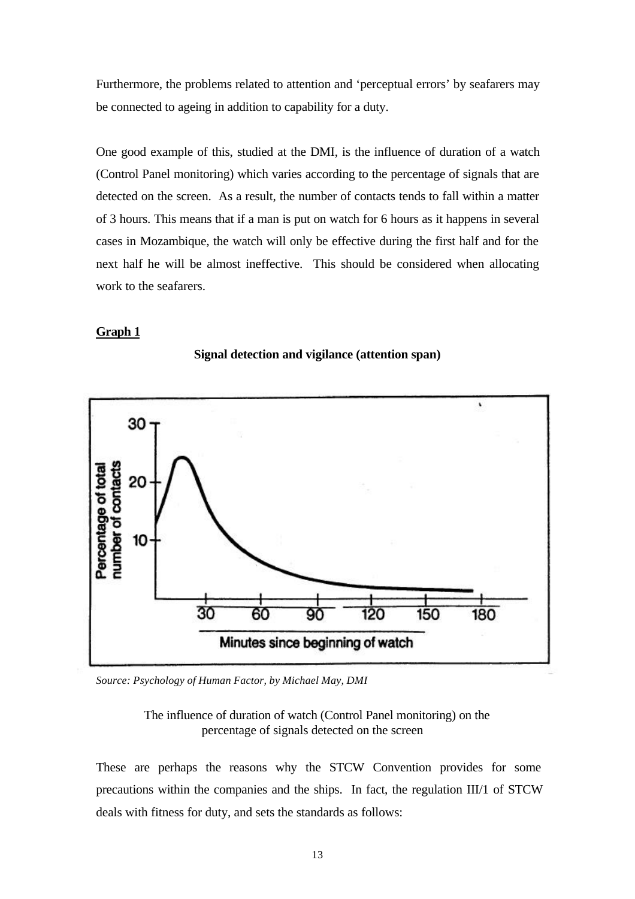Furthermore, the problems related to attention and 'perceptual errors' by seafarers may be connected to ageing in addition to capability for a duty.

One good example of this, studied at the DMI, is the influence of duration of a watch (Control Panel monitoring) which varies according to the percentage of signals that are detected on the screen. As a result, the number of contacts tends to fall within a matter of 3 hours. This means that if a man is put on watch for 6 hours as it happens in several cases in Mozambique, the watch will only be effective during the first half and for the next half he will be almost ineffective. This should be considered when allocating work to the seafarers.

**<u>Graph 1</u>**

**Signal detection and vigilance (attention span)**

*Source: Psychology of Human Factor, by Michael May, DMI*

The influence of duration of watch (Control Panel monitoring) on the percentage of signals detected on the screen

These are perhaps the reasons why the STCW Convention provides for some precautions within the companies and the ships. In fact, the regulation III/1 of STCW deals with fitness for duty, and sets the standards as follows: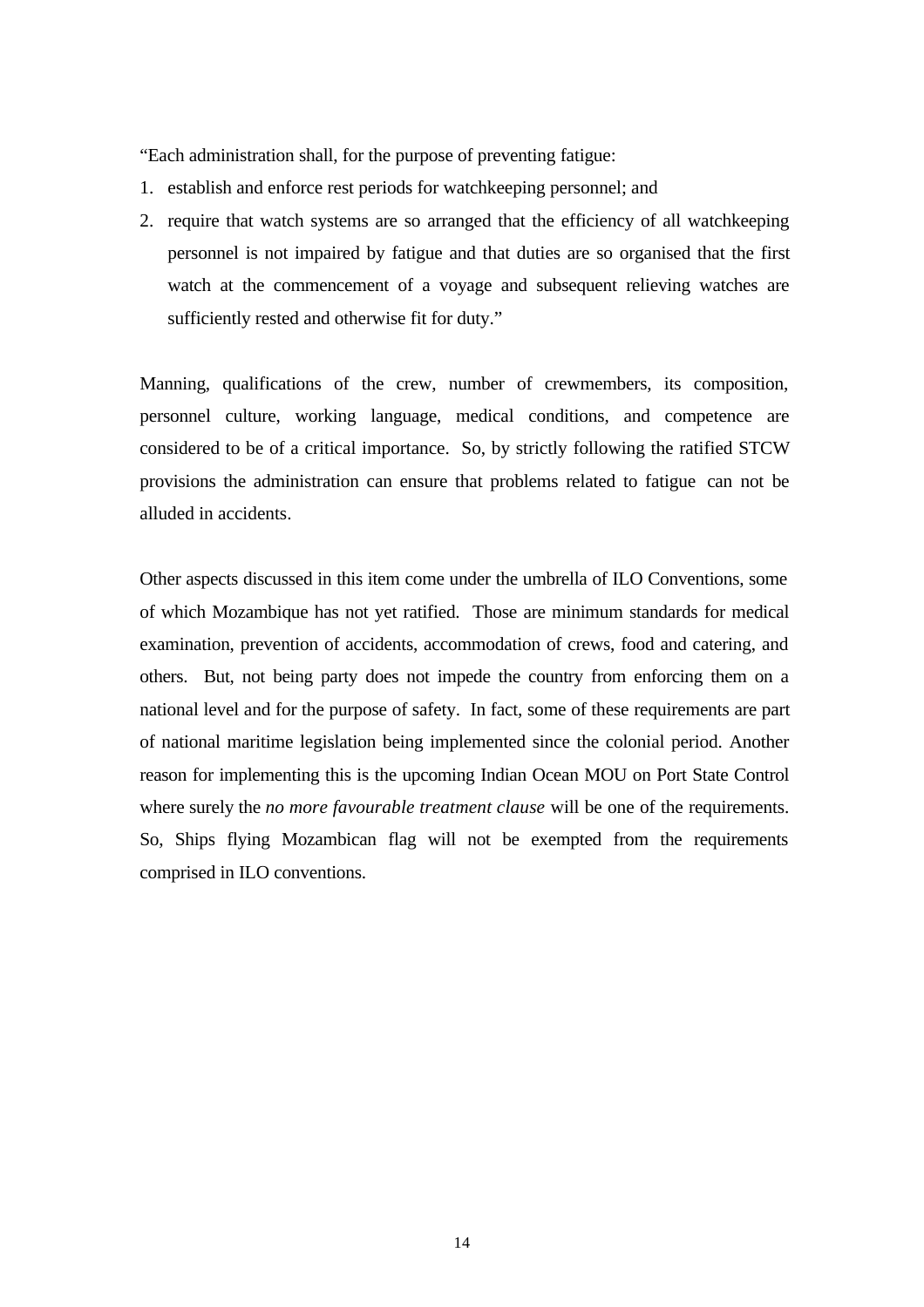"Each administration shall, for the purpose of preventing fatigue:

1. establish and enforce rest periods for watchkeeping personnel; and
2. require that watch systems are so arranged that the efficiency of all watchkeeping personnel is not impaired by fatigue and that duties are so organised that the first watch at the commencement of a voyage and subsequent relieving watches are sufficiently rested and otherwise fit for duty."

Manning, qualifications of the crew, number of crewmembers, its composition, personnel culture, working language, medical conditions, and competence are considered to be of a critical importance. So, by strictly following the ratified STCW provisions the administration can ensure that problems related to fatigue can not be alluded in accidents.

Other aspects discussed in this item come under the umbrella of ILO Conventions, some of which Mozambique has not yet ratified. Those are minimum standards for medical examination, prevention of accidents, accommodation of crews, food and catering, and others. But, not being party does not impede the country from enforcing them on a national level and for the purpose of safety. In fact, some of these requirements are part of national maritime legislation being implemented since the colonial period. Another reason for implementing this is the upcoming Indian Ocean MOU on Port State Control where surely the *no more favourable treatment clause* will be one of the requirements. So, Ships flying Mozambican flag will not be exempted from the requirements comprised in ILO conventions.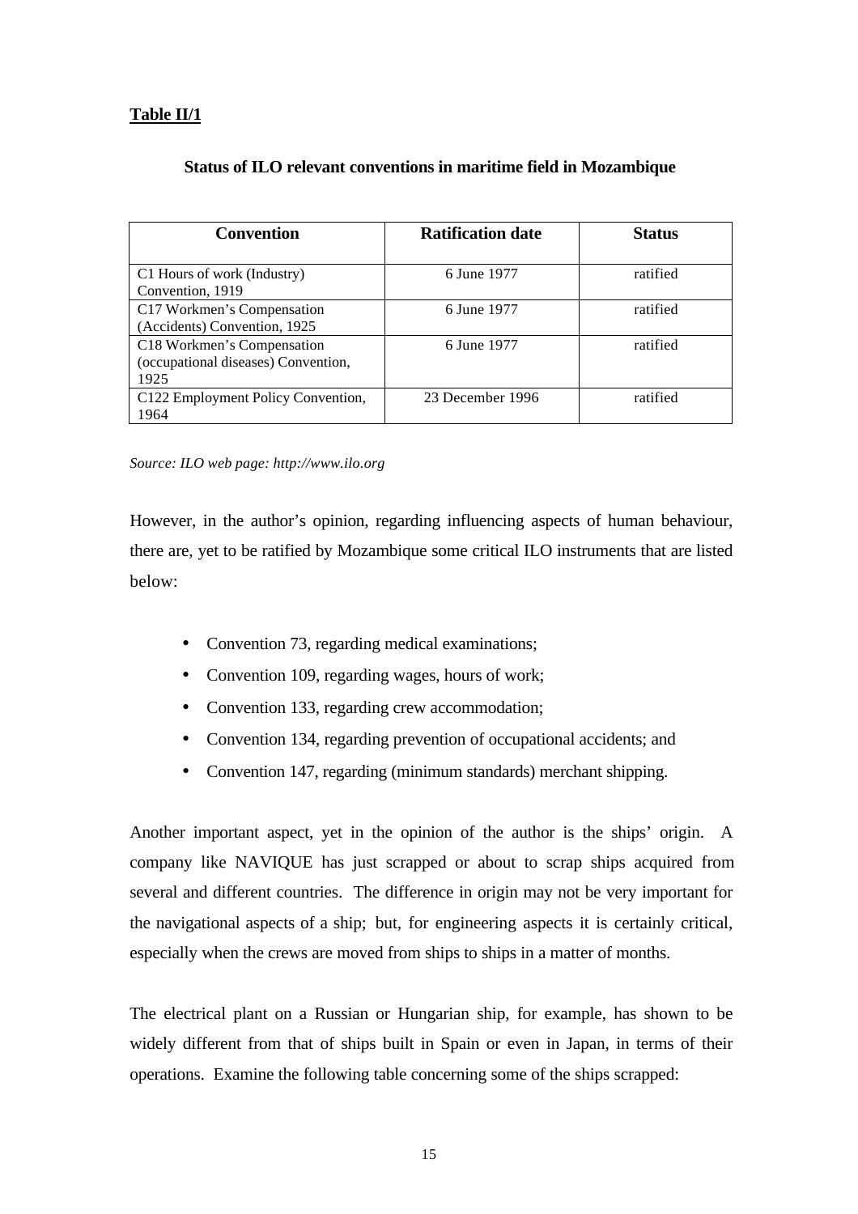**Table II/1**

**Status of ILO relevant conventions in maritime field in Mozambique**

| Convention | Ratification date | Status |
|---|---|---|
| C1 Hours of work (Industry) Convention, 1919 | 6 June 1977 | ratified |
| C17 Workmen's Compensation (Accidents) Convention, 1925 | 6 June 1977 | ratified |
| C18 Workmen's Compensation (occupational diseases) Convention, 1925 | 6 June 1977 | ratified |
| C122 Employment Policy Convention, 1964 | 23 December 1996 | ratified |

*Source: ILO web page: http://www.ilo.org*

However, in the author's opinion, regarding influencing aspects of human behaviour, there are, yet to be ratified by Mozambique some critical ILO instruments that are listed below:

- Convention 73, regarding medical examinations;
- Convention 109, regarding wages, hours of work;
- Convention 133, regarding crew accommodation;
- Convention 134, regarding prevention of occupational accidents; and
- Convention 147, regarding (minimum standards) merchant shipping.

Another important aspect, yet in the opinion of the author is the ships' origin. A company like NAVIQUE has just scrapped or about to scrap ships acquired from several and different countries. The difference in origin may not be very important for the navigational aspects of a ship; but, for engineering aspects it is certainly critical, especially when the crews are moved from ships to ships in a matter of months.

The electrical plant on a Russian or Hungarian ship, for example, has shown to be widely different from that of ships built in Spain or even in Japan, in terms of their operations. Examine the following table concerning some of the ships scrapped: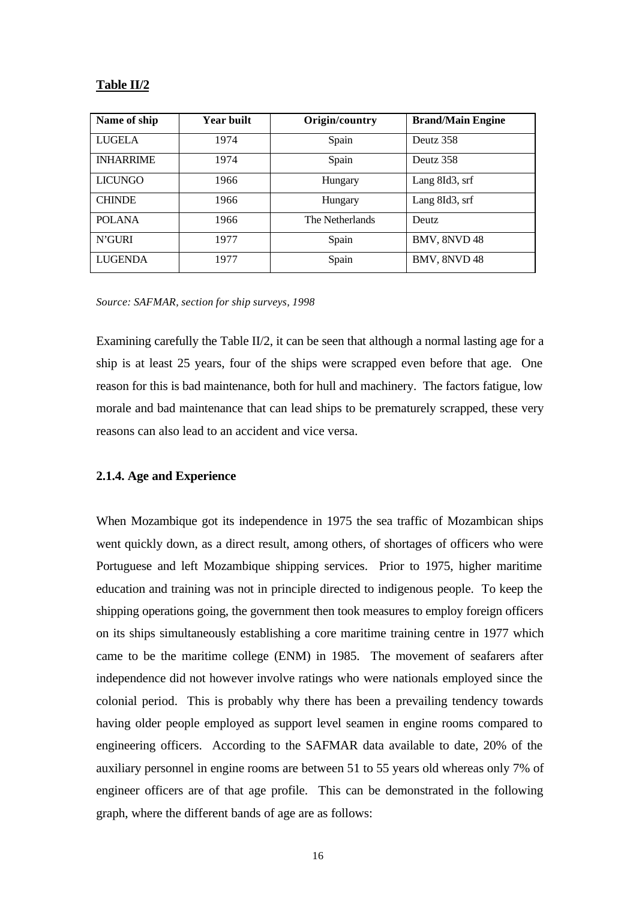**Table II/2**

| Name of ship | Year built | Origin/country | Brand/Main Engine |
|---|---|---|---|
| LUGELA | 1974 | Spain | Deutz 358 |
| INHARRIME | 1974 | Spain | Deutz 358 |
| LICUNGO | 1966 | Hungary | Lang 8Id3, srf |
| CHINDE | 1966 | Hungary | Lang 8Id3, srf |
| POLANA | 1966 | The Netherlands | Deutz |
| N'GURI | 1977 | Spain | BMV, 8NVD 48 |
| LUGENDA | 1977 | Spain | BMV, 8NVD 48 |

*Source: SAFMAR, section for ship surveys, 1998*

Examining carefully the Table II/2, it can be seen that although a normal lasting age for a ship is at least 25 years, four of the ships were scrapped even before that age. One reason for this is bad maintenance, both for hull and machinery. The factors fatigue, low morale and bad maintenance that can lead ships to be prematurely scrapped, these very reasons can also lead to an accident and vice versa.

### 2.1.4. Age and Experience

When Mozambique got its independence in 1975 the sea traffic of Mozambican ships went quickly down, as a direct result, among others, of shortages of officers who were Portuguese and left Mozambique shipping services. Prior to 1975, higher maritime education and training was not in principle directed to indigenous people. To keep the shipping operations going, the government then took measures to employ foreign officers on its ships simultaneously establishing a core maritime training centre in 1977 which came to be the maritime college (ENM) in 1985. The movement of seafarers after independence did not however involve ratings who were nationals employed since the colonial period. This is probably why there has been a prevailing tendency towards having older people employed as support level seamen in engine rooms compared to engineering officers. According to the SAFMAR data available to date, 20% of the auxiliary personnel in engine rooms are between 51 to 55 years old whereas only 7% of engineer officers are of that age profile. This can be demonstrated in the following graph, where the different bands of age are as follows: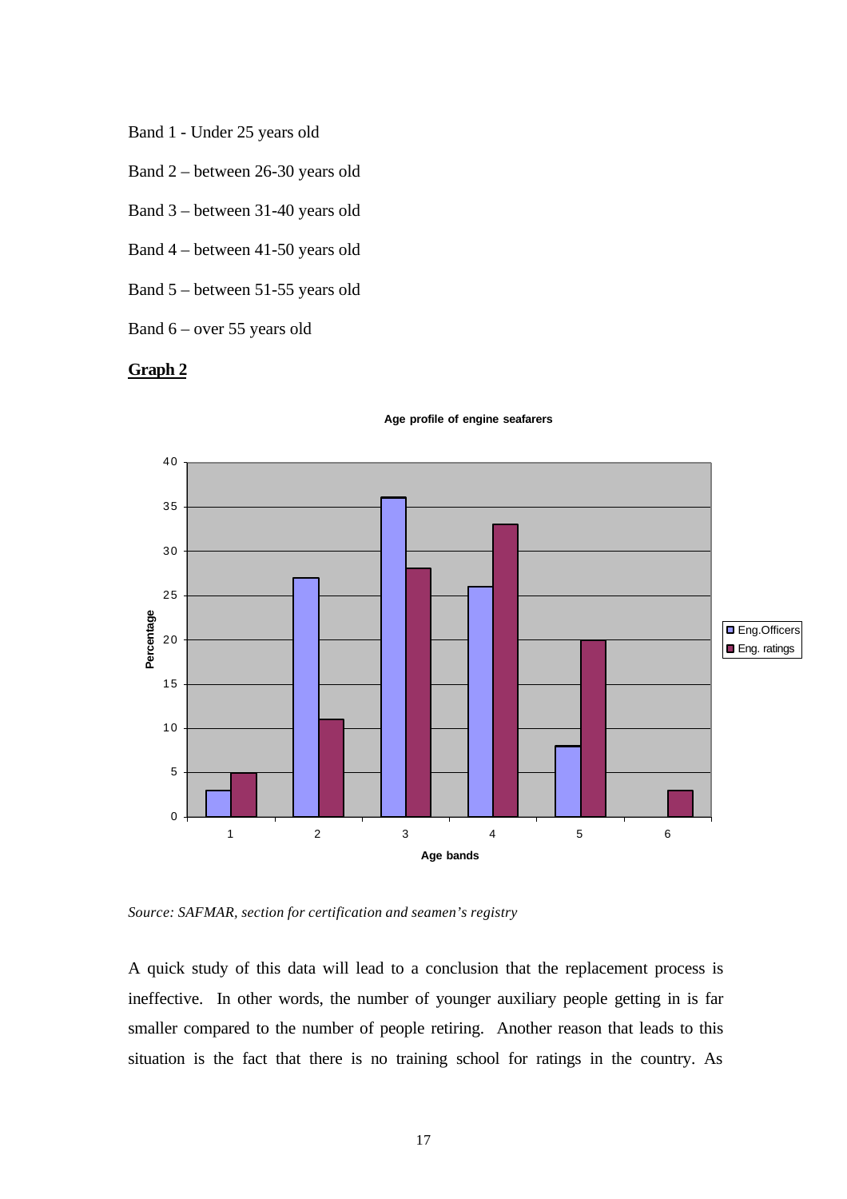Band 1 - Under 25 years old

Band 2 – between 26-30 years old

Band 3 – between 31-40 years old

Band 4 – between 41-50 years old

Band 5 – between 51-55 years old

Band 6 – over 55 years old

**Graph 2**

Age profile of engine seafarers

| Age bands | Eng.Officers | Eng. ratings |
|---|---|---|
| 1 | 3 | 5 |
| 2 | 27 | 11 |
| 3 | 36 | 28 |
| 4 | 26 | 33 |
| 5 | 8 | 20 |
| 6 | 0 | 3 |

*Source: SAFMAR, section for certification and seamen's registry*

A quick study of this data will lead to a conclusion that the replacement process is ineffective. In other words, the number of younger auxiliary people getting in is far smaller compared to the number of people retiring. Another reason that leads to this situation is the fact that there is no training school for ratings in the country. As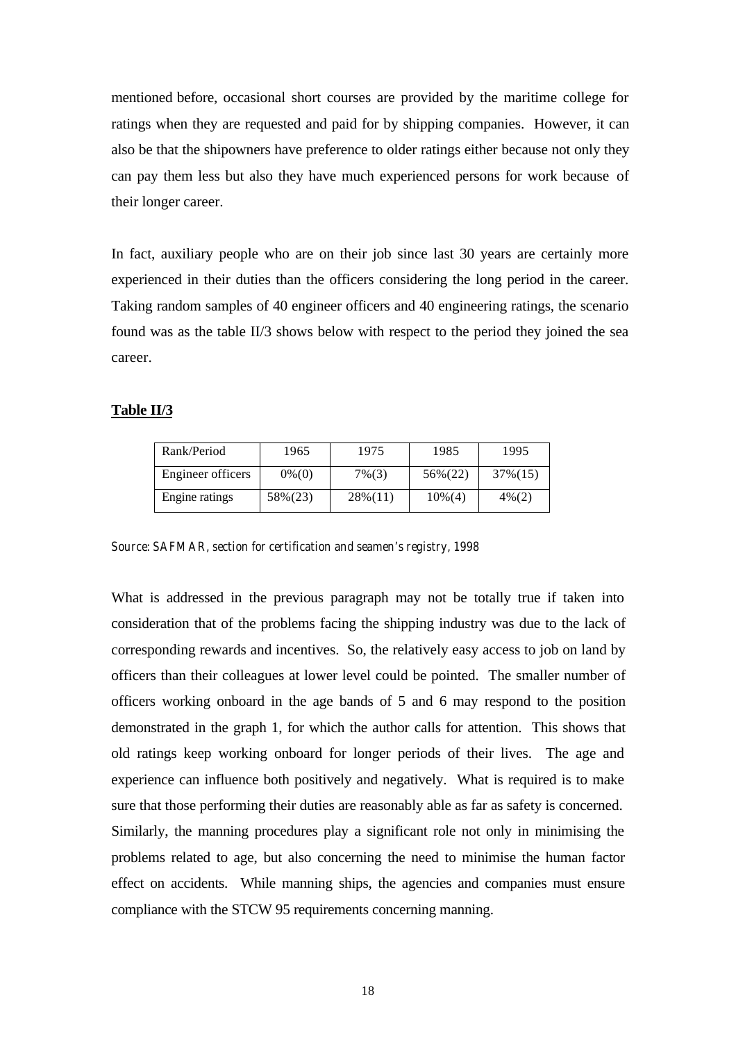mentioned before, occasional short courses are provided by the maritime college for ratings when they are requested and paid for by shipping companies. However, it can also be that the shipowners have preference to older ratings either because not only they can pay them less but also they have much experienced persons for work because of their longer career.

In fact, auxiliary people who are on their job since last 30 years are certainly more experienced in their duties than the officers considering the long period in the career. Taking random samples of 40 engineer officers and 40 engineering ratings, the scenario found was as the table II/3 shows below with respect to the period they joined the sea career.

**Table II/3**

| Rank/Period | 1965 | 1975 | 1985 | 1995 |
|---|---|---|---|---|
| Engineer officers | 0%(0) | 7%(3) | 56%(22) | 37%(15) |
| Engine ratings | 58%(23) | 28%(11) | 10%(4) | 4%(2) |

*Source: SAFMAR, section for certification and seamen's registry, 1998*

What is addressed in the previous paragraph may not be totally true if taken into consideration that of the problems facing the shipping industry was due to the lack of corresponding rewards and incentives. So, the relatively easy access to job on land by officers than their colleagues at lower level could be pointed. The smaller number of officers working onboard in the age bands of 5 and 6 may respond to the position demonstrated in the graph 1, for which the author calls for attention. This shows that old ratings keep working onboard for longer periods of their lives. The age and experience can influence both positively and negatively. What is required is to make sure that those performing their duties are reasonably able as far as safety is concerned. Similarly, the manning procedures play a significant role not only in minimising the problems related to age, but also concerning the need to minimise the human factor effect on accidents. While manning ships, the agencies and companies must ensure compliance with the STCW 95 requirements concerning manning.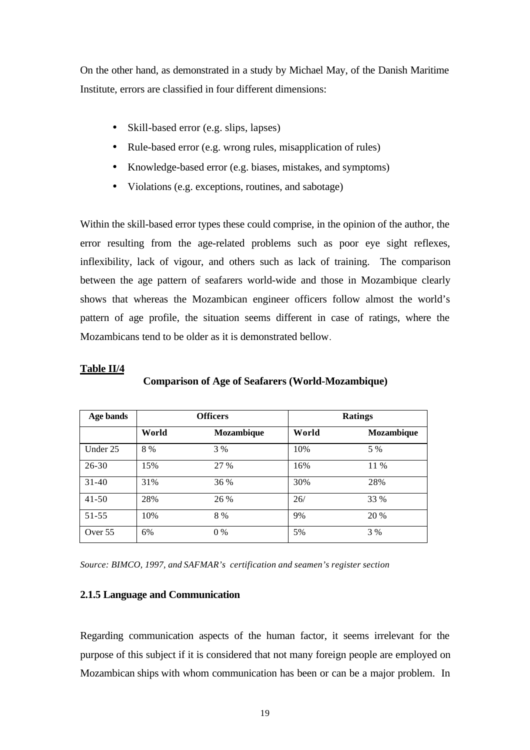On the other hand, as demonstrated in a study by Michael May, of the Danish Maritime Institute, errors are classified in four different dimensions:

- Skill-based error (e.g. slips, lapses)
- Rule-based error (e.g. wrong rules, misapplication of rules)
- Knowledge-based error (e.g. biases, mistakes, and symptoms)
- Violations (e.g. exceptions, routines, and sabotage)

Within the skill-based error types these could comprise, in the opinion of the author, the error resulting from the age-related problems such as poor eye sight reflexes, inflexibility, lack of vigour, and others such as lack of training. The comparison between the age pattern of seafarers world-wide and those in Mozambique clearly shows that whereas the Mozambican engineer officers follow almost the world's pattern of age profile, the situation seems different in case of ratings, where the Mozambicans tend to be older as it is demonstrated bellow.

**Table II/4**

**Comparison of Age of Seafarers (World-Mozambique)**

| Age bands | Officers | | Ratings | |
|---|---|---|---|---|
| | World | Mozambique | World | Mozambique |
| Under 25 | 8 % | 3 % | 10% | 5 % |
| 26-30 | 15% | 27 % | 16% | 11 % |
| 31-40 | 31% | 36 % | 30% | 28% |
| 41-50 | 28% | 26 % | 26/ | 33 % |
| 51-55 | 10% | 8 % | 9% | 20 % |
| Over 55 | 6% | 0 % | 5% | 3 % |

*Source: BIMCO, 1997, and SAFMAR's certification and seamen's register section*

### 2.1.5 Language and Communication

Regarding communication aspects of the human factor, it seems irrelevant for the purpose of this subject if it is considered that not many foreign people are employed on Mozambican ships with whom communication has been or can be a major problem. In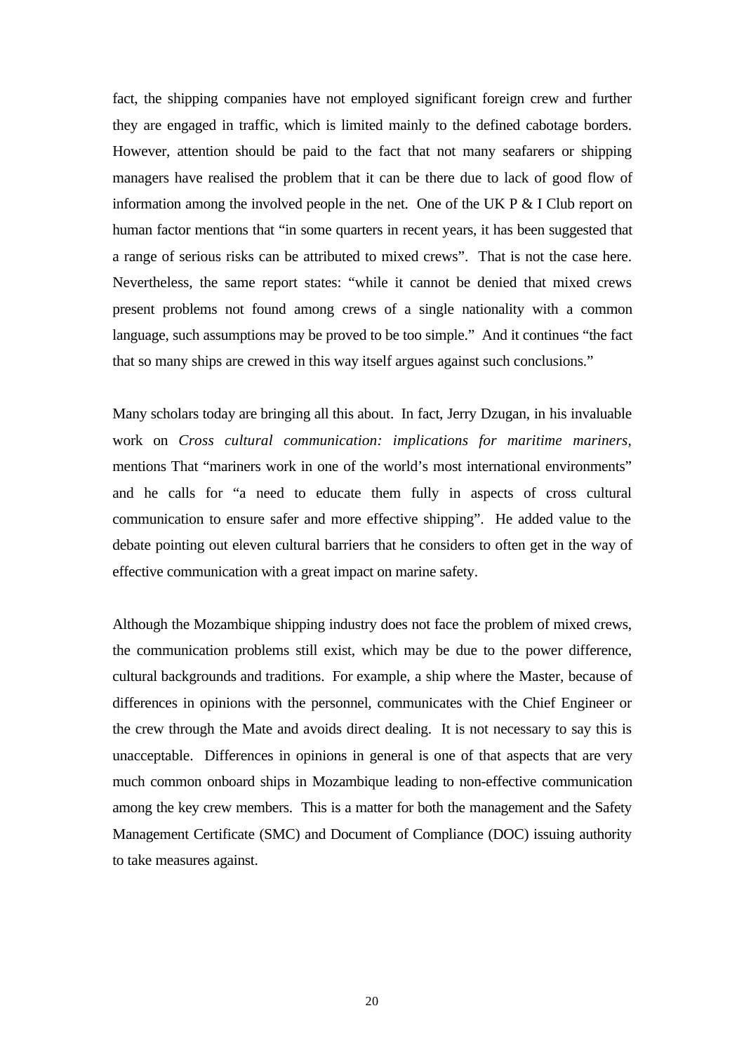fact, the shipping companies have not employed significant foreign crew and further they are engaged in traffic, which is limited mainly to the defined cabotage borders. However, attention should be paid to the fact that not many seafarers or shipping managers have realised the problem that it can be there due to lack of good flow of information among the involved people in the net. One of the UK P & I Club report on human factor mentions that "in some quarters in recent years, it has been suggested that a range of serious risks can be attributed to mixed crews". That is not the case here. Nevertheless, the same report states: "while it cannot be denied that mixed crews present problems not found among crews of a single nationality with a common language, such assumptions may be proved to be too simple." And it continues "the fact that so many ships are crewed in this way itself argues against such conclusions."

Many scholars today are bringing all this about. In fact, Jerry Dzugan, in his invaluable work on *Cross cultural communication: implications for maritime mariners,* mentions That "mariners work in one of the world's most international environments" and he calls for "a need to educate them fully in aspects of cross cultural communication to ensure safer and more effective shipping". He added value to the debate pointing out eleven cultural barriers that he considers to often get in the way of effective communication with a great impact on marine safety.

Although the Mozambique shipping industry does not face the problem of mixed crews, the communication problems still exist, which may be due to the power difference, cultural backgrounds and traditions. For example, a ship where the Master, because of differences in opinions with the personnel, communicates with the Chief Engineer or the crew through the Mate and avoids direct dealing. It is not necessary to say this is unacceptable. Differences in opinions in general is one of that aspects that are very much common onboard ships in Mozambique leading to non-effective communication among the key crew members. This is a matter for both the management and the Safety Management Certificate (SMC) and Document of Compliance (DOC) issuing authority to take measures against.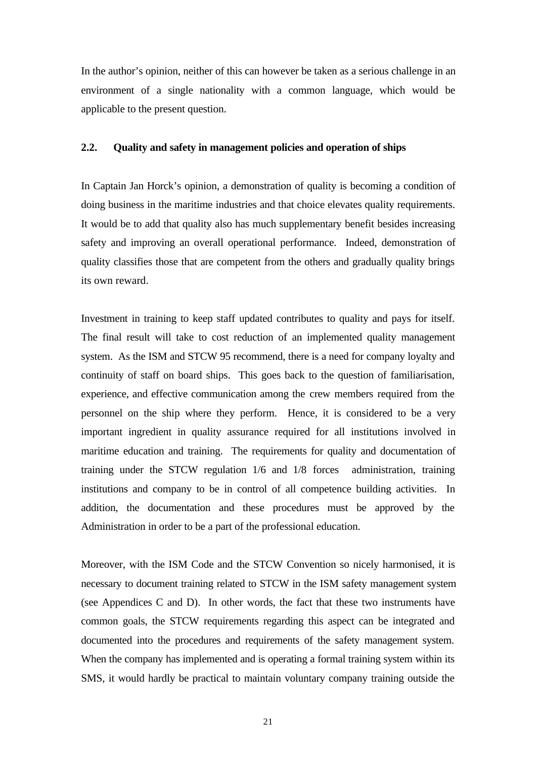In the author's opinion, neither of this can however be taken as a serious challenge in an environment of a single nationality with a common language, which would be applicable to the present question.

## 2.2. Quality and safety in management policies and operation of ships

In Captain Jan Horck's opinion, a demonstration of quality is becoming a condition of doing business in the maritime industries and that choice elevates quality requirements. It would be to add that quality also has much supplementary benefit besides increasing safety and improving an overall operational performance. Indeed, demonstration of quality classifies those that are competent from the others and gradually quality brings its own reward.

Investment in training to keep staff updated contributes to quality and pays for itself. The final result will take to cost reduction of an implemented quality management system. As the ISM and STCW 95 recommend, there is a need for company loyalty and continuity of staff on board ships. This goes back to the question of familiarisation, experience, and effective communication among the crew members required from the personnel on the ship where they perform. Hence, it is considered to be a very important ingredient in quality assurance required for all institutions involved in maritime education and training. The requirements for quality and documentation of training under the STCW regulation 1/6 and 1/8 forces administration, training institutions and company to be in control of all competence building activities. In addition, the documentation and these procedures must be approved by the Administration in order to be a part of the professional education.

Moreover, with the ISM Code and the STCW Convention so nicely harmonised, it is necessary to document training related to STCW in the ISM safety management system (see Appendices C and D). In other words, the fact that these two instruments have common goals, the STCW requirements regarding this aspect can be integrated and documented into the procedures and requirements of the safety management system. When the company has implemented and is operating a formal training system within its SMS, it would hardly be practical to maintain voluntary company training outside the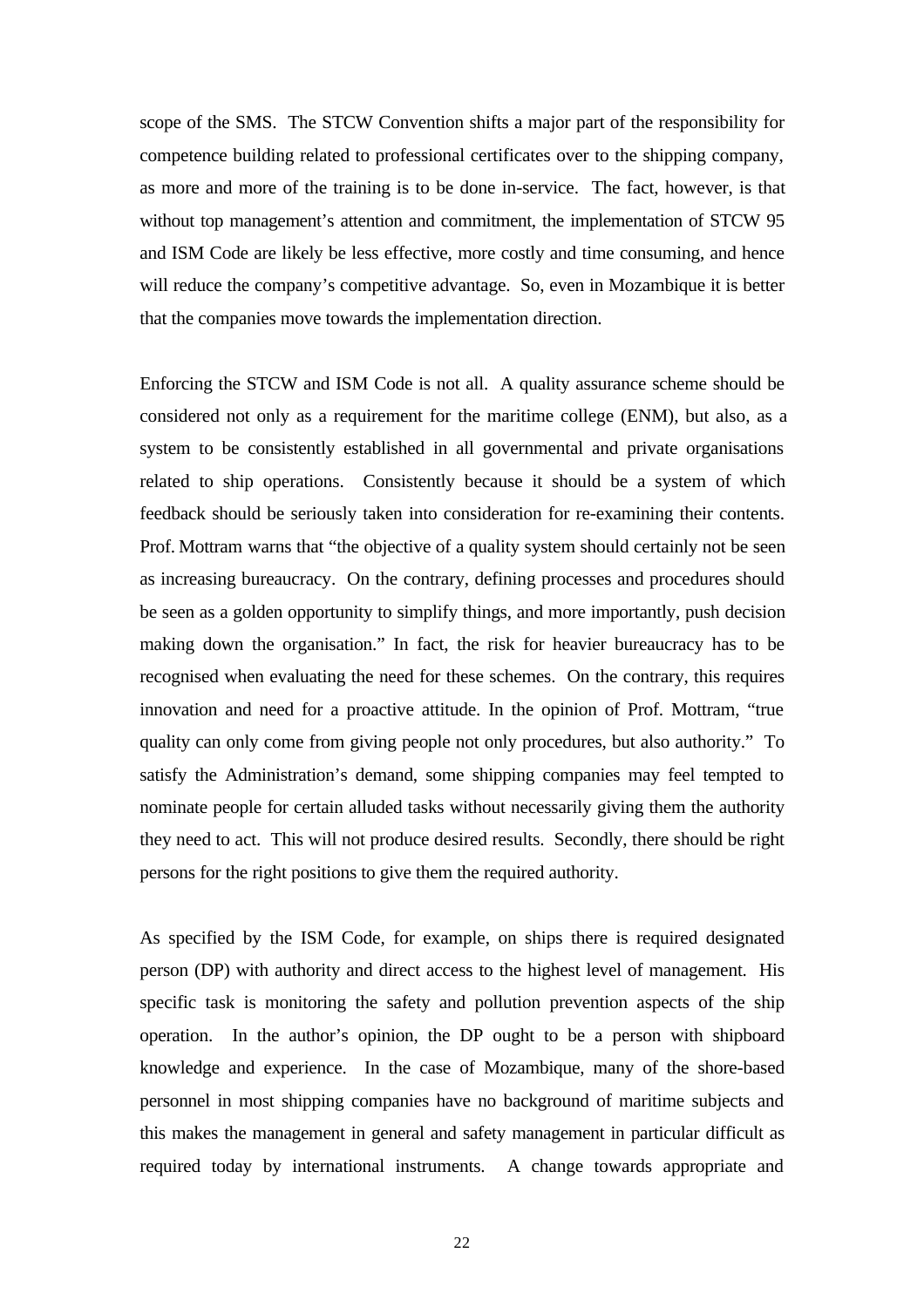scope of the SMS. The STCW Convention shifts a major part of the responsibility for competence building related to professional certificates over to the shipping company, as more and more of the training is to be done in-service. The fact, however, is that without top management's attention and commitment, the implementation of STCW 95 and ISM Code are likely be less effective, more costly and time consuming, and hence will reduce the company's competitive advantage. So, even in Mozambique it is better that the companies move towards the implementation direction.

Enforcing the STCW and ISM Code is not all. A quality assurance scheme should be considered not only as a requirement for the maritime college (ENM), but also, as a system to be consistently established in all governmental and private organisations related to ship operations. Consistently because it should be a system of which feedback should be seriously taken into consideration for re-examining their contents. Prof. Mottram warns that "the objective of a quality system should certainly not be seen as increasing bureaucracy. On the contrary, defining processes and procedures should be seen as a golden opportunity to simplify things, and more importantly, push decision making down the organisation." In fact, the risk for heavier bureaucracy has to be recognised when evaluating the need for these schemes. On the contrary, this requires innovation and need for a proactive attitude. In the opinion of Prof. Mottram, "true quality can only come from giving people not only procedures, but also authority." To satisfy the Administration's demand, some shipping companies may feel tempted to nominate people for certain alluded tasks without necessarily giving them the authority they need to act. This will not produce desired results. Secondly, there should be right persons for the right positions to give them the required authority.

As specified by the ISM Code, for example, on ships there is required designated person (DP) with authority and direct access to the highest level of management. His specific task is monitoring the safety and pollution prevention aspects of the ship operation. In the author's opinion, the DP ought to be a person with shipboard knowledge and experience. In the case of Mozambique, many of the shore-based personnel in most shipping companies have no background of maritime subjects and this makes the management in general and safety management in particular difficult as required today by international instruments. A change towards appropriate and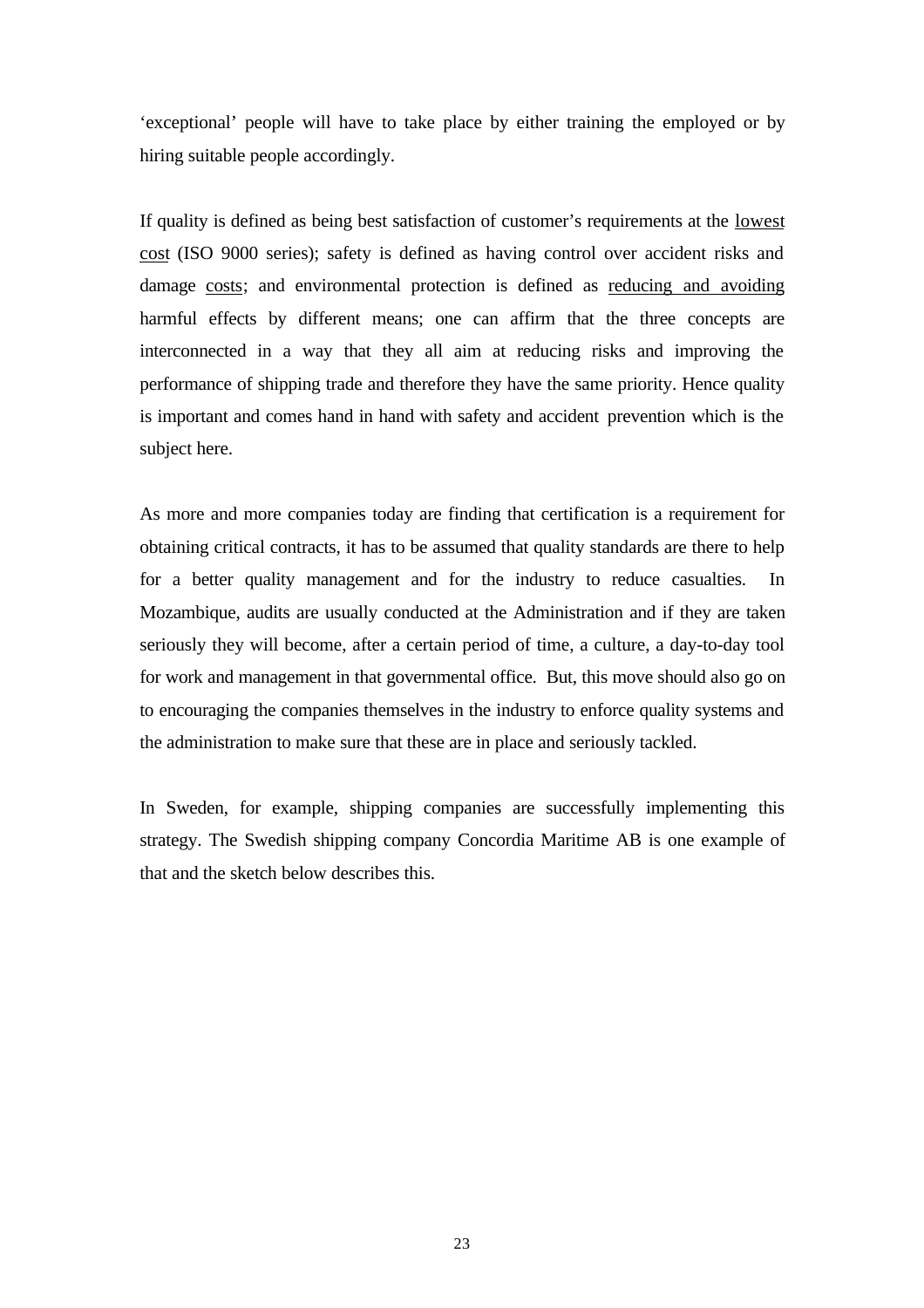'exceptional' people will have to take place by either training the employed or by hiring suitable people accordingly.

If quality is defined as being best satisfaction of customer's requirements at the <u>lowest cost</u> (ISO 9000 series); safety is defined as having control over accident risks and damage <u>costs</u>; and environmental protection is defined as <u>reducing and avoiding</u> harmful effects by different means; one can affirm that the three concepts are interconnected in a way that they all aim at reducing risks and improving the performance of shipping trade and therefore they have the same priority. Hence quality is important and comes hand in hand with safety and accident prevention which is the subject here.

As more and more companies today are finding that certification is a requirement for obtaining critical contracts, it has to be assumed that quality standards are there to help for a better quality management and for the industry to reduce casualties. In Mozambique, audits are usually conducted at the Administration and if they are taken seriously they will become, after a certain period of time, a culture, a day-to-day tool for work and management in that governmental office. But, this move should also go on to encouraging the companies themselves in the industry to enforce quality systems and the administration to make sure that these are in place and seriously tackled.

In Sweden, for example, shipping companies are successfully implementing this strategy. The Swedish shipping company Concordia Maritime AB is one example of that and the sketch below describes this.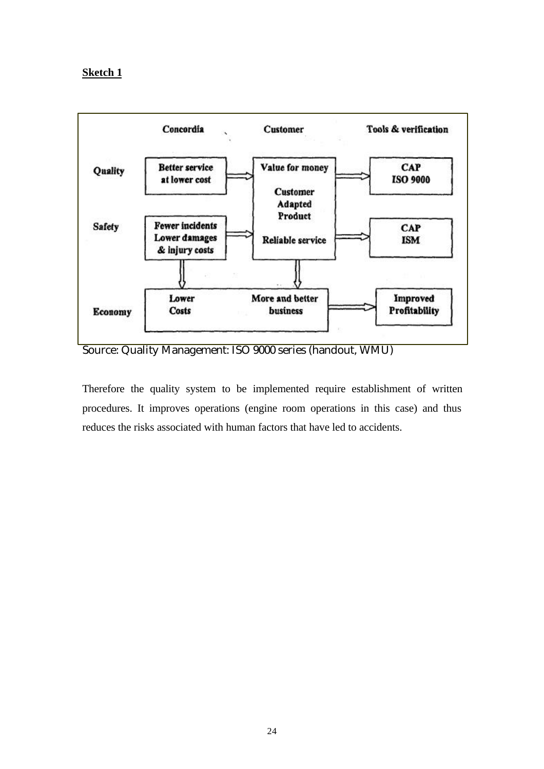**Sketch 1**

| | Concordia | Customer | Tools & verification |
|---|---|---|---|
| Quality | Better service at lower cost | Value for money | CAP ISO 9000 |
| | | Customer Adapted Product | |
| Safety | Fewer incidents Lower damages & injury costs | Reliable service | CAP ISM |
| Economy | Lower Costs | More and better business | Improved Profitability |

Source: Quality Management: ISO 9000 series (handout, WMU)

Therefore the quality system to be implemented require establishment of written procedures. It improves operations (engine room operations in this case) and thus reduces the risks associated with human factors that have led to accidents.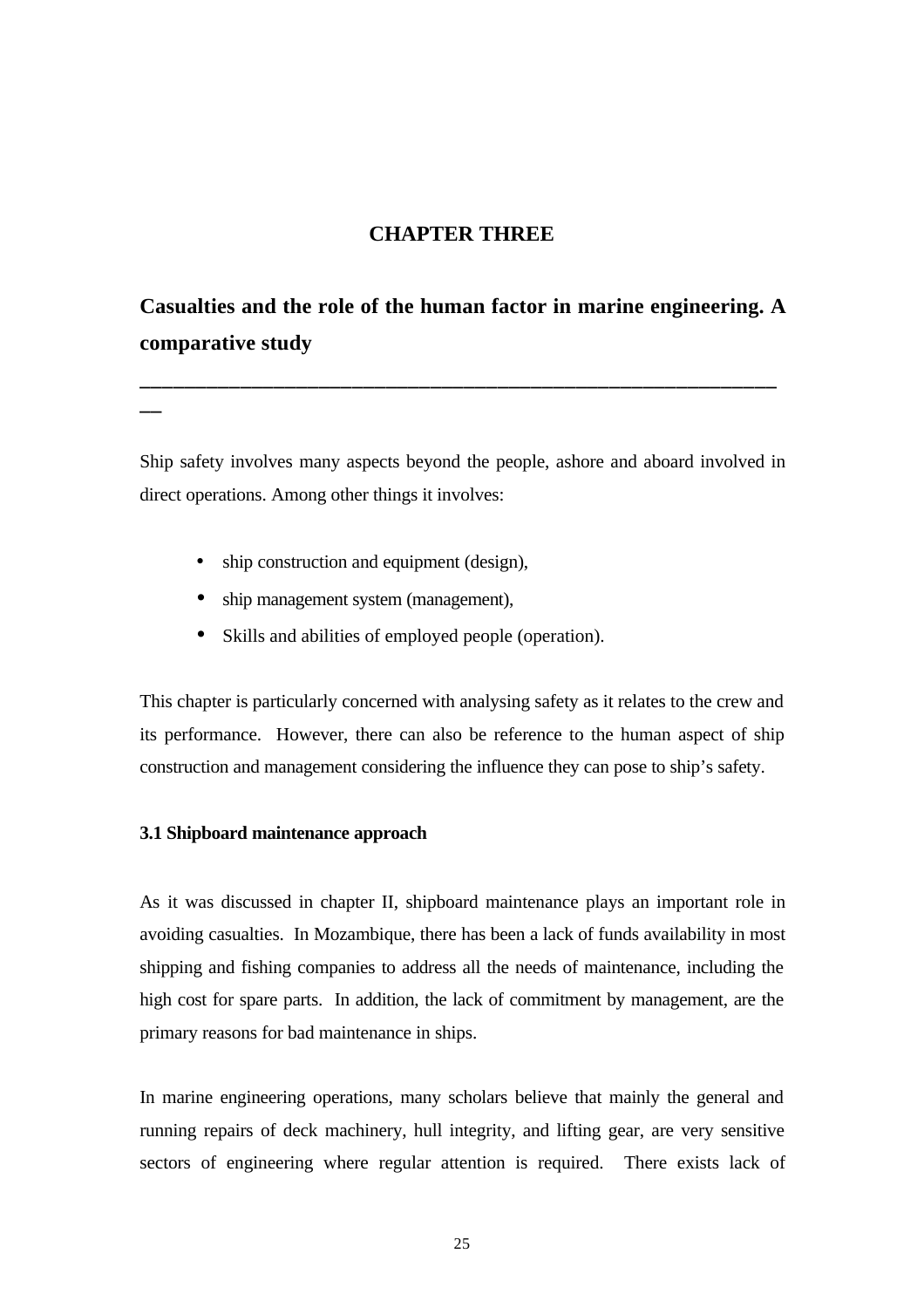# CHAPTER THREE

## Casualties and the role of the human factor in marine engineering. A comparative study

---

Ship safety involves many aspects beyond the people, ashore and aboard involved in direct operations. Among other things it involves:

- ship construction and equipment (design),
- ship management system (management),
- Skills and abilities of employed people (operation).

This chapter is particularly concerned with analysing safety as it relates to the crew and its performance. However, there can also be reference to the human aspect of ship construction and management considering the influence they can pose to ship's safety.

### 3.1 Shipboard maintenance approach

As it was discussed in chapter II, shipboard maintenance plays an important role in avoiding casualties. In Mozambique, there has been a lack of funds availability in most shipping and fishing companies to address all the needs of maintenance, including the high cost for spare parts. In addition, the lack of commitment by management, are the primary reasons for bad maintenance in ships.

In marine engineering operations, many scholars believe that mainly the general and running repairs of deck machinery, hull integrity, and lifting gear, are very sensitive sectors of engineering where regular attention is required. There exists lack of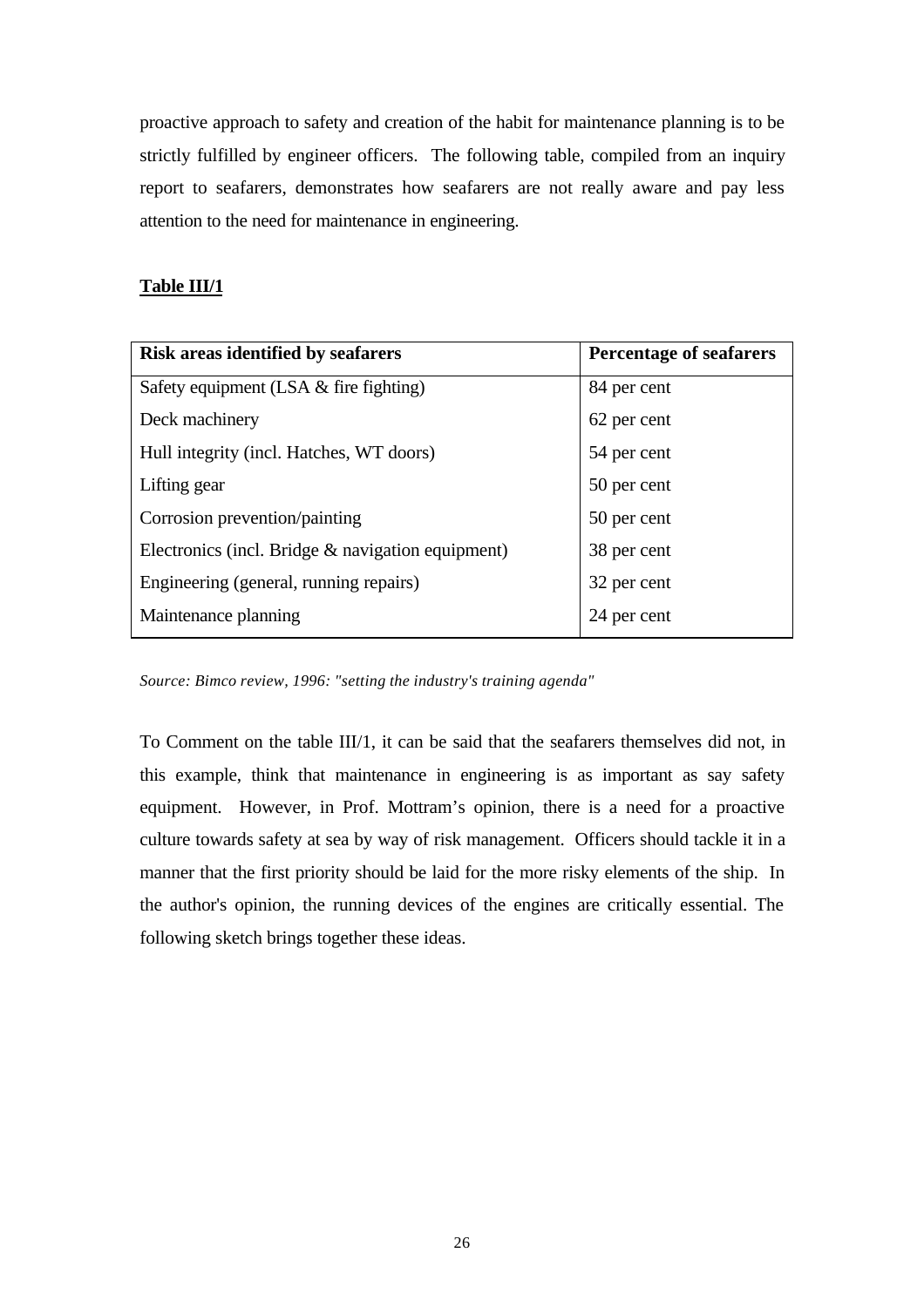proactive approach to safety and creation of the habit for maintenance planning is to be strictly fulfilled by engineer officers. The following table, compiled from an inquiry report to seafarers, demonstrates how seafarers are not really aware and pay less attention to the need for maintenance in engineering.

**Table III/1**

| Risk areas identified by seafarers | Percentage of seafarers |
|---|---|
| Safety equipment (LSA & fire fighting) | 84 per cent |
| Deck machinery | 62 per cent |
| Hull integrity (incl. Hatches, WT doors) | 54 per cent |
| Lifting gear | 50 per cent |
| Corrosion prevention/painting | 50 per cent |
| Electronics (incl. Bridge & navigation equipment) | 38 per cent |
| Engineering (general, running repairs) | 32 per cent |
| Maintenance planning | 24 per cent |

*Source: Bimco review, 1996: "setting the industry's training agenda"*

To Comment on the table III/1, it can be said that the seafarers themselves did not, in this example, think that maintenance in engineering is as important as say safety equipment. However, in Prof. Mottram's opinion, there is a need for a proactive culture towards safety at sea by way of risk management. Officers should tackle it in a manner that the first priority should be laid for the more risky elements of the ship. In the author's opinion, the running devices of the engines are critically essential. The following sketch brings together these ideas.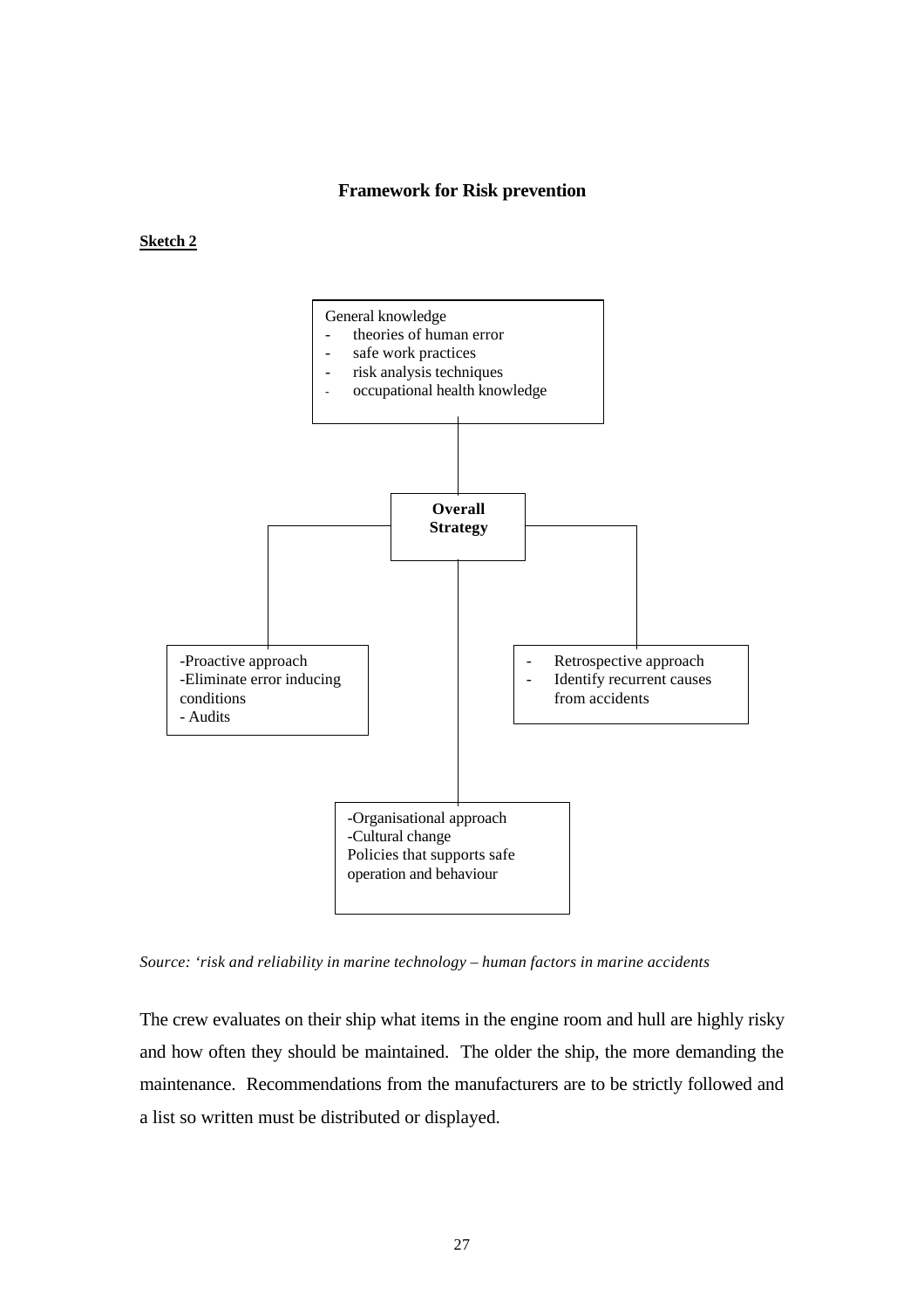**Framework for Risk prevention**

**Sketch 2**

General knowledge
- theories of human error
- safe work practices
- risk analysis techniques
- occupational health knowledge

**Overall Strategy**

-Proactive approach
-Eliminate error inducing conditions
- Audits

- Retrospective approach
- Identify recurrent causes from accidents

-Organisational approach
-Cultural change
Policies that supports safe operation and behaviour

*Source: 'risk and reliability in marine technology – human factors in marine accidents*

The crew evaluates on their ship what items in the engine room and hull are highly risky and how often they should be maintained. The older the ship, the more demanding the maintenance. Recommendations from the manufacturers are to be strictly followed and a list so written must be distributed or displayed.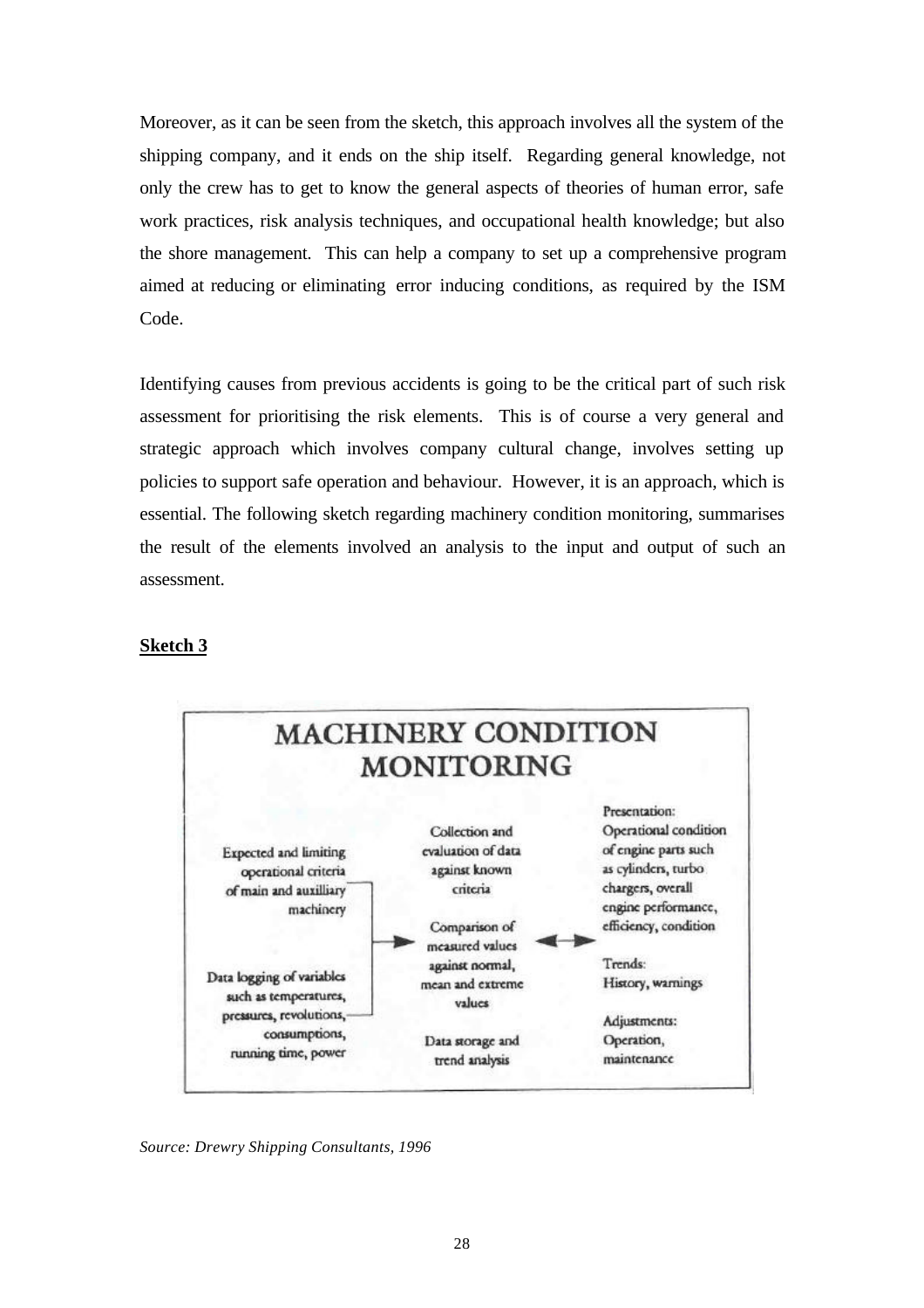Moreover, as it can be seen from the sketch, this approach involves all the system of the shipping company, and it ends on the ship itself. Regarding general knowledge, not only the crew has to get to know the general aspects of theories of human error, safe work practices, risk analysis techniques, and occupational health knowledge; but also the shore management. This can help a company to set up a comprehensive program aimed at reducing or eliminating error inducing conditions, as required by the ISM Code.

Identifying causes from previous accidents is going to be the critical part of such risk assessment for prioritising the risk elements. This is of course a very general and strategic approach which involves company cultural change, involves setting up policies to support safe operation and behaviour. However, it is an approach, which is essential. The following sketch regarding machinery condition monitoring, summarises the result of the elements involved an analysis to the input and output of such an assessment.

**Sketch 3**

**MACHINERY CONDITION MONITORING**

Expected and limiting operational criteria of main and auxilliary machinery

Data logging of variables such as temperatures, pressures, revolutions, consumptions, running time, power

Collection and evaluation of data against known criteria

Comparison of measured values against normal, mean and extreme values

Data storage and trend analysis

Presentation: Operational condition of engine parts such as cylinders, turbo chargers, overall engine performance, efficiency, condition

Trends: History, warnings

Adjustments: Operation, maintenance

*Source: Drewry Shipping Consultants, 1996*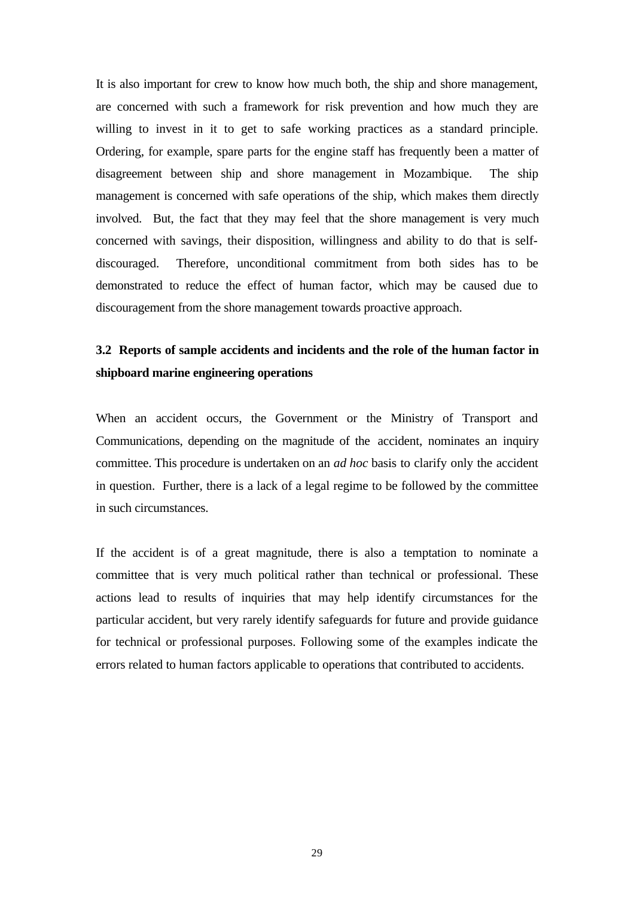It is also important for crew to know how much both, the ship and shore management, are concerned with such a framework for risk prevention and how much they are willing to invest in it to get to safe working practices as a standard principle. Ordering, for example, spare parts for the engine staff has frequently been a matter of disagreement between ship and shore management in Mozambique. The ship management is concerned with safe operations of the ship, which makes them directly involved. But, the fact that they may feel that the shore management is very much concerned with savings, their disposition, willingness and ability to do that is self-discouraged. Therefore, unconditional commitment from both sides has to be demonstrated to reduce the effect of human factor, which may be caused due to discouragement from the shore management towards proactive approach.

## 3.2 Reports of sample accidents and incidents and the role of the human factor in shipboard marine engineering operations

When an accident occurs, the Government or the Ministry of Transport and Communications, depending on the magnitude of the accident, nominates an inquiry committee. This procedure is undertaken on an *ad hoc* basis to clarify only the accident in question. Further, there is a lack of a legal regime to be followed by the committee in such circumstances.

If the accident is of a great magnitude, there is also a temptation to nominate a committee that is very much political rather than technical or professional. These actions lead to results of inquiries that may help identify circumstances for the particular accident, but very rarely identify safeguards for future and provide guidance for technical or professional purposes. Following some of the examples indicate the errors related to human factors applicable to operations that contributed to accidents.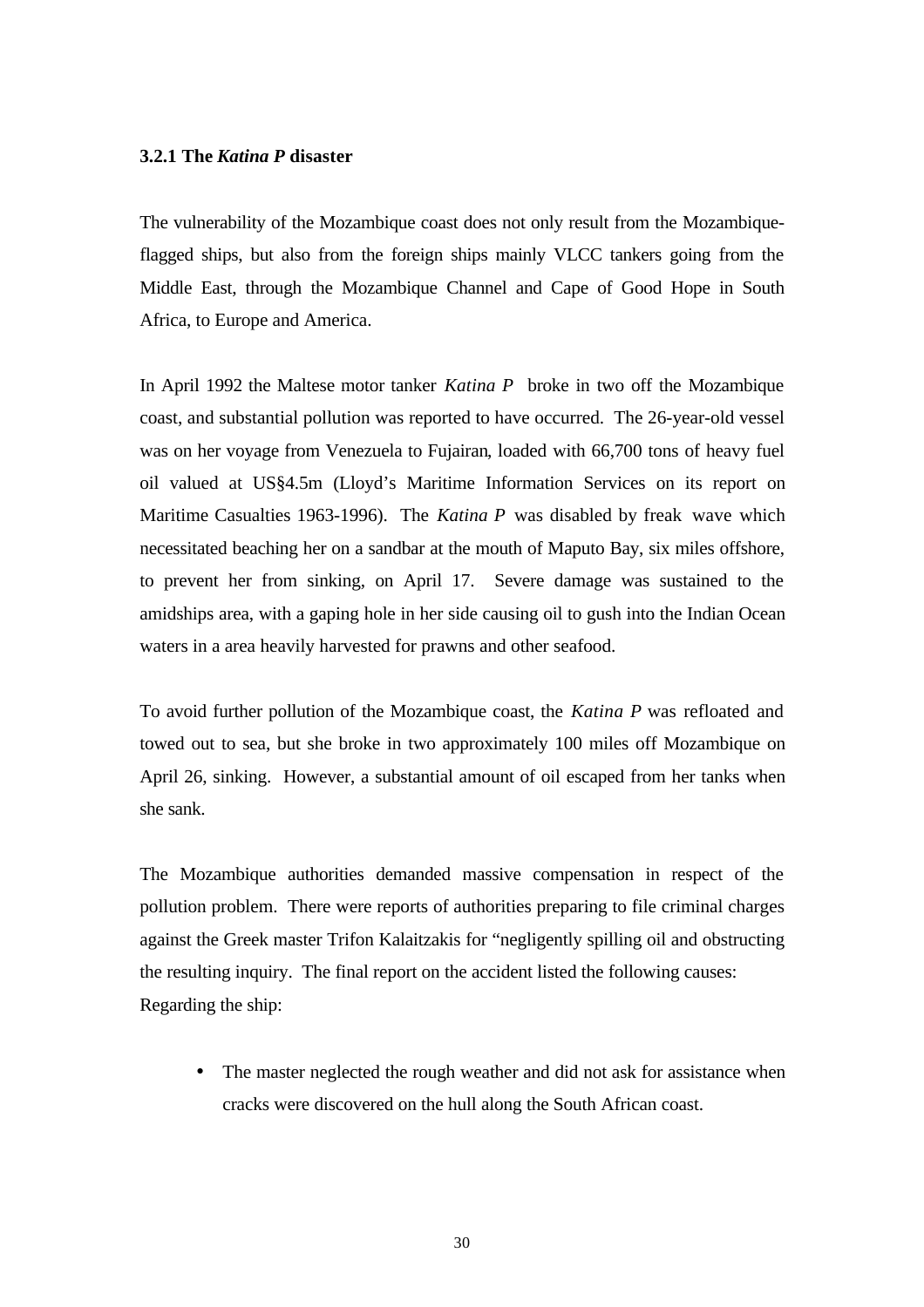### 3.2.1 The *Katina P* disaster

The vulnerability of the Mozambique coast does not only result from the Mozambique-flagged ships, but also from the foreign ships mainly VLCC tankers going from the Middle East, through the Mozambique Channel and Cape of Good Hope in South Africa, to Europe and America.

In April 1992 the Maltese motor tanker *Katina P* broke in two off the Mozambique coast, and substantial pollution was reported to have occurred. The 26-year-old vessel was on her voyage from Venezuela to Fujairan, loaded with 66,700 tons of heavy fuel oil valued at US§4.5m (Lloyd's Maritime Information Services on its report on Maritime Casualties 1963-1996). The *Katina P* was disabled by freak wave which necessitated beaching her on a sandbar at the mouth of Maputo Bay, six miles offshore, to prevent her from sinking, on April 17. Severe damage was sustained to the amidships area, with a gaping hole in her side causing oil to gush into the Indian Ocean waters in a area heavily harvested for prawns and other seafood.

To avoid further pollution of the Mozambique coast, the *Katina P* was refloated and towed out to sea, but she broke in two approximately 100 miles off Mozambique on April 26, sinking. However, a substantial amount of oil escaped from her tanks when she sank.

The Mozambique authorities demanded massive compensation in respect of the pollution problem. There were reports of authorities preparing to file criminal charges against the Greek master Trifon Kalaitzakis for "negligently spilling oil and obstructing the resulting inquiry. The final report on the accident listed the following causes:

Regarding the ship:

- The master neglected the rough weather and did not ask for assistance when cracks were discovered on the hull along the South African coast.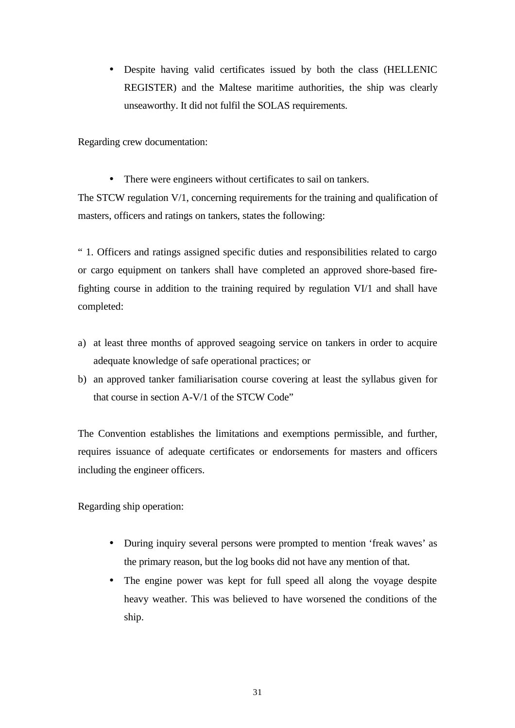- Despite having valid certificates issued by both the class (HELLENIC REGISTER) and the Maltese maritime authorities, the ship was clearly unseaworthy. It did not fulfil the SOLAS requirements.

Regarding crew documentation:

- There were engineers without certificates to sail on tankers.

The STCW regulation V/1, concerning requirements for the training and qualification of masters, officers and ratings on tankers, states the following:

" 1. Officers and ratings assigned specific duties and responsibilities related to cargo or cargo equipment on tankers shall have completed an approved shore-based fire-fighting course in addition to the training required by regulation VI/1 and shall have completed:

a) at least three months of approved seagoing service on tankers in order to acquire adequate knowledge of safe operational practices; or
b) an approved tanker familiarisation course covering at least the syllabus given for that course in section A-V/1 of the STCW Code"

The Convention establishes the limitations and exemptions permissible, and further, requires issuance of adequate certificates or endorsements for masters and officers including the engineer officers.

Regarding ship operation:

- During inquiry several persons were prompted to mention 'freak waves' as the primary reason, but the log books did not have any mention of that.
- The engine power was kept for full speed all along the voyage despite heavy weather. This was believed to have worsened the conditions of the ship.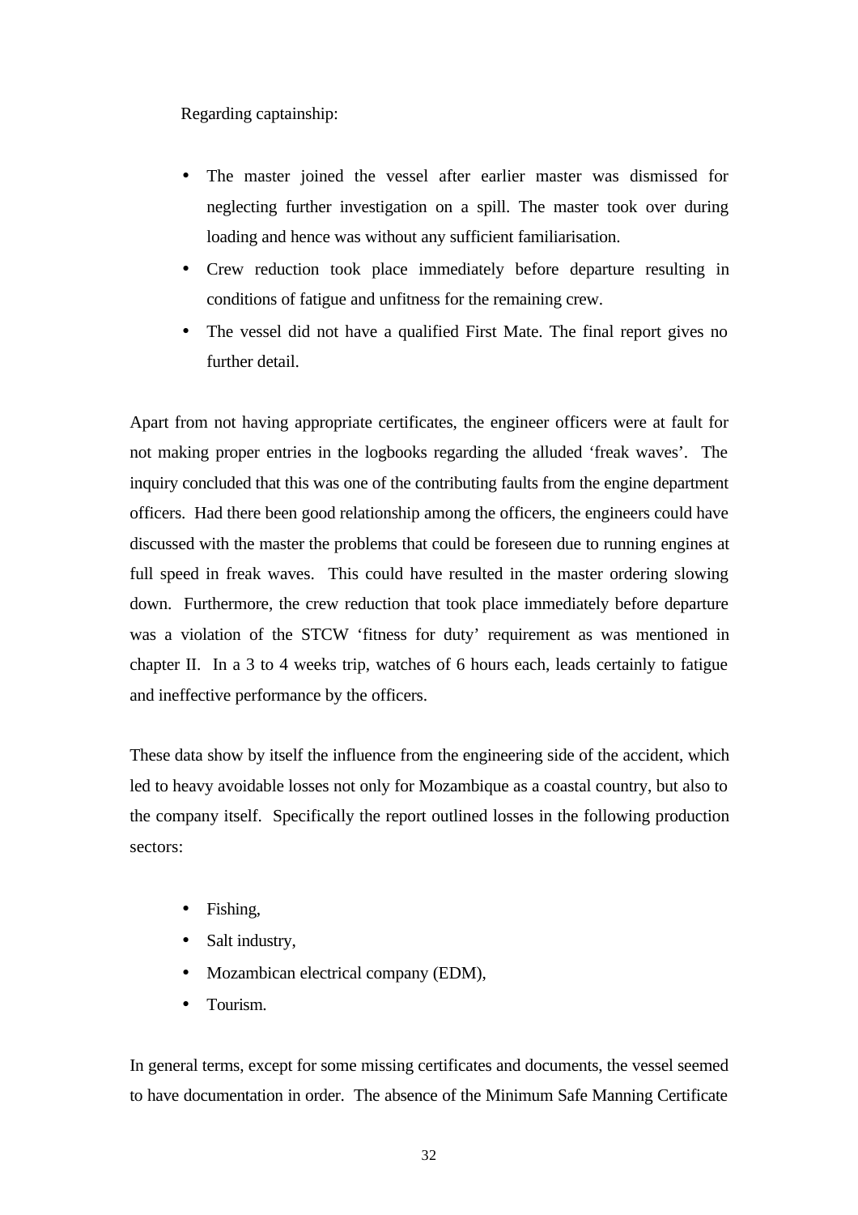Regarding captainship:

- The master joined the vessel after earlier master was dismissed for neglecting further investigation on a spill. The master took over during loading and hence was without any sufficient familiarisation.
- Crew reduction took place immediately before departure resulting in conditions of fatigue and unfitness for the remaining crew.
- The vessel did not have a qualified First Mate. The final report gives no further detail.

Apart from not having appropriate certificates, the engineer officers were at fault for not making proper entries in the logbooks regarding the alluded 'freak waves'. The inquiry concluded that this was one of the contributing faults from the engine department officers. Had there been good relationship among the officers, the engineers could have discussed with the master the problems that could be foreseen due to running engines at full speed in freak waves. This could have resulted in the master ordering slowing down. Furthermore, the crew reduction that took place immediately before departure was a violation of the STCW 'fitness for duty' requirement as was mentioned in chapter II. In a 3 to 4 weeks trip, watches of 6 hours each, leads certainly to fatigue and ineffective performance by the officers.

These data show by itself the influence from the engineering side of the accident, which led to heavy avoidable losses not only for Mozambique as a coastal country, but also to the company itself. Specifically the report outlined losses in the following production sectors:

- Fishing,
- Salt industry,
- Mozambican electrical company (EDM),
- Tourism.

In general terms, except for some missing certificates and documents, the vessel seemed to have documentation in order. The absence of the Minimum Safe Manning Certificate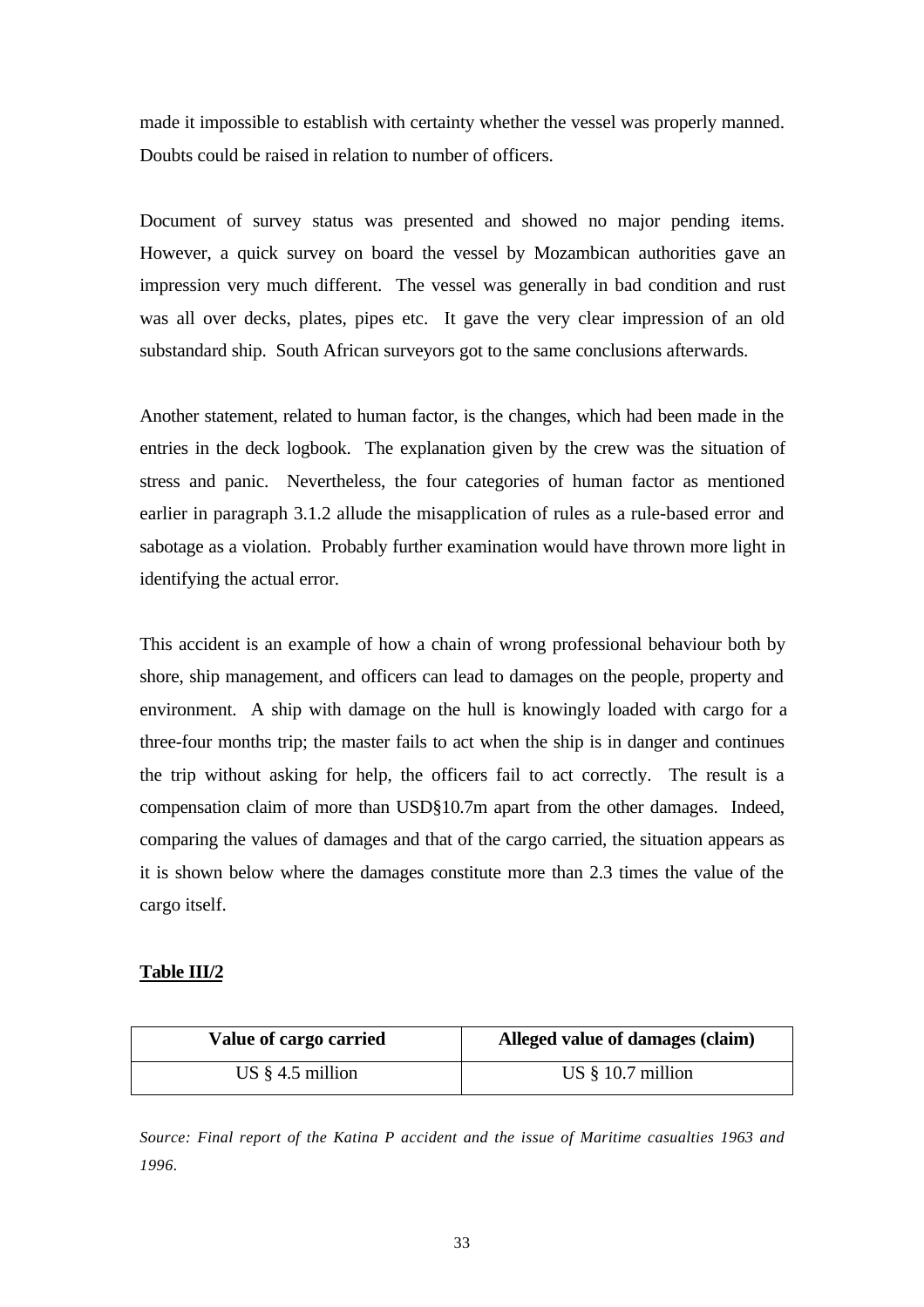made it impossible to establish with certainty whether the vessel was properly manned. Doubts could be raised in relation to number of officers.

Document of survey status was presented and showed no major pending items. However, a quick survey on board the vessel by Mozambican authorities gave an impression very much different. The vessel was generally in bad condition and rust was all over decks, plates, pipes etc. It gave the very clear impression of an old substandard ship. South African surveyors got to the same conclusions afterwards.

Another statement, related to human factor, is the changes, which had been made in the entries in the deck logbook. The explanation given by the crew was the situation of stress and panic. Nevertheless, the four categories of human factor as mentioned earlier in paragraph 3.1.2 allude the misapplication of rules as a rule-based error and sabotage as a violation. Probably further examination would have thrown more light in identifying the actual error.

This accident is an example of how a chain of wrong professional behaviour both by shore, ship management, and officers can lead to damages on the people, property and environment. A ship with damage on the hull is knowingly loaded with cargo for a three-four months trip; the master fails to act when the ship is in danger and continues the trip without asking for help, the officers fail to act correctly. The result is a compensation claim of more than USD§10.7m apart from the other damages. Indeed, comparing the values of damages and that of the cargo carried, the situation appears as it is shown below where the damages constitute more than 2.3 times the value of the cargo itself.

**Table III/2**

| Value of cargo carried | Alleged value of damages (claim) |
|---|---|
| US § 4.5 million | US § 10.7 million |

*Source: Final report of the Katina P accident and the issue of Maritime casualties 1963 and 1996.*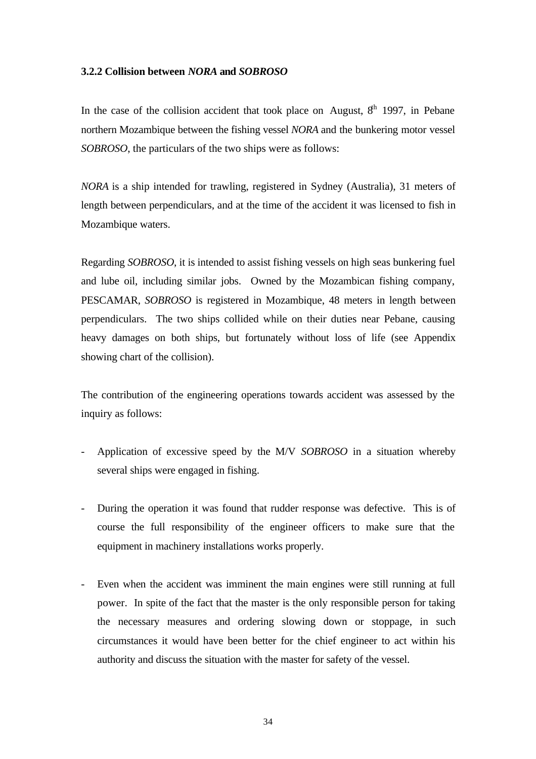### 3.2.2 Collision between *NORA* and *SOBROSO*

In the case of the collision accident that took place on August, 8th 1997, in Pebane northern Mozambique between the fishing vessel *NORA* and the bunkering motor vessel *SOBROSO*, the particulars of the two ships were as follows:

*NORA* is a ship intended for trawling, registered in Sydney (Australia), 31 meters of length between perpendiculars, and at the time of the accident it was licensed to fish in Mozambique waters.

Regarding *SOBROSO*, it is intended to assist fishing vessels on high seas bunkering fuel and lube oil, including similar jobs. Owned by the Mozambican fishing company, PESCAMAR, *SOBROSO* is registered in Mozambique, 48 meters in length between perpendiculars. The two ships collided while on their duties near Pebane, causing heavy damages on both ships, but fortunately without loss of life (see Appendix showing chart of the collision).

The contribution of the engineering operations towards accident was assessed by the inquiry as follows:

- Application of excessive speed by the M/V *SOBROSO* in a situation whereby several ships were engaged in fishing.

- During the operation it was found that rudder response was defective. This is of course the full responsibility of the engineer officers to make sure that the equipment in machinery installations works properly.

- Even when the accident was imminent the main engines were still running at full power. In spite of the fact that the master is the only responsible person for taking the necessary measures and ordering slowing down or stoppage, in such circumstances it would have been better for the chief engineer to act within his authority and discuss the situation with the master for safety of the vessel.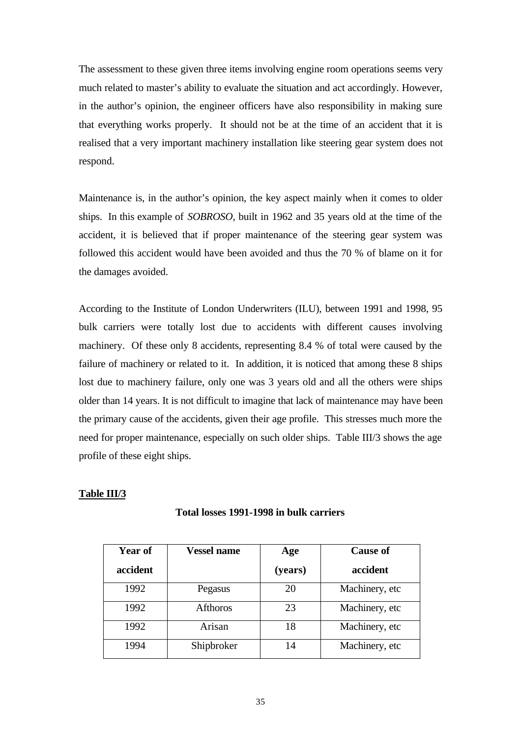The assessment to these given three items involving engine room operations seems very much related to master's ability to evaluate the situation and act accordingly. However, in the author's opinion, the engineer officers have also responsibility in making sure that everything works properly. It should not be at the time of an accident that it is realised that a very important machinery installation like steering gear system does not respond.

Maintenance is, in the author's opinion, the key aspect mainly when it comes to older ships. In this example of *SOBROSO*, built in 1962 and 35 years old at the time of the accident, it is believed that if proper maintenance of the steering gear system was followed this accident would have been avoided and thus the 70 % of blame on it for the damages avoided.

According to the Institute of London Underwriters (ILU), between 1991 and 1998, 95 bulk carriers were totally lost due to accidents with different causes involving machinery. Of these only 8 accidents, representing 8.4 % of total were caused by the failure of machinery or related to it. In addition, it is noticed that among these 8 ships lost due to machinery failure, only one was 3 years old and all the others were ships older than 14 years. It is not difficult to imagine that lack of maintenance may have been the primary cause of the accidents, given their age profile. This stresses much more the need for proper maintenance, especially on such older ships. Table III/3 shows the age profile of these eight ships.

**Table III/3**

**Total losses 1991-1998 in bulk carriers**

| Year of accident | Vessel name | Age (years) | Cause of accident |
|---|---|---|---|
| 1992 | Pegasus | 20 | Machinery, etc |
| 1992 | Afthoros | 23 | Machinery, etc |
| 1992 | Arisan | 18 | Machinery, etc |
| 1994 | Shipbroker | 14 | Machinery, etc |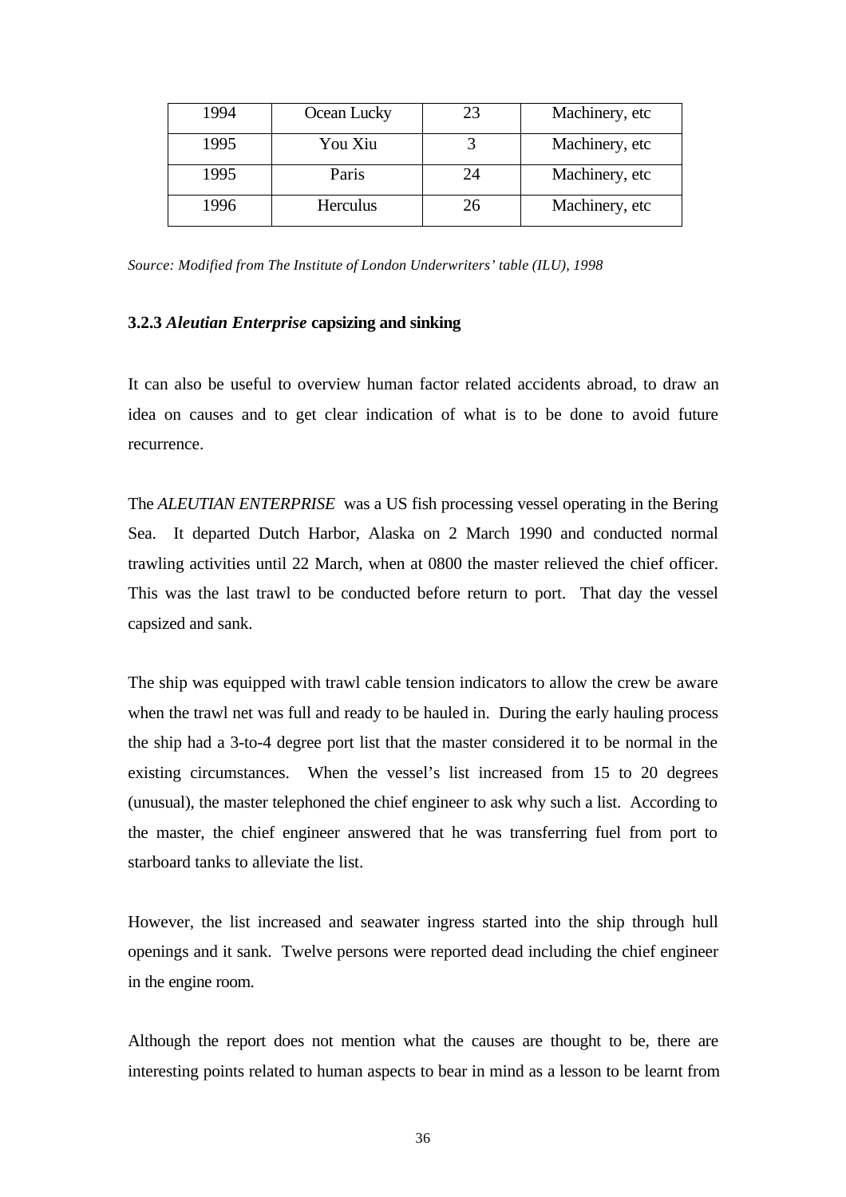| 1994 | Ocean Lucky | 23 | Machinery, etc |
|---|---|---|---|
| 1995 | You Xiu | 3 | Machinery, etc |
| 1995 | Paris | 24 | Machinery, etc |
| 1996 | Herculus | 26 | Machinery, etc |

*Source: Modified from The Institute of London Underwriters' table (ILU), 1998*

### 3.2.3 *Aleutian Enterprise* capsizing and sinking

It can also be useful to overview human factor related accidents abroad, to draw an idea on causes and to get clear indication of what is to be done to avoid future recurrence.

The *ALEUTIAN ENTERPRISE* was a US fish processing vessel operating in the Bering Sea. It departed Dutch Harbor, Alaska on 2 March 1990 and conducted normal trawling activities until 22 March, when at 0800 the master relieved the chief officer. This was the last trawl to be conducted before return to port. That day the vessel capsized and sank.

The ship was equipped with trawl cable tension indicators to allow the crew be aware when the trawl net was full and ready to be hauled in. During the early hauling process the ship had a 3-to-4 degree port list that the master considered it to be normal in the existing circumstances. When the vessel's list increased from 15 to 20 degrees (unusual), the master telephoned the chief engineer to ask why such a list. According to the master, the chief engineer answered that he was transferring fuel from port to starboard tanks to alleviate the list.

However, the list increased and seawater ingress started into the ship through hull openings and it sank. Twelve persons were reported dead including the chief engineer in the engine room.

Although the report does not mention what the causes are thought to be, there are interesting points related to human aspects to bear in mind as a lesson to be learnt from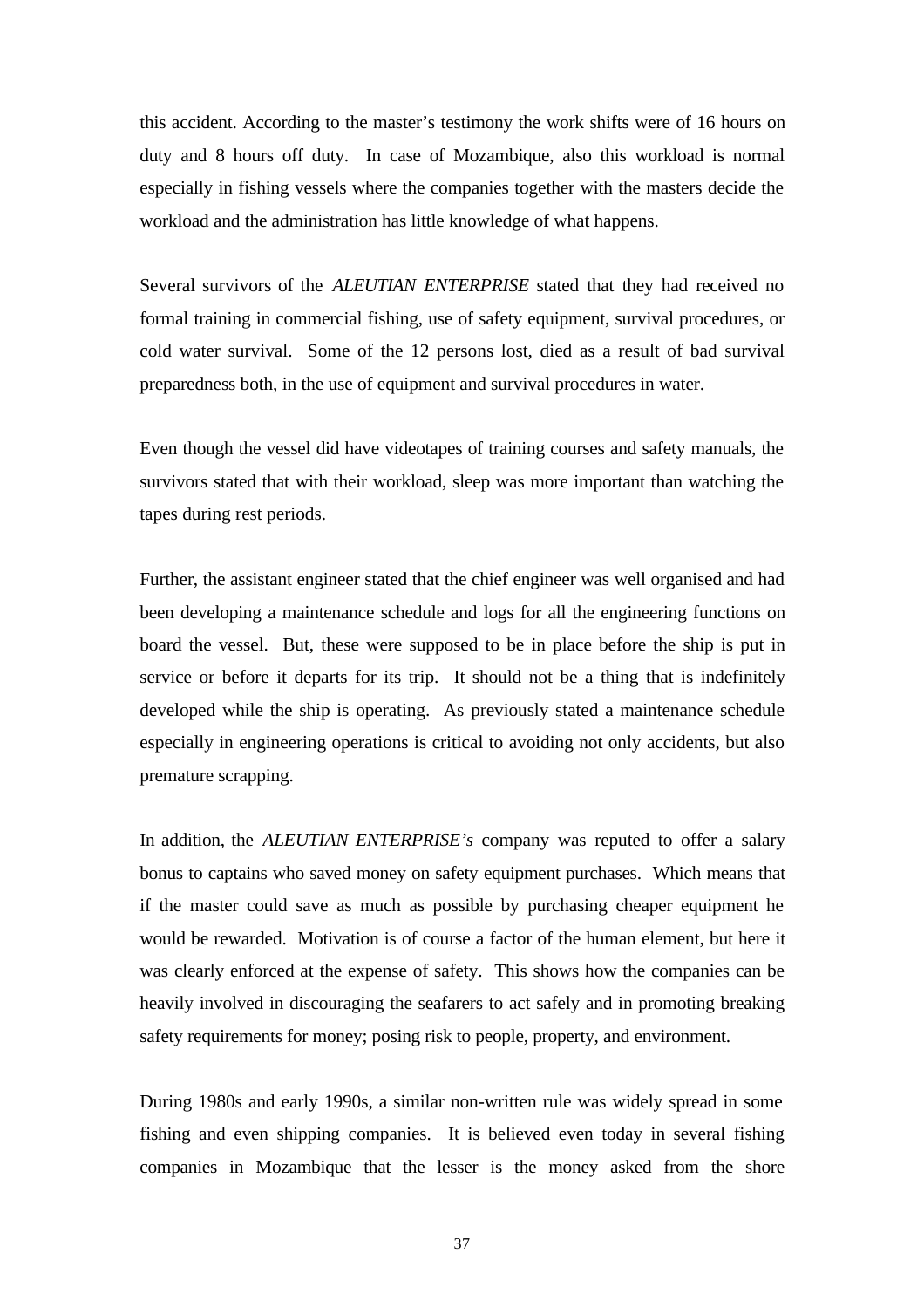this accident. According to the master's testimony the work shifts were of 16 hours on duty and 8 hours off duty. In case of Mozambique, also this workload is normal especially in fishing vessels where the companies together with the masters decide the workload and the administration has little knowledge of what happens.

Several survivors of the *ALEUTIAN ENTERPRISE* stated that they had received no formal training in commercial fishing, use of safety equipment, survival procedures, or cold water survival. Some of the 12 persons lost, died as a result of bad survival preparedness both, in the use of equipment and survival procedures in water.

Even though the vessel did have videotapes of training courses and safety manuals, the survivors stated that with their workload, sleep was more important than watching the tapes during rest periods.

Further, the assistant engineer stated that the chief engineer was well organised and had been developing a maintenance schedule and logs for all the engineering functions on board the vessel. But, these were supposed to be in place before the ship is put in service or before it departs for its trip. It should not be a thing that is indefinitely developed while the ship is operating. As previously stated a maintenance schedule especially in engineering operations is critical to avoiding not only accidents, but also premature scrapping.

In addition, the *ALEUTIAN ENTERPRISE's* company was reputed to offer a salary bonus to captains who saved money on safety equipment purchases. Which means that if the master could save as much as possible by purchasing cheaper equipment he would be rewarded. Motivation is of course a factor of the human element, but here it was clearly enforced at the expense of safety. This shows how the companies can be heavily involved in discouraging the seafarers to act safely and in promoting breaking safety requirements for money; posing risk to people, property, and environment.

During 1980s and early 1990s, a similar non-written rule was widely spread in some fishing and even shipping companies. It is believed even today in several fishing companies in Mozambique that the lesser is the money asked from the shore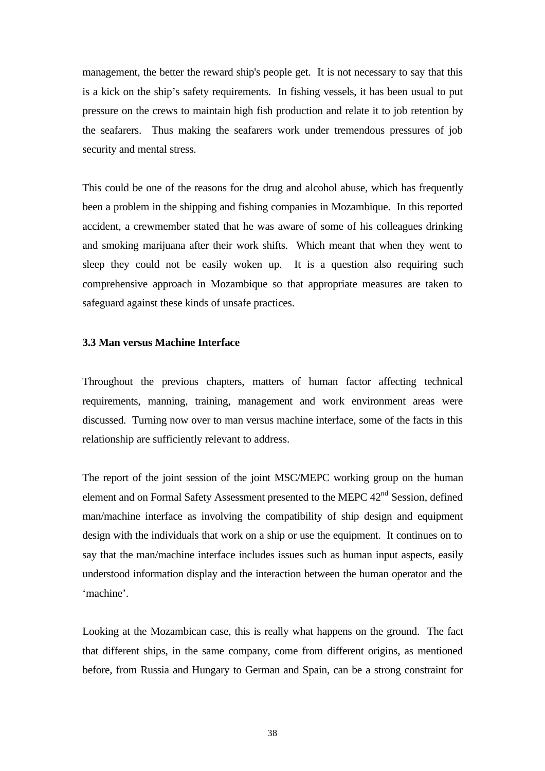management, the better the reward ship's people get. It is not necessary to say that this is a kick on the ship's safety requirements. In fishing vessels, it has been usual to put pressure on the crews to maintain high fish production and relate it to job retention by the seafarers. Thus making the seafarers work under tremendous pressures of job security and mental stress.

This could be one of the reasons for the drug and alcohol abuse, which has frequently been a problem in the shipping and fishing companies in Mozambique. In this reported accident, a crewmember stated that he was aware of some of his colleagues drinking and smoking marijuana after their work shifts. Which meant that when they went to sleep they could not be easily woken up. It is a question also requiring such comprehensive approach in Mozambique so that appropriate measures are taken to safeguard against these kinds of unsafe practices.

### 3.3 Man versus Machine Interface

Throughout the previous chapters, matters of human factor affecting technical requirements, manning, training, management and work environment areas were discussed. Turning now over to man versus machine interface, some of the facts in this relationship are sufficiently relevant to address.

The report of the joint session of the joint MSC/MEPC working group on the human element and on Formal Safety Assessment presented to the MEPC 42nd Session, defined man/machine interface as involving the compatibility of ship design and equipment design with the individuals that work on a ship or use the equipment. It continues on to say that the man/machine interface includes issues such as human input aspects, easily understood information display and the interaction between the human operator and the 'machine'.

Looking at the Mozambican case, this is really what happens on the ground. The fact that different ships, in the same company, come from different origins, as mentioned before, from Russia and Hungary to German and Spain, can be a strong constraint for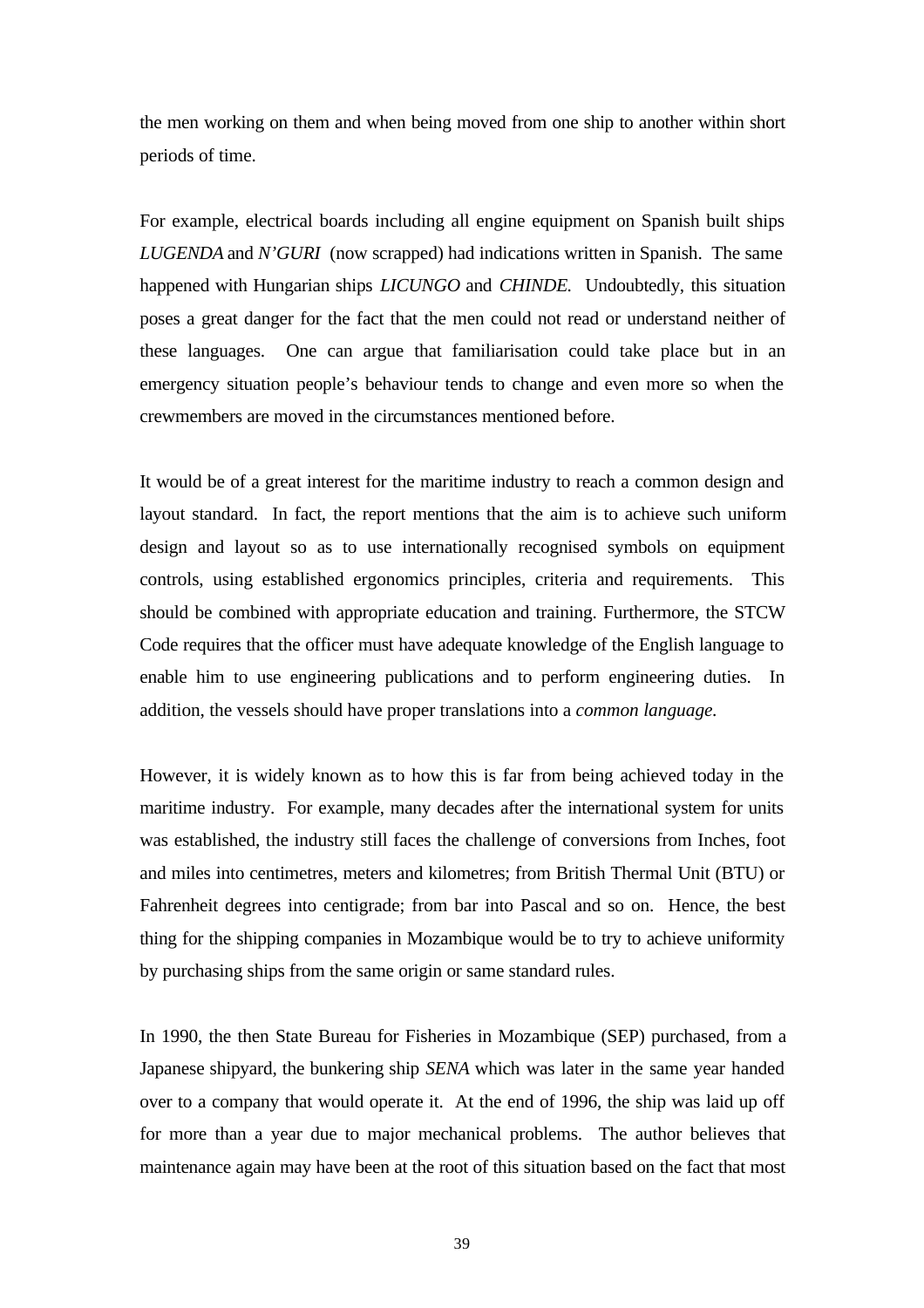the men working on them and when being moved from one ship to another within short periods of time.

For example, electrical boards including all engine equipment on Spanish built ships *LUGENDA* and *N'GURI* (now scrapped) had indications written in Spanish. The same happened with Hungarian ships *LICUNGO* and *CHINDE.* Undoubtedly, this situation poses a great danger for the fact that the men could not read or understand neither of these languages. One can argue that familiarisation could take place but in an emergency situation people's behaviour tends to change and even more so when the crewmembers are moved in the circumstances mentioned before.

It would be of a great interest for the maritime industry to reach a common design and layout standard. In fact, the report mentions that the aim is to achieve such uniform design and layout so as to use internationally recognised symbols on equipment controls, using established ergonomics principles, criteria and requirements. This should be combined with appropriate education and training. Furthermore, the STCW Code requires that the officer must have adequate knowledge of the English language to enable him to use engineering publications and to perform engineering duties. In addition, the vessels should have proper translations into a *common language.*

However, it is widely known as to how this is far from being achieved today in the maritime industry. For example, many decades after the international system for units was established, the industry still faces the challenge of conversions from Inches, foot and miles into centimetres, meters and kilometres; from British Thermal Unit (BTU) or Fahrenheit degrees into centigrade; from bar into Pascal and so on. Hence, the best thing for the shipping companies in Mozambique would be to try to achieve uniformity by purchasing ships from the same origin or same standard rules.

In 1990, the then State Bureau for Fisheries in Mozambique (SEP) purchased, from a Japanese shipyard, the bunkering ship *SENA* which was later in the same year handed over to a company that would operate it. At the end of 1996, the ship was laid up off for more than a year due to major mechanical problems. The author believes that maintenance again may have been at the root of this situation based on the fact that most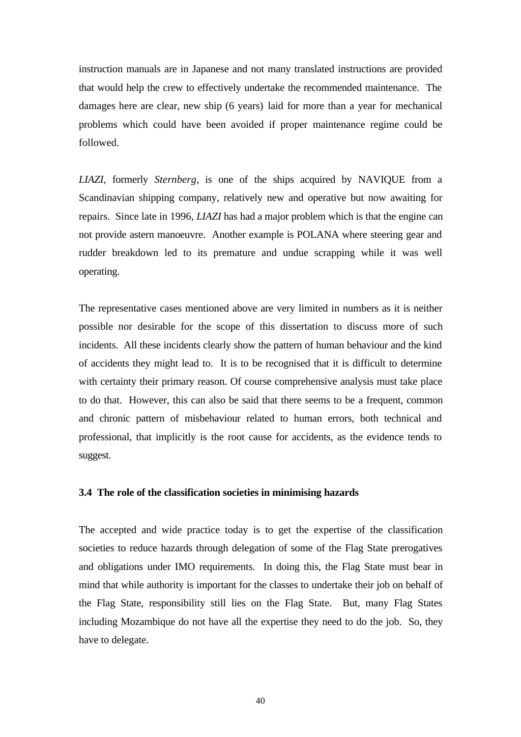instruction manuals are in Japanese and not many translated instructions are provided that would help the crew to effectively undertake the recommended maintenance. The damages here are clear, new ship (6 years) laid for more than a year for mechanical problems which could have been avoided if proper maintenance regime could be followed.

*LIAZI*, formerly *Sternberg*, is one of the ships acquired by NAVIQUE from a Scandinavian shipping company, relatively new and operative but now awaiting for repairs. Since late in 1996, *LIAZI* has had a major problem which is that the engine can not provide astern manoeuvre. Another example is POLANA where steering gear and rudder breakdown led to its premature and undue scrapping while it was well operating.

The representative cases mentioned above are very limited in numbers as it is neither possible nor desirable for the scope of this dissertation to discuss more of such incidents. All these incidents clearly show the pattern of human behaviour and the kind of accidents they might lead to. It is to be recognised that it is difficult to determine with certainty their primary reason. Of course comprehensive analysis must take place to do that. However, this can also be said that there seems to be a frequent, common and chronic pattern of misbehaviour related to human errors, both technical and professional, that implicitly is the root cause for accidents, as the evidence tends to suggest.

### 3.4 The role of the classification societies in minimising hazards

The accepted and wide practice today is to get the expertise of the classification societies to reduce hazards through delegation of some of the Flag State prerogatives and obligations under IMO requirements. In doing this, the Flag State must bear in mind that while authority is important for the classes to undertake their job on behalf of the Flag State, responsibility still lies on the Flag State. But, many Flag States including Mozambique do not have all the expertise they need to do the job. So, they have to delegate.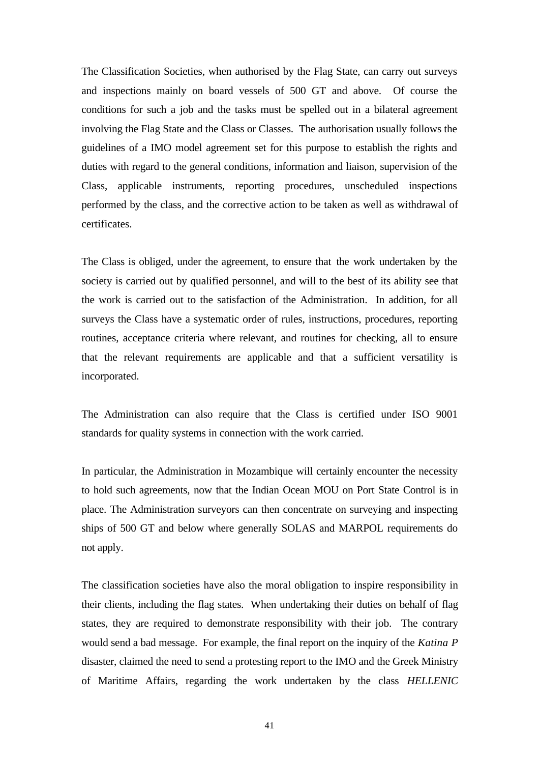The Classification Societies, when authorised by the Flag State, can carry out surveys and inspections mainly on board vessels of 500 GT and above. Of course the conditions for such a job and the tasks must be spelled out in a bilateral agreement involving the Flag State and the Class or Classes. The authorisation usually follows the guidelines of a IMO model agreement set for this purpose to establish the rights and duties with regard to the general conditions, information and liaison, supervision of the Class, applicable instruments, reporting procedures, unscheduled inspections performed by the class, and the corrective action to be taken as well as withdrawal of certificates.

The Class is obliged, under the agreement, to ensure that the work undertaken by the society is carried out by qualified personnel, and will to the best of its ability see that the work is carried out to the satisfaction of the Administration. In addition, for all surveys the Class have a systematic order of rules, instructions, procedures, reporting routines, acceptance criteria where relevant, and routines for checking, all to ensure that the relevant requirements are applicable and that a sufficient versatility is incorporated.

The Administration can also require that the Class is certified under ISO 9001 standards for quality systems in connection with the work carried.

In particular, the Administration in Mozambique will certainly encounter the necessity to hold such agreements, now that the Indian Ocean MOU on Port State Control is in place. The Administration surveyors can then concentrate on surveying and inspecting ships of 500 GT and below where generally SOLAS and MARPOL requirements do not apply.

The classification societies have also the moral obligation to inspire responsibility in their clients, including the flag states. When undertaking their duties on behalf of flag states, they are required to demonstrate responsibility with their job. The contrary would send a bad message. For example, the final report on the inquiry of the *Katina P* disaster, claimed the need to send a protesting report to the IMO and the Greek Ministry of Maritime Affairs, regarding the work undertaken by the class *HELLENIC*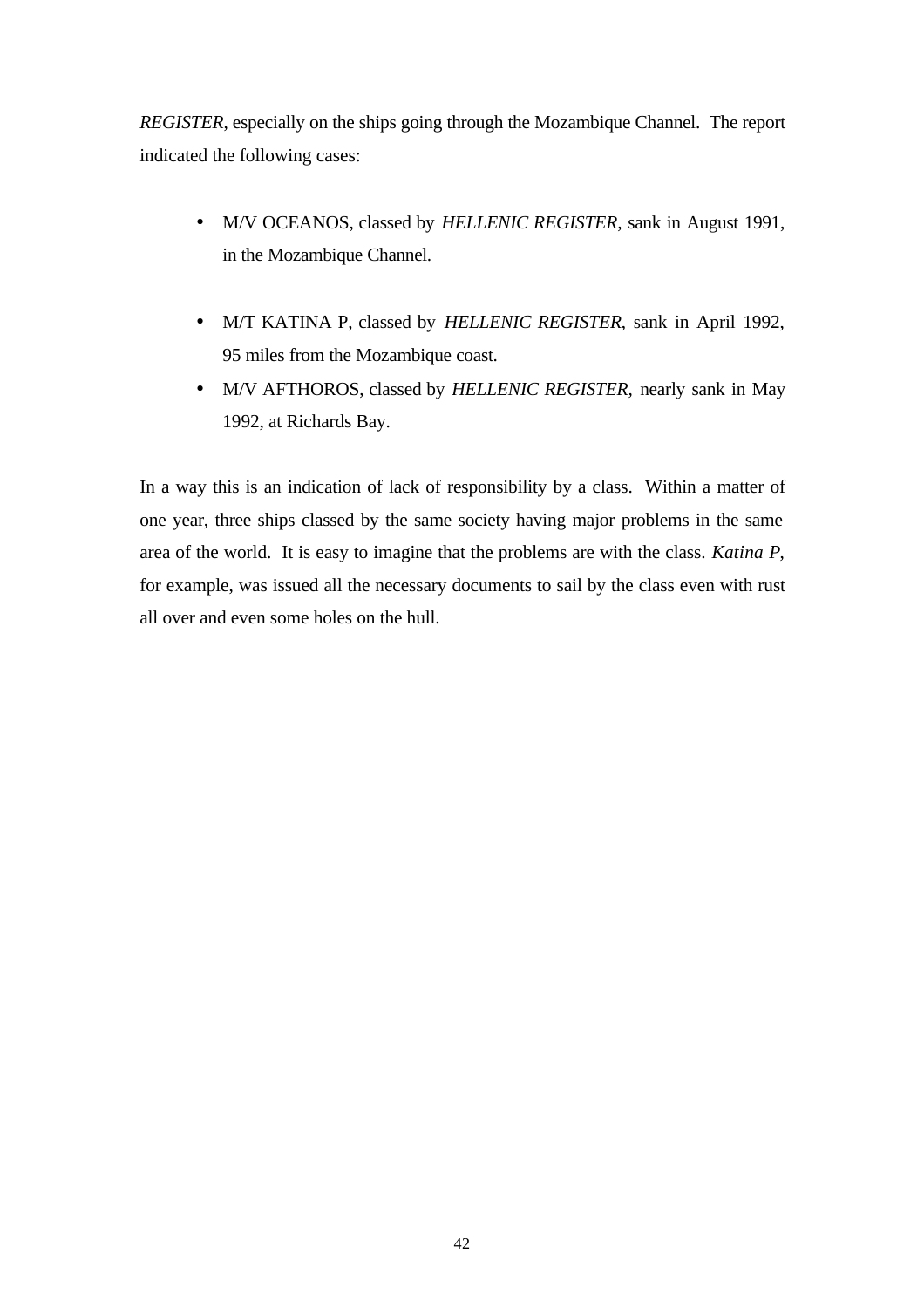*REGISTER*, especially on the ships going through the Mozambique Channel. The report indicated the following cases:

- M/V OCEANOS, classed by *HELLENIC REGISTER*, sank in August 1991, in the Mozambique Channel.

- M/T KATINA P, classed by *HELLENIC REGISTER*, sank in April 1992, 95 miles from the Mozambique coast.
- M/V AFTHOROS, classed by *HELLENIC REGISTER*, nearly sank in May 1992, at Richards Bay.

In a way this is an indication of lack of responsibility by a class. Within a matter of one year, three ships classed by the same society having major problems in the same area of the world. It is easy to imagine that the problems are with the class. *Katina P*, for example, was issued all the necessary documents to sail by the class even with rust all over and even some holes on the hull.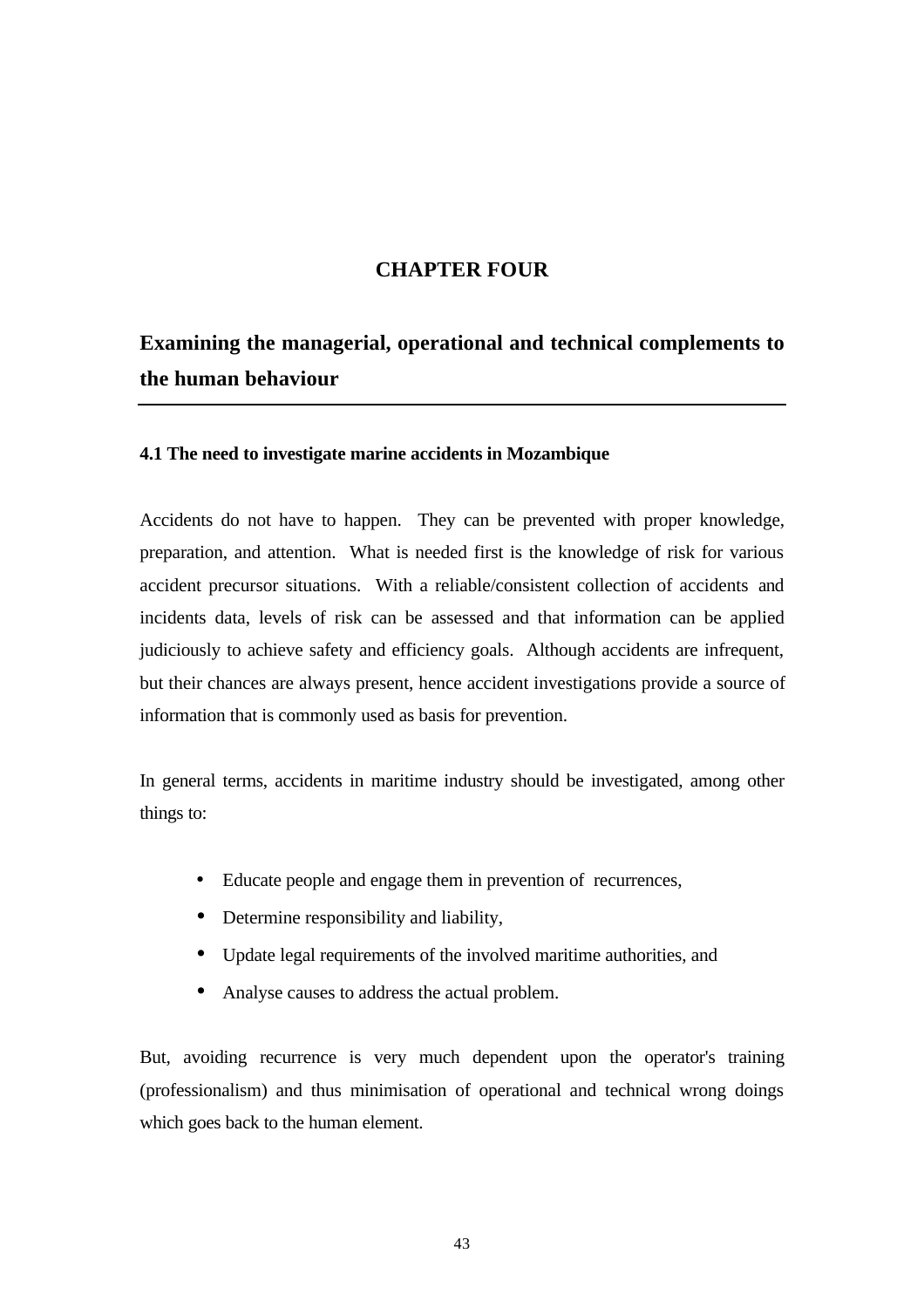# CHAPTER FOUR

## Examining the managerial, operational and technical complements to the human behaviour

### 4.1 The need to investigate marine accidents in Mozambique

Accidents do not have to happen. They can be prevented with proper knowledge, preparation, and attention. What is needed first is the knowledge of risk for various accident precursor situations. With a reliable/consistent collection of accidents and incidents data, levels of risk can be assessed and that information can be applied judiciously to achieve safety and efficiency goals. Although accidents are infrequent, but their chances are always present, hence accident investigations provide a source of information that is commonly used as basis for prevention.

In general terms, accidents in maritime industry should be investigated, among other things to:

- Educate people and engage them in prevention of recurrences,
- Determine responsibility and liability,
- Update legal requirements of the involved maritime authorities, and
- Analyse causes to address the actual problem.

But, avoiding recurrence is very much dependent upon the operator's training (professionalism) and thus minimisation of operational and technical wrong doings which goes back to the human element.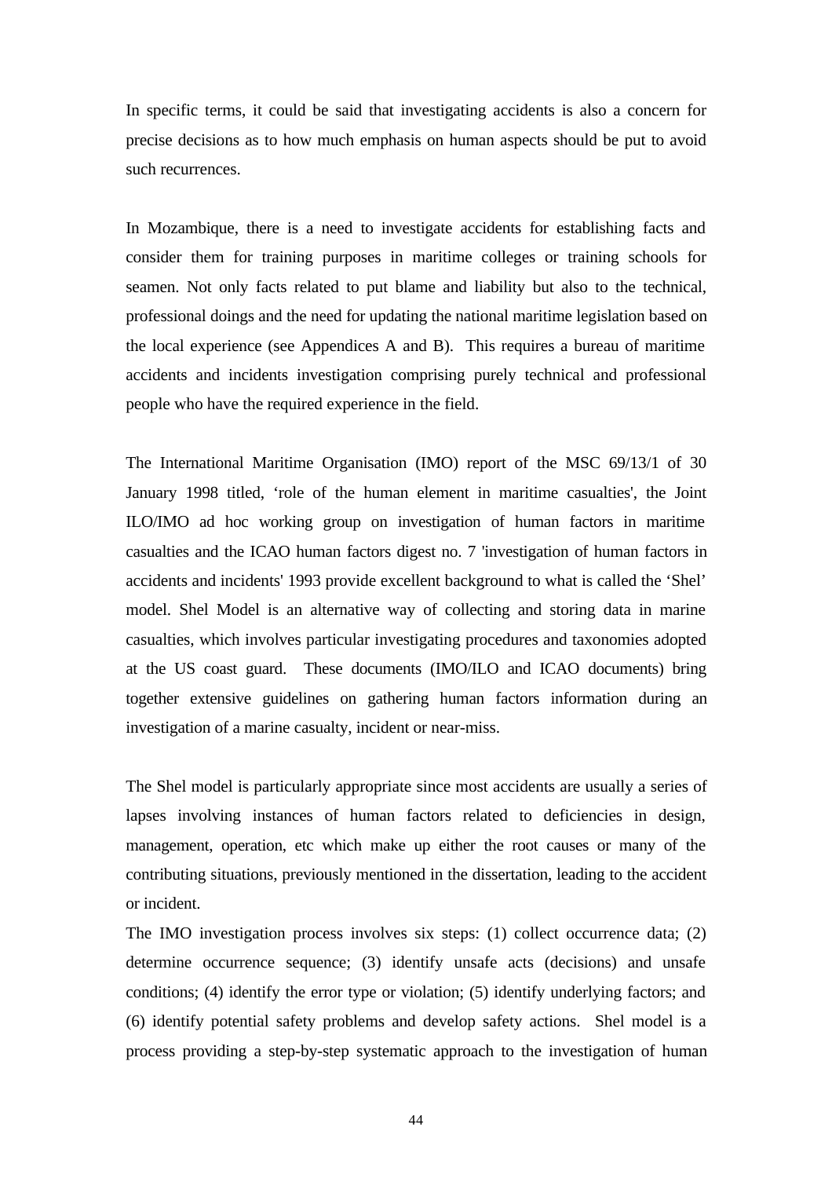In specific terms, it could be said that investigating accidents is also a concern for precise decisions as to how much emphasis on human aspects should be put to avoid such recurrences.

In Mozambique, there is a need to investigate accidents for establishing facts and consider them for training purposes in maritime colleges or training schools for seamen. Not only facts related to put blame and liability but also to the technical, professional doings and the need for updating the national maritime legislation based on the local experience (see Appendices A and B). This requires a bureau of maritime accidents and incidents investigation comprising purely technical and professional people who have the required experience in the field.

The International Maritime Organisation (IMO) report of the MSC 69/13/1 of 30 January 1998 titled, 'role of the human element in maritime casualties', the Joint ILO/IMO ad hoc working group on investigation of human factors in maritime casualties and the ICAO human factors digest no. 7 'investigation of human factors in accidents and incidents' 1993 provide excellent background to what is called the 'Shel' model. Shel Model is an alternative way of collecting and storing data in marine casualties, which involves particular investigating procedures and taxonomies adopted at the US coast guard. These documents (IMO/ILO and ICAO documents) bring together extensive guidelines on gathering human factors information during an investigation of a marine casualty, incident or near-miss.

The Shel model is particularly appropriate since most accidents are usually a series of lapses involving instances of human factors related to deficiencies in design, management, operation, etc which make up either the root causes or many of the contributing situations, previously mentioned in the dissertation, leading to the accident or incident.

The IMO investigation process involves six steps: (1) collect occurrence data; (2) determine occurrence sequence; (3) identify unsafe acts (decisions) and unsafe conditions; (4) identify the error type or violation; (5) identify underlying factors; and (6) identify potential safety problems and develop safety actions. Shel model is a process providing a step-by-step systematic approach to the investigation of human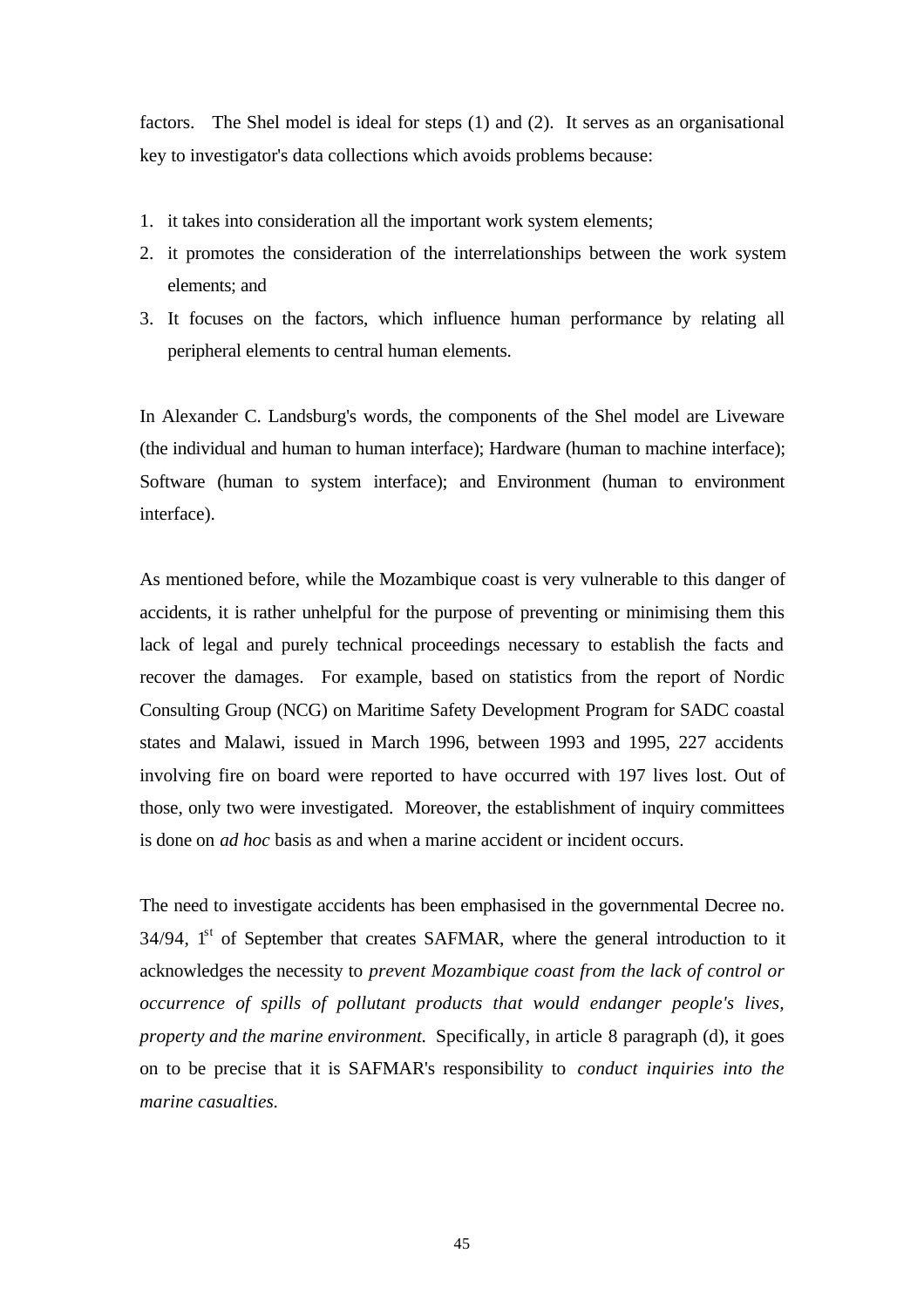factors. The Shel model is ideal for steps (1) and (2). It serves as an organisational key to investigator's data collections which avoids problems because:

1. it takes into consideration all the important work system elements;
2. it promotes the consideration of the interrelationships between the work system elements; and
3. It focuses on the factors, which influence human performance by relating all peripheral elements to central human elements.

In Alexander C. Landsburg's words, the components of the Shel model are Liveware (the individual and human to human interface); Hardware (human to machine interface); Software (human to system interface); and Environment (human to environment interface).

As mentioned before, while the Mozambique coast is very vulnerable to this danger of accidents, it is rather unhelpful for the purpose of preventing or minimising them this lack of legal and purely technical proceedings necessary to establish the facts and recover the damages. For example, based on statistics from the report of Nordic Consulting Group (NCG) on Maritime Safety Development Program for SADC coastal states and Malawi, issued in March 1996, between 1993 and 1995, 227 accidents involving fire on board were reported to have occurred with 197 lives lost. Out of those, only two were investigated. Moreover, the establishment of inquiry committees is done on *ad hoc* basis as and when a marine accident or incident occurs.

The need to investigate accidents has been emphasised in the governmental Decree no. 34/94, 1st of September that creates SAFMAR, where the general introduction to it acknowledges the necessity to *prevent Mozambique coast from the lack of control or occurrence of spills of pollutant products that would endanger people's lives, property and the marine environment.* Specifically, in article 8 paragraph (d), it goes on to be precise that it is SAFMAR's responsibility to *conduct inquiries into the marine casualties.*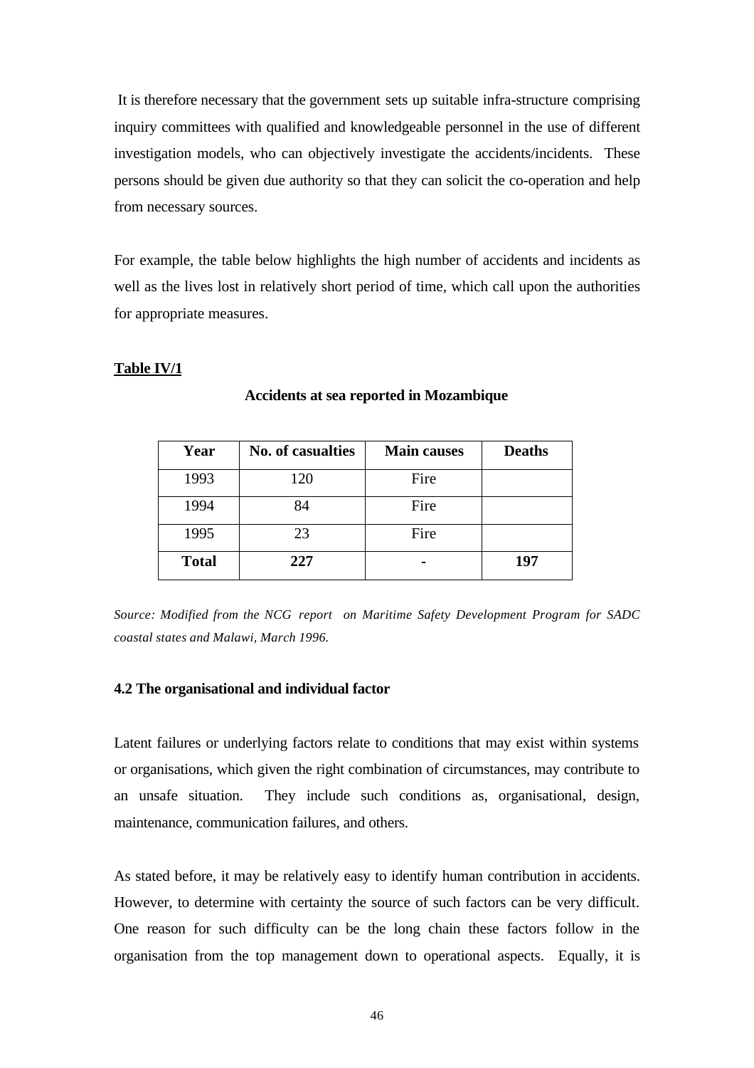It is therefore necessary that the government sets up suitable infra-structure comprising inquiry committees with qualified and knowledgeable personnel in the use of different investigation models, who can objectively investigate the accidents/incidents. These persons should be given due authority so that they can solicit the co-operation and help from necessary sources.

For example, the table below highlights the high number of accidents and incidents as well as the lives lost in relatively short period of time, which call upon the authorities for appropriate measures.

**Table IV/1**

**Accidents at sea reported in Mozambique**

| Year | No. of casualties | Main causes | Deaths |
|---|---|---|---|
| 1993 | 120 | Fire | |
| 1994 | 84 | Fire | |
| 1995 | 23 | Fire | |
| **Total** | **227** | **-** | **197** |

*Source: Modified from the NCG report on Maritime Safety Development Program for SADC coastal states and Malawi, March 1996.*

### 4.2 The organisational and individual factor

Latent failures or underlying factors relate to conditions that may exist within systems or organisations, which given the right combination of circumstances, may contribute to an unsafe situation. They include such conditions as, organisational, design, maintenance, communication failures, and others.

As stated before, it may be relatively easy to identify human contribution in accidents. However, to determine with certainty the source of such factors can be very difficult. One reason for such difficulty can be the long chain these factors follow in the organisation from the top management down to operational aspects. Equally, it is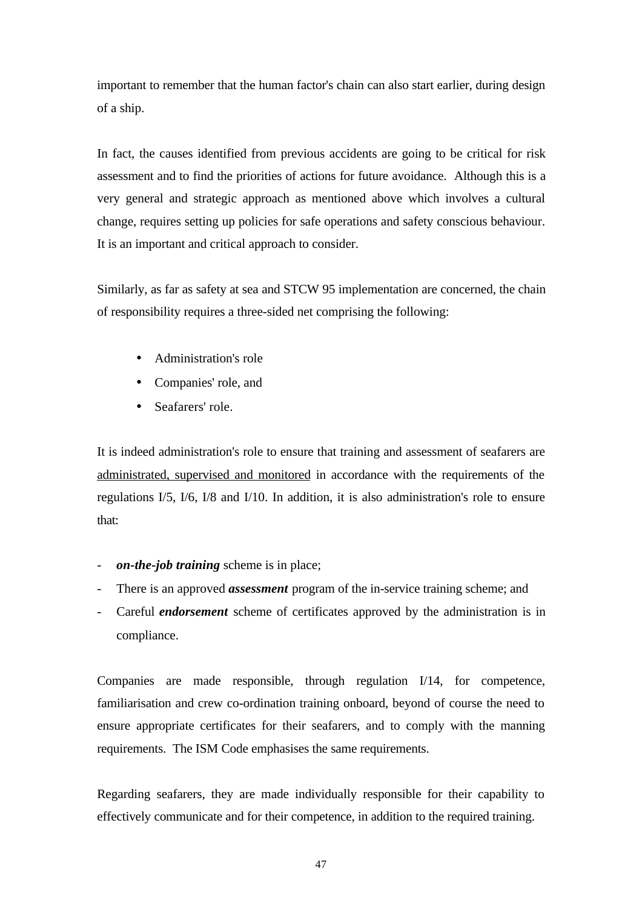important to remember that the human factor's chain can also start earlier, during design of a ship.

In fact, the causes identified from previous accidents are going to be critical for risk assessment and to find the priorities of actions for future avoidance. Although this is a very general and strategic approach as mentioned above which involves a cultural change, requires setting up policies for safe operations and safety conscious behaviour. It is an important and critical approach to consider.

Similarly, as far as safety at sea and STCW 95 implementation are concerned, the chain of responsibility requires a three-sided net comprising the following:

- Administration's role
- Companies' role, and
- Seafarers' role.

It is indeed administration's role to ensure that training and assessment of seafarers are <u>administrated, supervised and monitored</u> in accordance with the requirements of the regulations I/5, I/6, I/8 and I/10. In addition, it is also administration's role to ensure that:

- ***on-the-job training*** scheme is in place;
- There is an approved ***assessment*** program of the in-service training scheme; and
- Careful ***endorsement*** scheme of certificates approved by the administration is in compliance.

Companies are made responsible, through regulation I/14, for competence, familiarisation and crew co-ordination training onboard, beyond of course the need to ensure appropriate certificates for their seafarers, and to comply with the manning requirements. The ISM Code emphasises the same requirements.

Regarding seafarers, they are made individually responsible for their capability to effectively communicate and for their competence, in addition to the required training.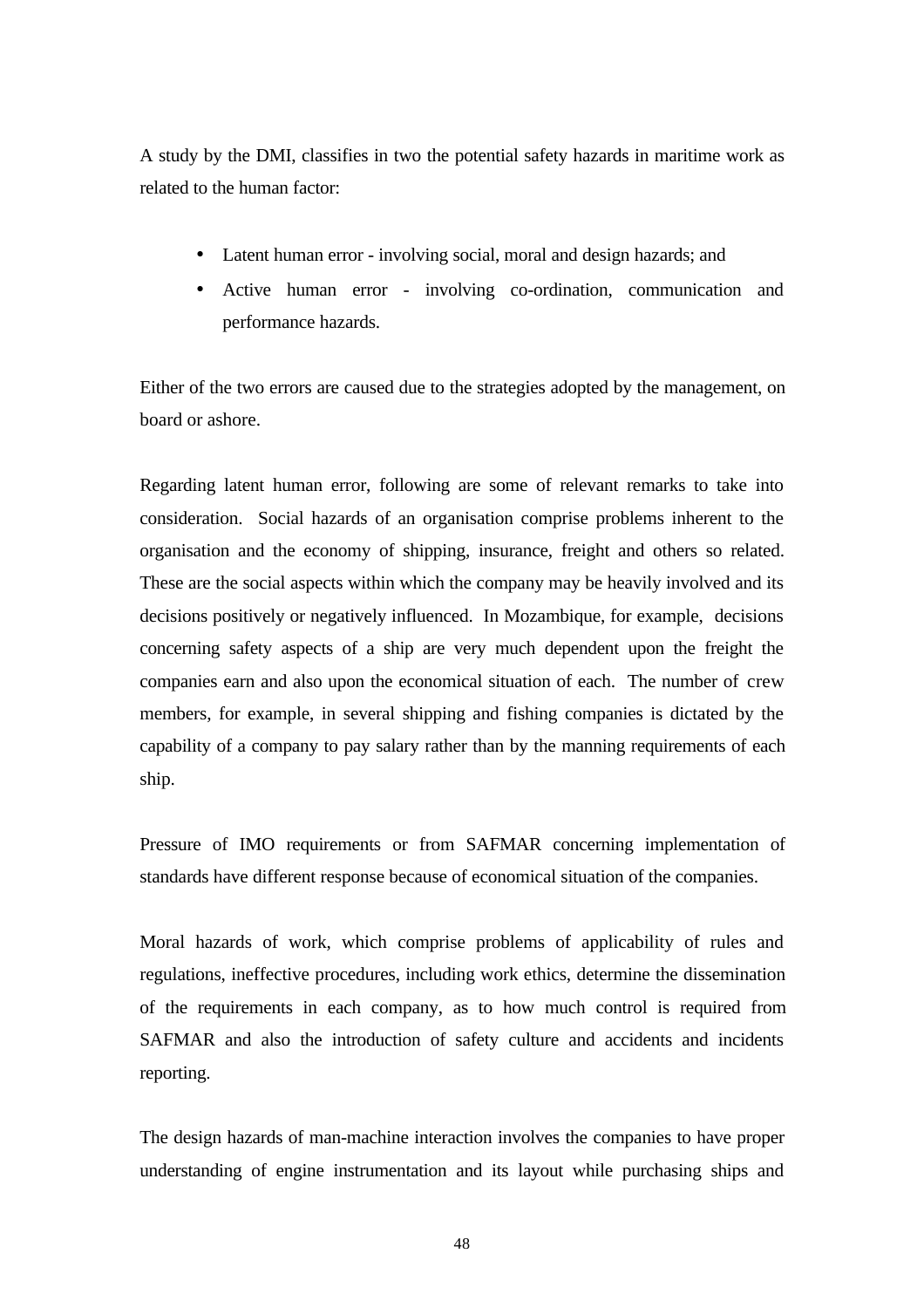A study by the DMI, classifies in two the potential safety hazards in maritime work as related to the human factor:

- Latent human error - involving social, moral and design hazards; and
- Active human error - involving co-ordination, communication and performance hazards.

Either of the two errors are caused due to the strategies adopted by the management, on board or ashore.

Regarding latent human error, following are some of relevant remarks to take into consideration. Social hazards of an organisation comprise problems inherent to the organisation and the economy of shipping, insurance, freight and others so related. These are the social aspects within which the company may be heavily involved and its decisions positively or negatively influenced. In Mozambique, for example, decisions concerning safety aspects of a ship are very much dependent upon the freight the companies earn and also upon the economical situation of each. The number of crew members, for example, in several shipping and fishing companies is dictated by the capability of a company to pay salary rather than by the manning requirements of each ship.

Pressure of IMO requirements or from SAFMAR concerning implementation of standards have different response because of economical situation of the companies.

Moral hazards of work, which comprise problems of applicability of rules and regulations, ineffective procedures, including work ethics, determine the dissemination of the requirements in each company, as to how much control is required from SAFMAR and also the introduction of safety culture and accidents and incidents reporting.

The design hazards of man-machine interaction involves the companies to have proper understanding of engine instrumentation and its layout while purchasing ships and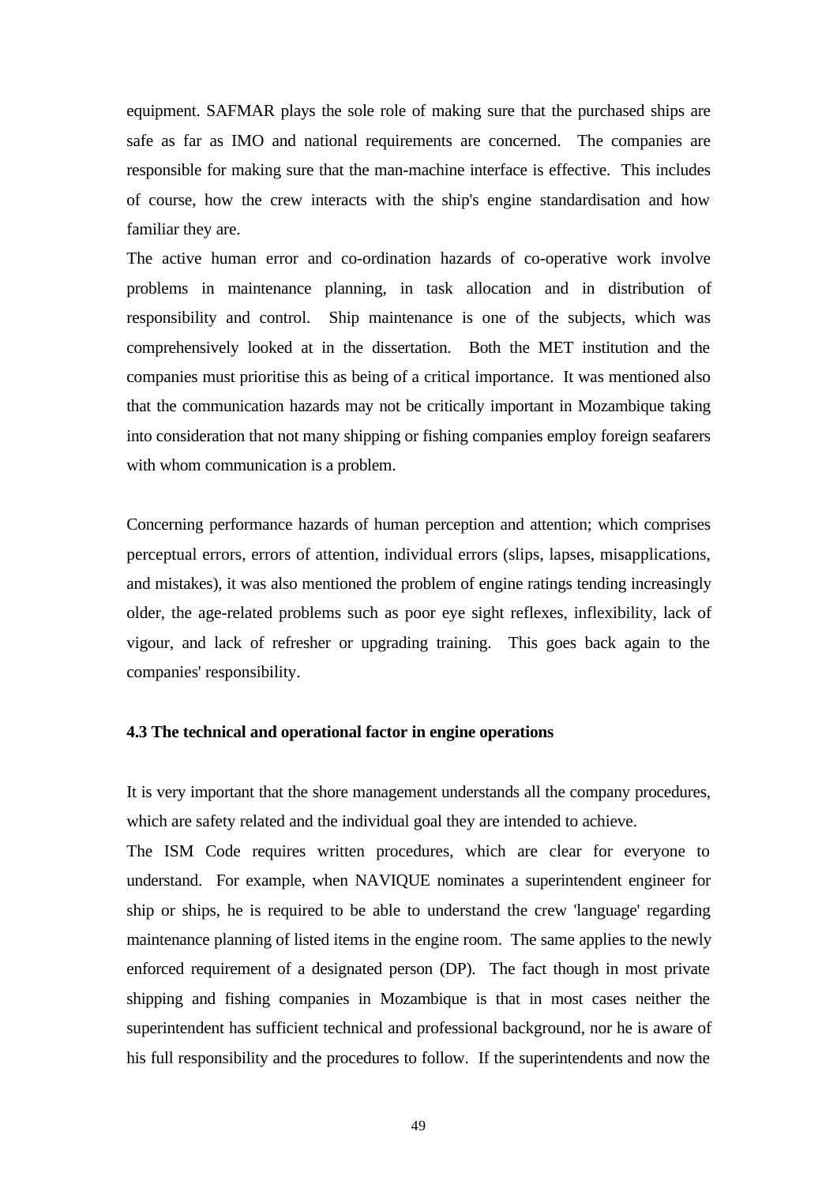equipment. SAFMAR plays the sole role of making sure that the purchased ships are safe as far as IMO and national requirements are concerned. The companies are responsible for making sure that the man-machine interface is effective. This includes of course, how the crew interacts with the ship's engine standardisation and how familiar they are.

The active human error and co-ordination hazards of co-operative work involve problems in maintenance planning, in task allocation and in distribution of responsibility and control. Ship maintenance is one of the subjects, which was comprehensively looked at in the dissertation. Both the MET institution and the companies must prioritise this as being of a critical importance. It was mentioned also that the communication hazards may not be critically important in Mozambique taking into consideration that not many shipping or fishing companies employ foreign seafarers with whom communication is a problem.

Concerning performance hazards of human perception and attention; which comprises perceptual errors, errors of attention, individual errors (slips, lapses, misapplications, and mistakes), it was also mentioned the problem of engine ratings tending increasingly older, the age-related problems such as poor eye sight reflexes, inflexibility, lack of vigour, and lack of refresher or upgrading training. This goes back again to the companies' responsibility.

### 4.3 The technical and operational factor in engine operations

It is very important that the shore management understands all the company procedures, which are safety related and the individual goal they are intended to achieve.

The ISM Code requires written procedures, which are clear for everyone to understand. For example, when NAVIQUE nominates a superintendent engineer for ship or ships, he is required to be able to understand the crew 'language' regarding maintenance planning of listed items in the engine room. The same applies to the newly enforced requirement of a designated person (DP). The fact though in most private shipping and fishing companies in Mozambique is that in most cases neither the superintendent has sufficient technical and professional background, nor he is aware of his full responsibility and the procedures to follow. If the superintendents and now the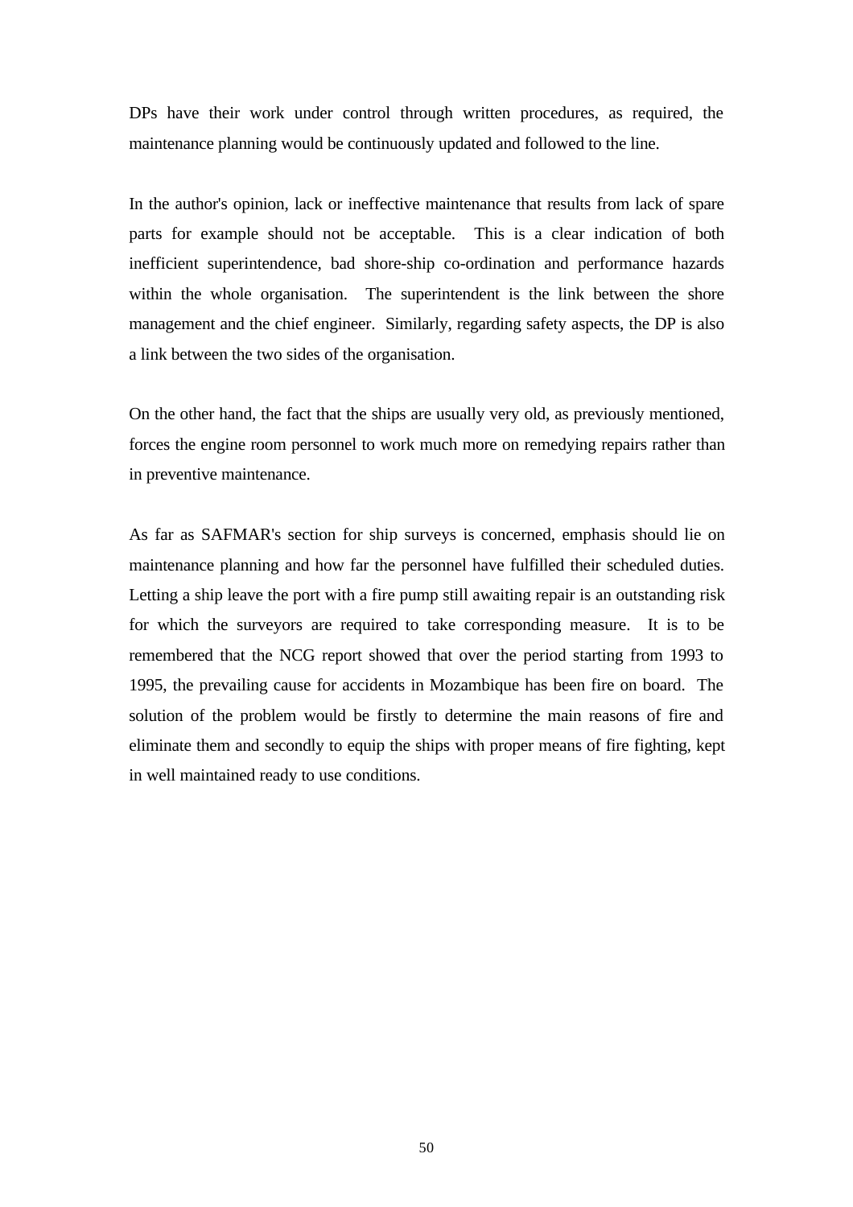DPs have their work under control through written procedures, as required, the maintenance planning would be continuously updated and followed to the line.

In the author's opinion, lack or ineffective maintenance that results from lack of spare parts for example should not be acceptable. This is a clear indication of both inefficient superintendence, bad shore-ship co-ordination and performance hazards within the whole organisation. The superintendent is the link between the shore management and the chief engineer. Similarly, regarding safety aspects, the DP is also a link between the two sides of the organisation.

On the other hand, the fact that the ships are usually very old, as previously mentioned, forces the engine room personnel to work much more on remedying repairs rather than in preventive maintenance.

As far as SAFMAR's section for ship surveys is concerned, emphasis should lie on maintenance planning and how far the personnel have fulfilled their scheduled duties. Letting a ship leave the port with a fire pump still awaiting repair is an outstanding risk for which the surveyors are required to take corresponding measure. It is to be remembered that the NCG report showed that over the period starting from 1993 to 1995, the prevailing cause for accidents in Mozambique has been fire on board. The solution of the problem would be firstly to determine the main reasons of fire and eliminate them and secondly to equip the ships with proper means of fire fighting, kept in well maintained ready to use conditions.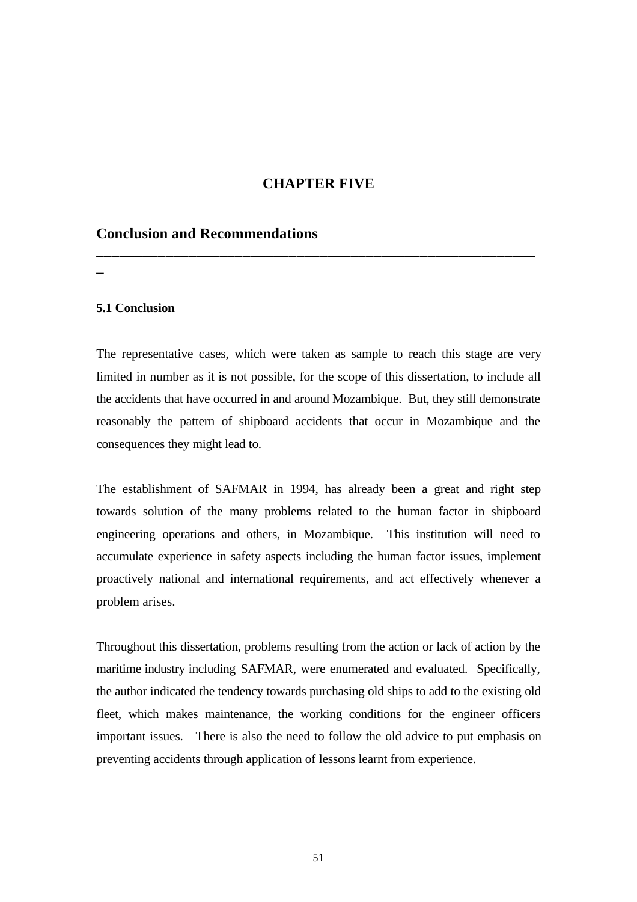# CHAPTER FIVE

## Conclusion and Recommendations

### 5.1 Conclusion

The representative cases, which were taken as sample to reach this stage are very limited in number as it is not possible, for the scope of this dissertation, to include all the accidents that have occurred in and around Mozambique. But, they still demonstrate reasonably the pattern of shipboard accidents that occur in Mozambique and the consequences they might lead to.

The establishment of SAFMAR in 1994, has already been a great and right step towards solution of the many problems related to the human factor in shipboard engineering operations and others, in Mozambique. This institution will need to accumulate experience in safety aspects including the human factor issues, implement proactively national and international requirements, and act effectively whenever a problem arises.

Throughout this dissertation, problems resulting from the action or lack of action by the maritime industry including SAFMAR, were enumerated and evaluated. Specifically, the author indicated the tendency towards purchasing old ships to add to the existing old fleet, which makes maintenance, the working conditions for the engineer officers important issues. There is also the need to follow the old advice to put emphasis on preventing accidents through application of lessons learnt from experience.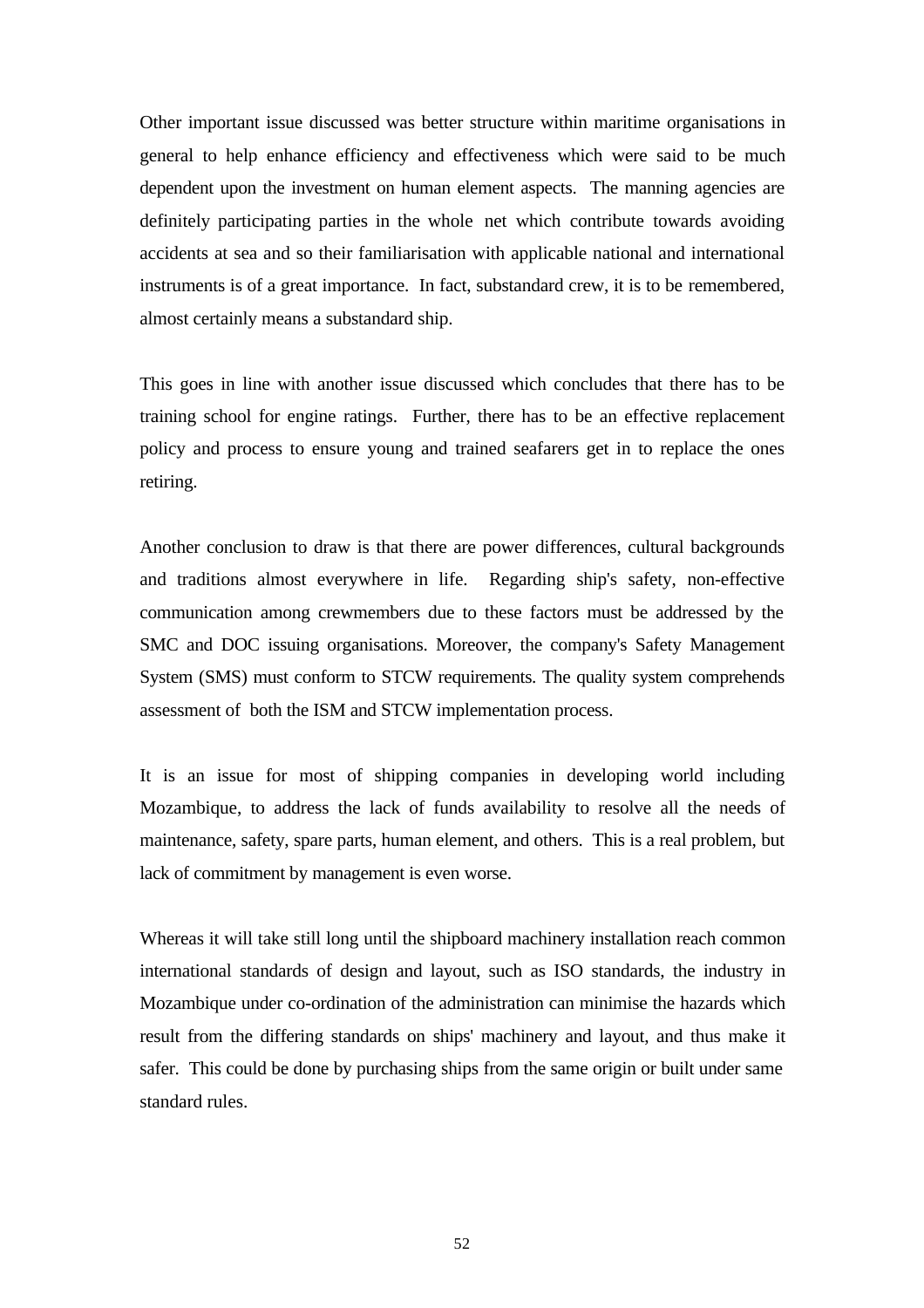Other important issue discussed was better structure within maritime organisations in general to help enhance efficiency and effectiveness which were said to be much dependent upon the investment on human element aspects. The manning agencies are definitely participating parties in the whole net which contribute towards avoiding accidents at sea and so their familiarisation with applicable national and international instruments is of a great importance. In fact, substandard crew, it is to be remembered, almost certainly means a substandard ship.

This goes in line with another issue discussed which concludes that there has to be training school for engine ratings. Further, there has to be an effective replacement policy and process to ensure young and trained seafarers get in to replace the ones retiring.

Another conclusion to draw is that there are power differences, cultural backgrounds and traditions almost everywhere in life. Regarding ship's safety, non-effective communication among crewmembers due to these factors must be addressed by the SMC and DOC issuing organisations. Moreover, the company's Safety Management System (SMS) must conform to STCW requirements. The quality system comprehends assessment of both the ISM and STCW implementation process.

It is an issue for most of shipping companies in developing world including Mozambique, to address the lack of funds availability to resolve all the needs of maintenance, safety, spare parts, human element, and others. This is a real problem, but lack of commitment by management is even worse.

Whereas it will take still long until the shipboard machinery installation reach common international standards of design and layout, such as ISO standards, the industry in Mozambique under co-ordination of the administration can minimise the hazards which result from the differing standards on ships' machinery and layout, and thus make it safer. This could be done by purchasing ships from the same origin or built under same standard rules.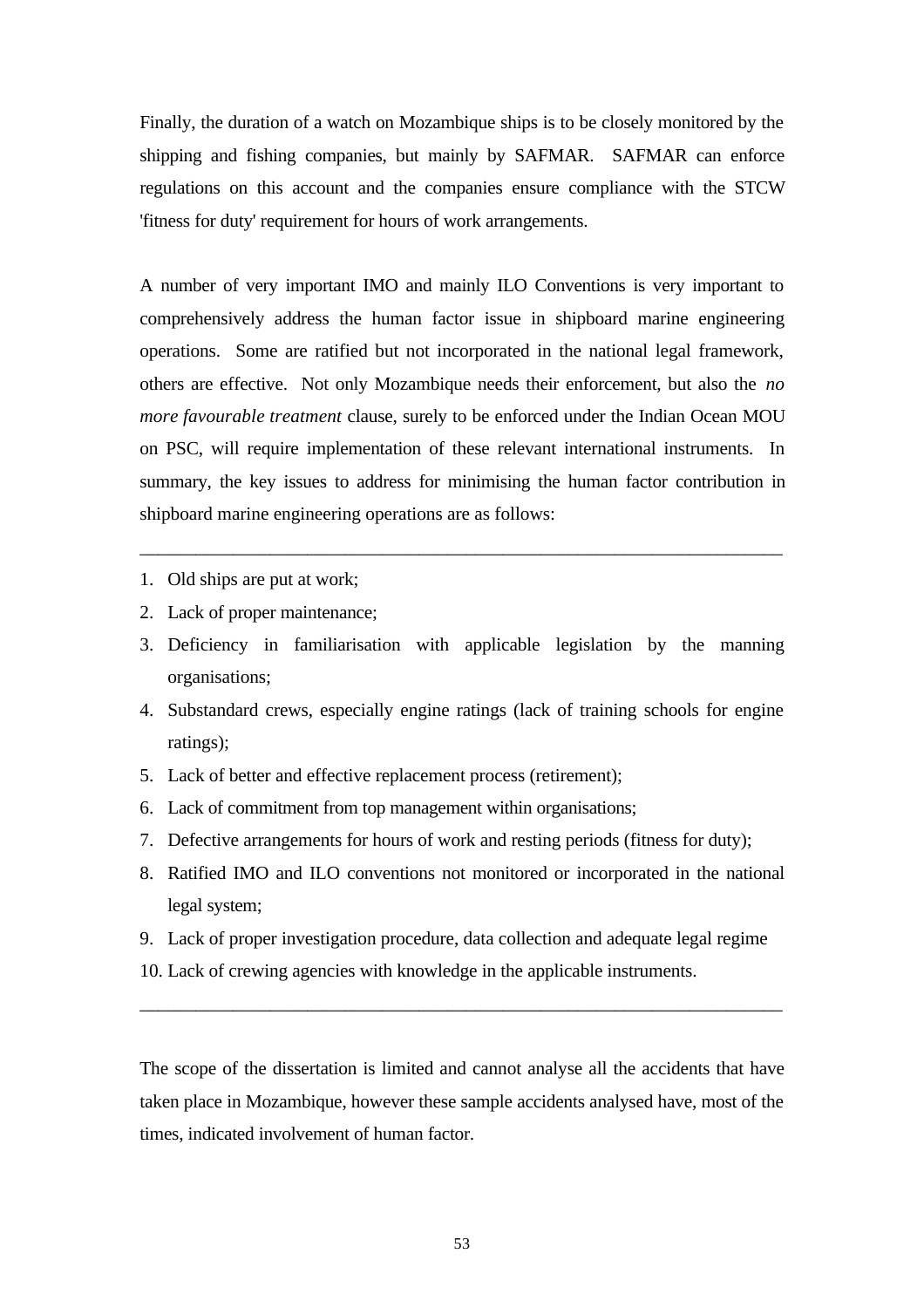Finally, the duration of a watch on Mozambique ships is to be closely monitored by the shipping and fishing companies, but mainly by SAFMAR. SAFMAR can enforce regulations on this account and the companies ensure compliance with the STCW 'fitness for duty' requirement for hours of work arrangements.

A number of very important IMO and mainly ILO Conventions is very important to comprehensively address the human factor issue in shipboard marine engineering operations. Some are ratified but not incorporated in the national legal framework, others are effective. Not only Mozambique needs their enforcement, but also the *no more favourable treatment* clause, surely to be enforced under the Indian Ocean MOU on PSC, will require implementation of these relevant international instruments. In summary, the key issues to address for minimising the human factor contribution in shipboard marine engineering operations are as follows:

---

1. Old ships are put at work;
2. Lack of proper maintenance;
3. Deficiency in familiarisation with applicable legislation by the manning organisations;
4. Substandard crews, especially engine ratings (lack of training schools for engine ratings);
5. Lack of better and effective replacement process (retirement);
6. Lack of commitment from top management within organisations;
7. Defective arrangements for hours of work and resting periods (fitness for duty);
8. Ratified IMO and ILO conventions not monitored or incorporated in the national legal system;
9. Lack of proper investigation procedure, data collection and adequate legal regime
10. Lack of crewing agencies with knowledge in the applicable instruments.

---

The scope of the dissertation is limited and cannot analyse all the accidents that have taken place in Mozambique, however these sample accidents analysed have, most of the times, indicated involvement of human factor.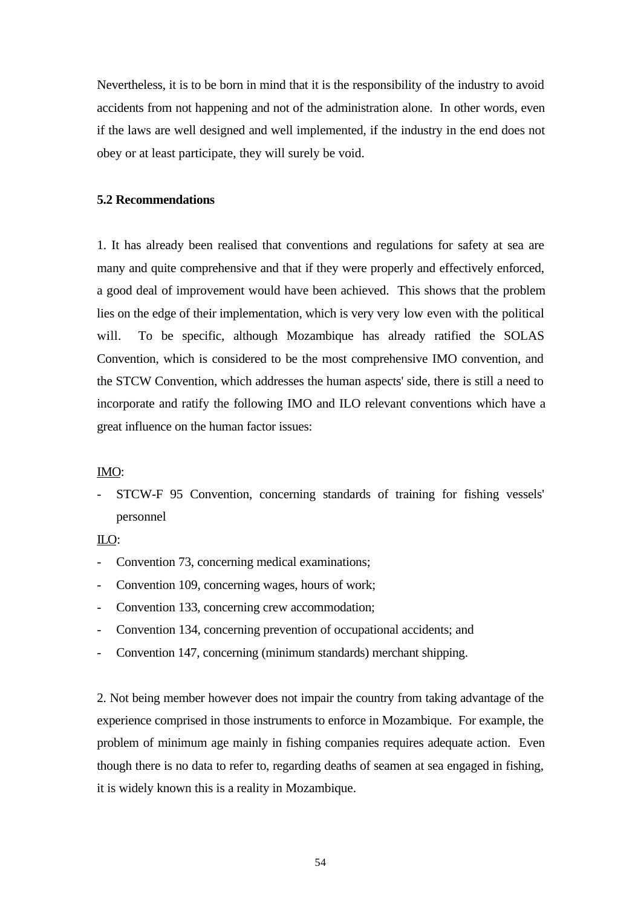Nevertheless, it is to be born in mind that it is the responsibility of the industry to avoid accidents from not happening and not of the administration alone. In other words, even if the laws are well designed and well implemented, if the industry in the end does not obey or at least participate, they will surely be void.

**5.2 Recommendations**

1. It has already been realised that conventions and regulations for safety at sea are many and quite comprehensive and that if they were properly and effectively enforced, a good deal of improvement would have been achieved. This shows that the problem lies on the edge of their implementation, which is very very low even with the political will. To be specific, although Mozambique has already ratified the SOLAS Convention, which is considered to be the most comprehensive IMO convention, and the STCW Convention, which addresses the human aspects' side, there is still a need to incorporate and ratify the following IMO and ILO relevant conventions which have a great influence on the human factor issues:

<u>IMO</u>:

- STCW-F 95 Convention, concerning standards of training for fishing vessels' personnel

<u>ILO</u>:

- Convention 73, concerning medical examinations;
- Convention 109, concerning wages, hours of work;
- Convention 133, concerning crew accommodation;
- Convention 134, concerning prevention of occupational accidents; and
- Convention 147, concerning (minimum standards) merchant shipping.

2. Not being member however does not impair the country from taking advantage of the experience comprised in those instruments to enforce in Mozambique. For example, the problem of minimum age mainly in fishing companies requires adequate action. Even though there is no data to refer to, regarding deaths of seamen at sea engaged in fishing, it is widely known this is a reality in Mozambique.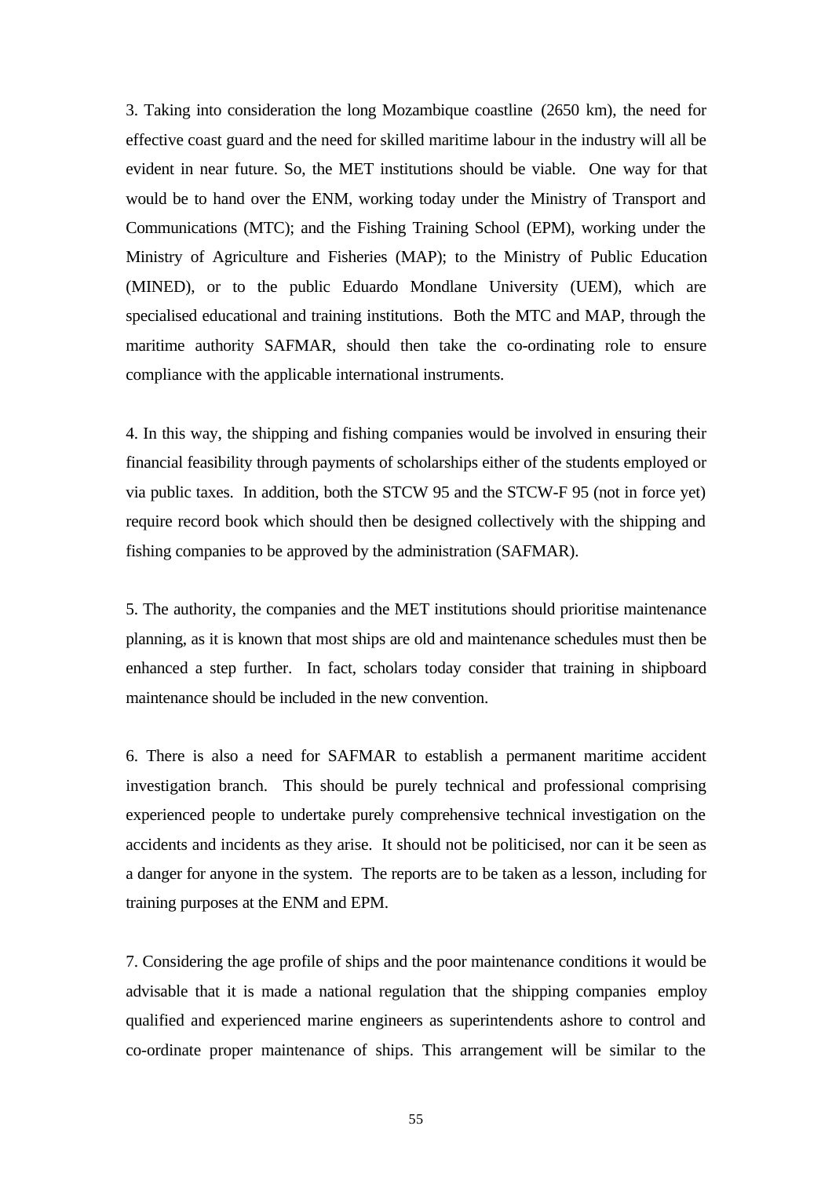3. Taking into consideration the long Mozambique coastline (2650 km), the need for effective coast guard and the need for skilled maritime labour in the industry will all be evident in near future. So, the MET institutions should be viable. One way for that would be to hand over the ENM, working today under the Ministry of Transport and Communications (MTC); and the Fishing Training School (EPM), working under the Ministry of Agriculture and Fisheries (MAP); to the Ministry of Public Education (MINED), or to the public Eduardo Mondlane University (UEM), which are specialised educational and training institutions. Both the MTC and MAP, through the maritime authority SAFMAR, should then take the co-ordinating role to ensure compliance with the applicable international instruments.

4. In this way, the shipping and fishing companies would be involved in ensuring their financial feasibility through payments of scholarships either of the students employed or via public taxes. In addition, both the STCW 95 and the STCW-F 95 (not in force yet) require record book which should then be designed collectively with the shipping and fishing companies to be approved by the administration (SAFMAR).

5. The authority, the companies and the MET institutions should prioritise maintenance planning, as it is known that most ships are old and maintenance schedules must then be enhanced a step further. In fact, scholars today consider that training in shipboard maintenance should be included in the new convention.

6. There is also a need for SAFMAR to establish a permanent maritime accident investigation branch. This should be purely technical and professional comprising experienced people to undertake purely comprehensive technical investigation on the accidents and incidents as they arise. It should not be politicised, nor can it be seen as a danger for anyone in the system. The reports are to be taken as a lesson, including for training purposes at the ENM and EPM.

7. Considering the age profile of ships and the poor maintenance conditions it would be advisable that it is made a national regulation that the shipping companies employ qualified and experienced marine engineers as superintendents ashore to control and co-ordinate proper maintenance of ships. This arrangement will be similar to the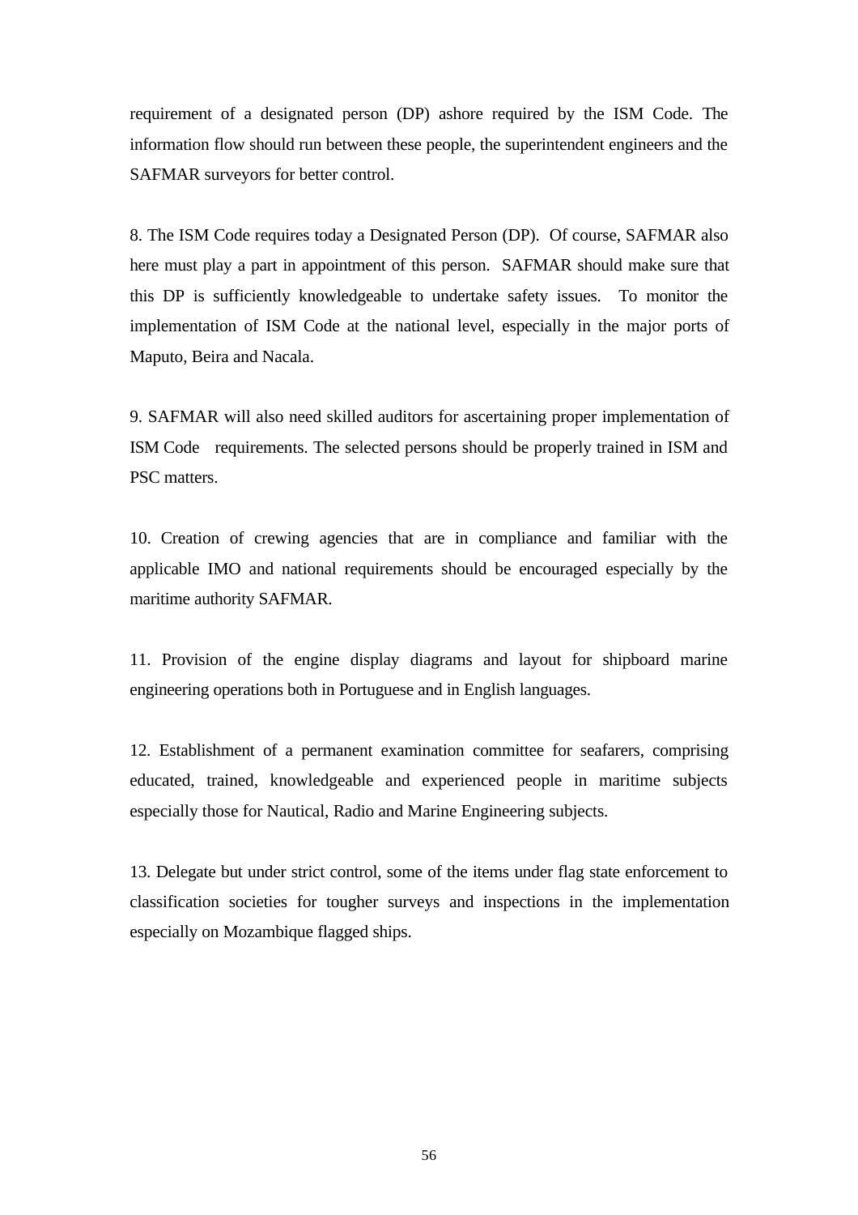requirement of a designated person (DP) ashore required by the ISM Code. The information flow should run between these people, the superintendent engineers and the SAFMAR surveyors for better control.

8. The ISM Code requires today a Designated Person (DP). Of course, SAFMAR also here must play a part in appointment of this person. SAFMAR should make sure that this DP is sufficiently knowledgeable to undertake safety issues. To monitor the implementation of ISM Code at the national level, especially in the major ports of Maputo, Beira and Nacala.

9. SAFMAR will also need skilled auditors for ascertaining proper implementation of ISM Code requirements. The selected persons should be properly trained in ISM and PSC matters.

10. Creation of crewing agencies that are in compliance and familiar with the applicable IMO and national requirements should be encouraged especially by the maritime authority SAFMAR.

11. Provision of the engine display diagrams and layout for shipboard marine engineering operations both in Portuguese and in English languages.

12. Establishment of a permanent examination committee for seafarers, comprising educated, trained, knowledgeable and experienced people in maritime subjects especially those for Nautical, Radio and Marine Engineering subjects.

13. Delegate but under strict control, some of the items under flag state enforcement to classification societies for tougher surveys and inspections in the implementation especially on Mozambique flagged ships.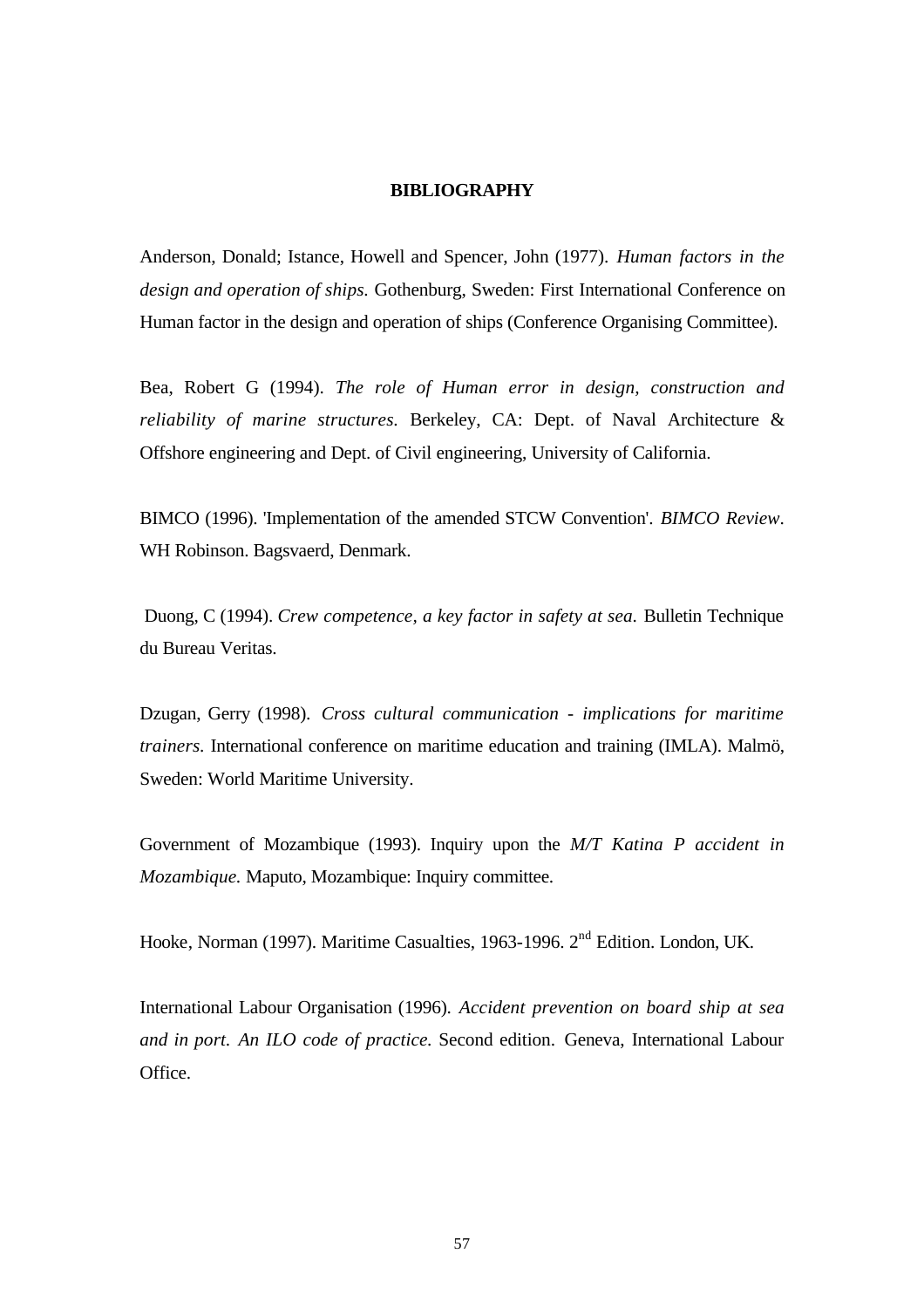**BIBLIOGRAPHY**

Anderson, Donald; Istance, Howell and Spencer, John (1977). *Human factors in the design and operation of ships.* Gothenburg, Sweden: First International Conference on Human factor in the design and operation of ships (Conference Organising Committee).

Bea, Robert G (1994). *The role of Human error in design, construction and reliability of marine structures.* Berkeley, CA: Dept. of Naval Architecture & Offshore engineering and Dept. of Civil engineering, University of California.

BIMCO (1996). 'Implementation of the amended STCW Convention'. *BIMCO Review*. WH Robinson. Bagsvaerd, Denmark.

Duong, C (1994). *Crew competence, a key factor in safety at sea.* Bulletin Technique du Bureau Veritas.

Dzugan, Gerry (1998). *Cross cultural communication - implications for maritime trainers*. International conference on maritime education and training (IMLA). Malmö, Sweden: World Maritime University.

Government of Mozambique (1993). Inquiry upon the *M/T Katina P accident in Mozambique.* Maputo, Mozambique: Inquiry committee.

Hooke, Norman (1997). Maritime Casualties, 1963-1996. 2nd Edition. London, UK.

International Labour Organisation (1996). *Accident prevention on board ship at sea and in port. An ILO code of practice.* Second edition. Geneva, International Labour Office.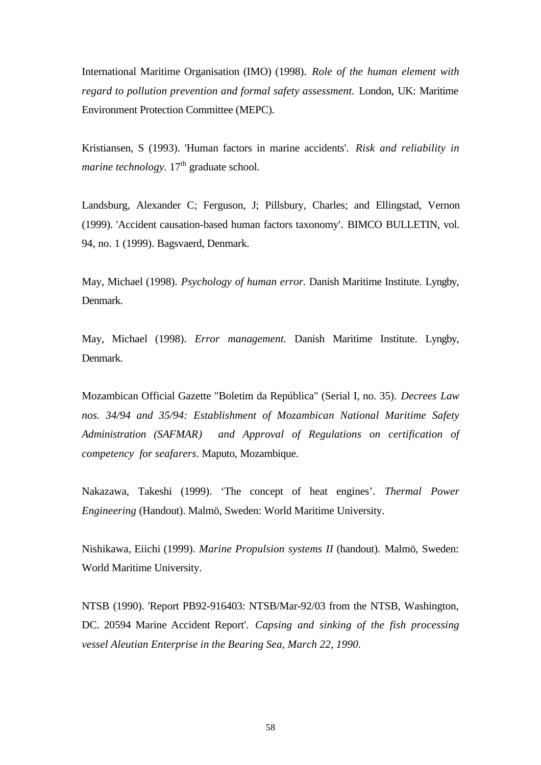International Maritime Organisation (IMO) (1998). *Role of the human element with regard to pollution prevention and formal safety assessment.* London, UK: Maritime Environment Protection Committee (MEPC).

Kristiansen, S (1993). 'Human factors in marine accidents'. *Risk and reliability in marine technology.* 17th graduate school.

Landsburg, Alexander C; Ferguson, J; Pillsbury, Charles; and Ellingstad, Vernon (1999). 'Accident causation-based human factors taxonomy'. BIMCO BULLETIN, vol. 94, no. 1 (1999). Bagsvaerd, Denmark.

May, Michael (1998). *Psychology of human error.* Danish Maritime Institute. Lyngby, Denmark.

May, Michael (1998). *Error management.* Danish Maritime Institute. Lyngby, Denmark.

Mozambican Official Gazette "Boletim da República" (Serial I, no. 35). *Decrees Law nos. 34/94 and 35/94: Establishment of Mozambican National Maritime Safety Administration (SAFMAR) and Approval of Regulations on certification of competency for seafarers*. Maputo, Mozambique.

Nakazawa, Takeshi (1999). 'The concept of heat engines'. *Thermal Power Engineering* (Handout). Malmö, Sweden: World Maritime University.

Nishikawa, Eiichi (1999). *Marine Propulsion systems II* (handout). Malmö, Sweden: World Maritime University.

NTSB (1990). 'Report PB92-916403: NTSB/Mar-92/03 from the NTSB, Washington, DC. 20594 Marine Accident Report'. *Capsing and sinking of the fish processing vessel Aleutian Enterprise in the Bearing Sea, March 22, 1990.*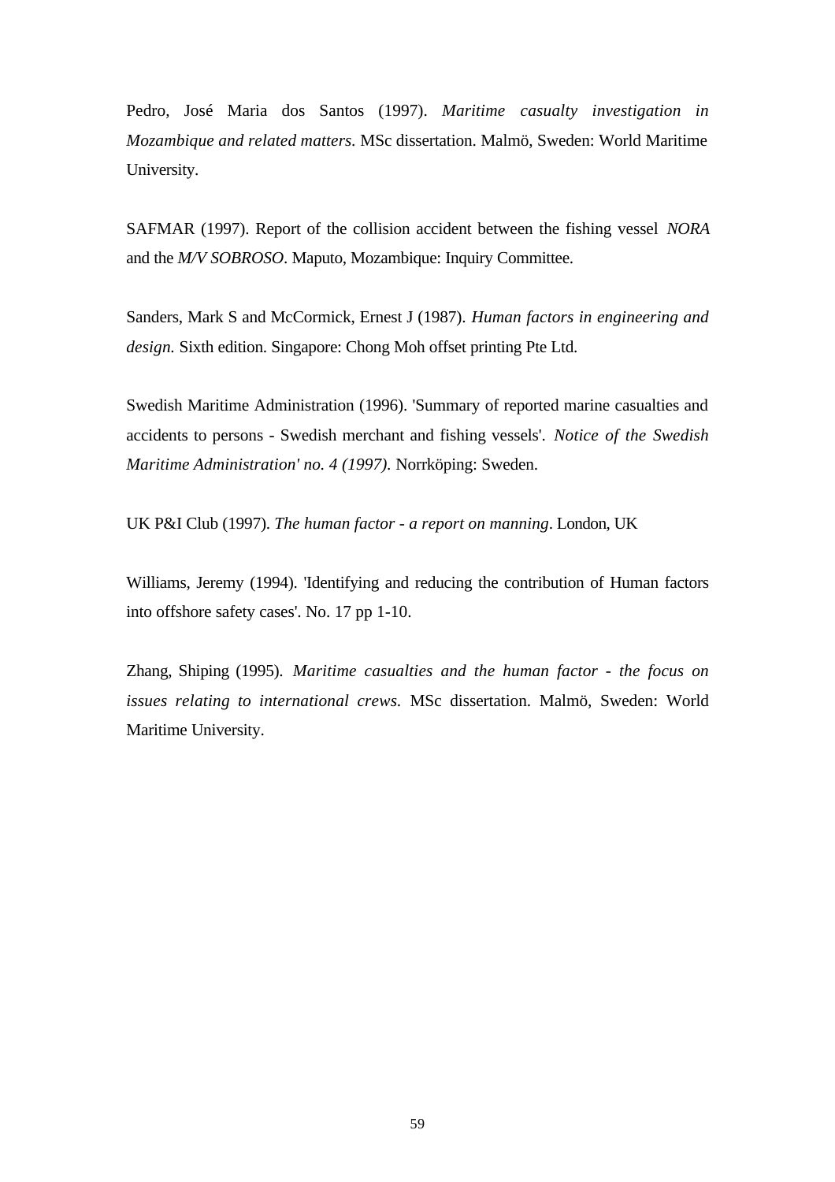Pedro, José Maria dos Santos (1997). *Maritime casualty investigation in Mozambique and related matters*. MSc dissertation. Malmö, Sweden: World Maritime University.

SAFMAR (1997). Report of the collision accident between the fishing vessel *NORA* and the *M/V SOBROSO*. Maputo, Mozambique: Inquiry Committee.

Sanders, Mark S and McCormick, Ernest J (1987). *Human factors in engineering and design.* Sixth edition. Singapore: Chong Moh offset printing Pte Ltd.

Swedish Maritime Administration (1996). 'Summary of reported marine casualties and accidents to persons - Swedish merchant and fishing vessels'. *Notice of the Swedish Maritime Administration' no. 4 (1997).* Norrköping: Sweden.

UK P&I Club (1997). *The human factor - a report on manning*. London, UK

Williams, Jeremy (1994). 'Identifying and reducing the contribution of Human factors into offshore safety cases'. No. 17 pp 1-10.

Zhang, Shiping (1995). *Maritime casualties and the human factor - the focus on issues relating to international crews.* MSc dissertation. Malmö, Sweden: World Maritime University.